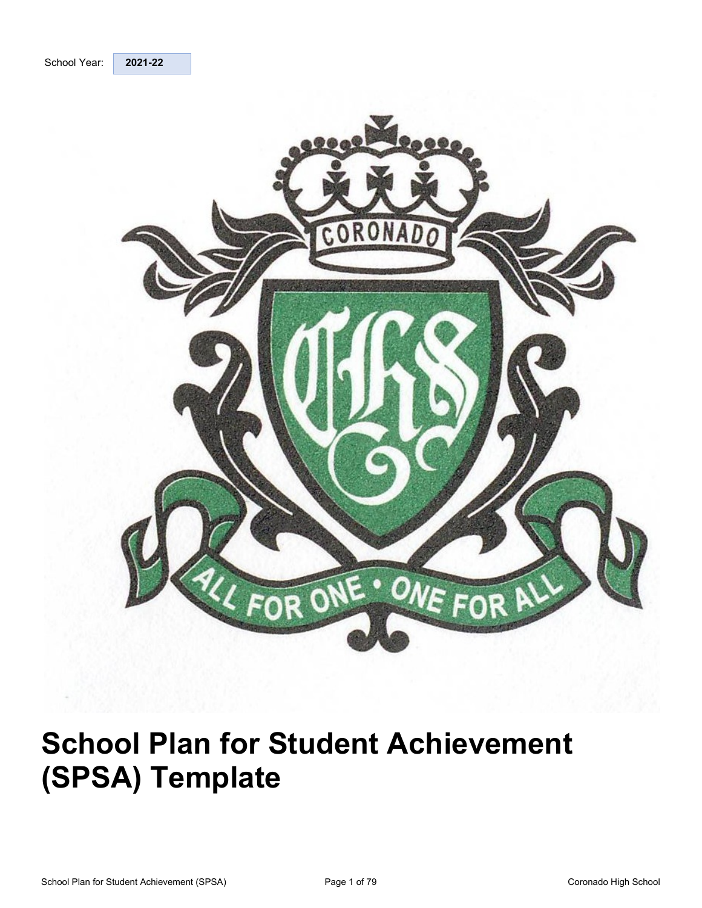School Year: **2021-22**

# School Plan for Student Achievement (SPSA) Template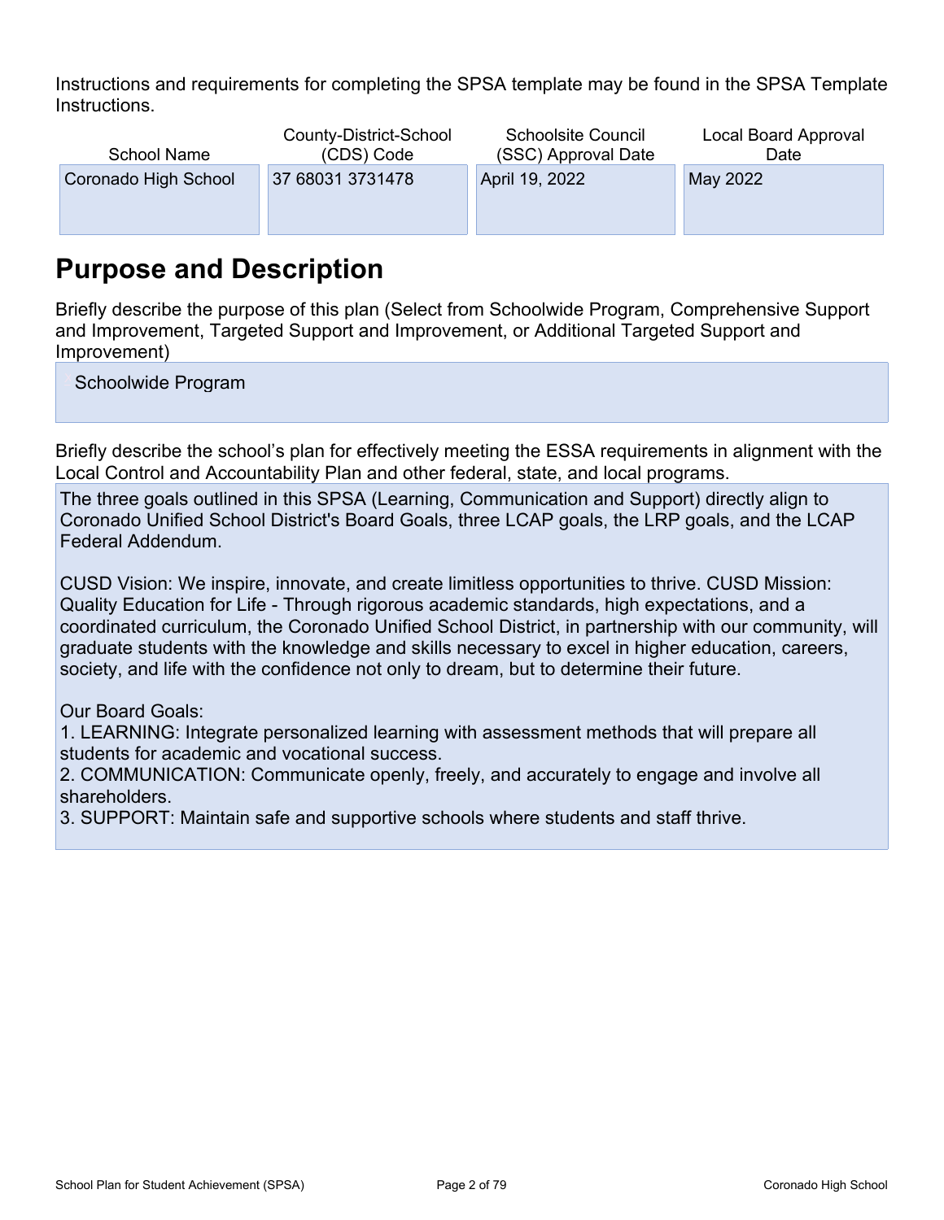Instructions and requirements for completing the SPSA template may be found in the SPSA Template Instructions.

| School Name | County-District-School (CDS) Code | Schoolsite Council (SSC) Approval Date | Local Board Approval Date |
| --- | --- | --- | --- |
| Coronado High School | 37 68031 3731478 | April 19, 2022 | May 2022 |

# Purpose and Description

Briefly describe the purpose of this plan (Select from Schoolwide Program, Comprehensive Support and Improvement, Targeted Support and Improvement, or Additional Targeted Support and Improvement)

Schoolwide Program

Briefly describe the school's plan for effectively meeting the ESSA requirements in alignment with the Local Control and Accountability Plan and other federal, state, and local programs.

The three goals outlined in this SPSA (Learning, Communication and Support) directly align to Coronado Unified School District's Board Goals, three LCAP goals, the LRP goals, and the LCAP Federal Addendum.

CUSD Vision: We inspire, innovate, and create limitless opportunities to thrive. CUSD Mission: Quality Education for Life - Through rigorous academic standards, high expectations, and a coordinated curriculum, the Coronado Unified School District, in partnership with our community, will graduate students with the knowledge and skills necessary to excel in higher education, careers, society, and life with the confidence not only to dream, but to determine their future.

Our Board Goals:
1. LEARNING: Integrate personalized learning with assessment methods that will prepare all students for academic and vocational success.
2. COMMUNICATION: Communicate openly, freely, and accurately to engage and involve all shareholders.
3. SUPPORT: Maintain safe and supportive schools where students and staff thrive.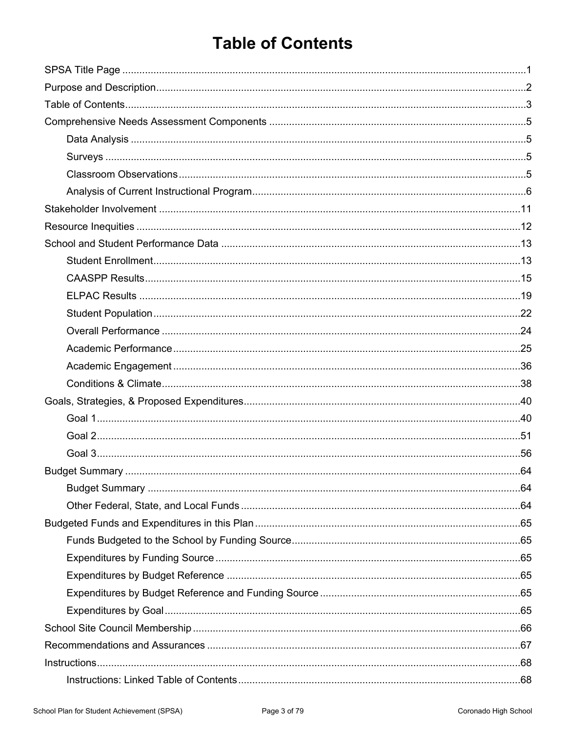# Table of Contents

- SPSA Title Page ....... 1
- Purpose and Description ....... 2
- Table of Contents ....... 3
- Comprehensive Needs Assessment Components ....... 5
  - Data Analysis ....... 5
  - Surveys ....... 5
  - Classroom Observations ....... 5
  - Analysis of Current Instructional Program ....... 6
- Stakeholder Involvement ....... 11
- Resource Inequities ....... 12
- School and Student Performance Data ....... 13
  - Student Enrollment ....... 13
  - CAASPP Results ....... 15
  - ELPAC Results ....... 19
  - Student Population ....... 22
  - Overall Performance ....... 24
  - Academic Performance ....... 25
  - Academic Engagement ....... 36
  - Conditions & Climate ....... 38
- Goals, Strategies, & Proposed Expenditures ....... 40
  - Goal 1 ....... 40
  - Goal 2 ....... 51
  - Goal 3 ....... 56
- Budget Summary ....... 64
  - Budget Summary ....... 64
  - Other Federal, State, and Local Funds ....... 64
- Budgeted Funds and Expenditures in this Plan ....... 65
  - Funds Budgeted to the School by Funding Source ....... 65
  - Expenditures by Funding Source ....... 65
  - Expenditures by Budget Reference ....... 65
  - Expenditures by Budget Reference and Funding Source ....... 65
  - Expenditures by Goal ....... 65
- School Site Council Membership ....... 66
- Recommendations and Assurances ....... 67
- Instructions ....... 68
  - Instructions: Linked Table of Contents ....... 68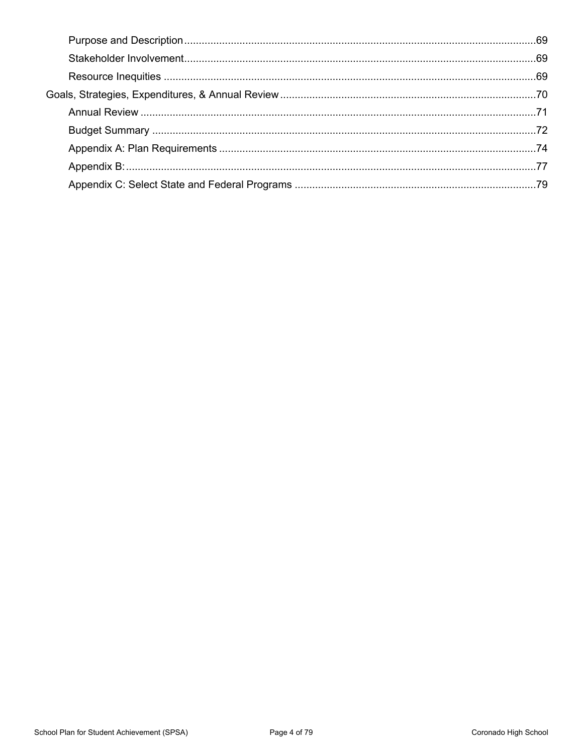Purpose and Description ........................................................................................................................69

Stakeholder Involvement........................................................................................................................69

Resource Inequities ................................................................................................................................69

Goals, Strategies, Expenditures, & Annual Review ........................................................................................70

Annual Review .......................................................................................................................................71

Budget Summary ....................................................................................................................................72

Appendix A: Plan Requirements ............................................................................................................74

Appendix B:.............................................................................................................................................77

Appendix C: Select State and Federal Programs ...................................................................................79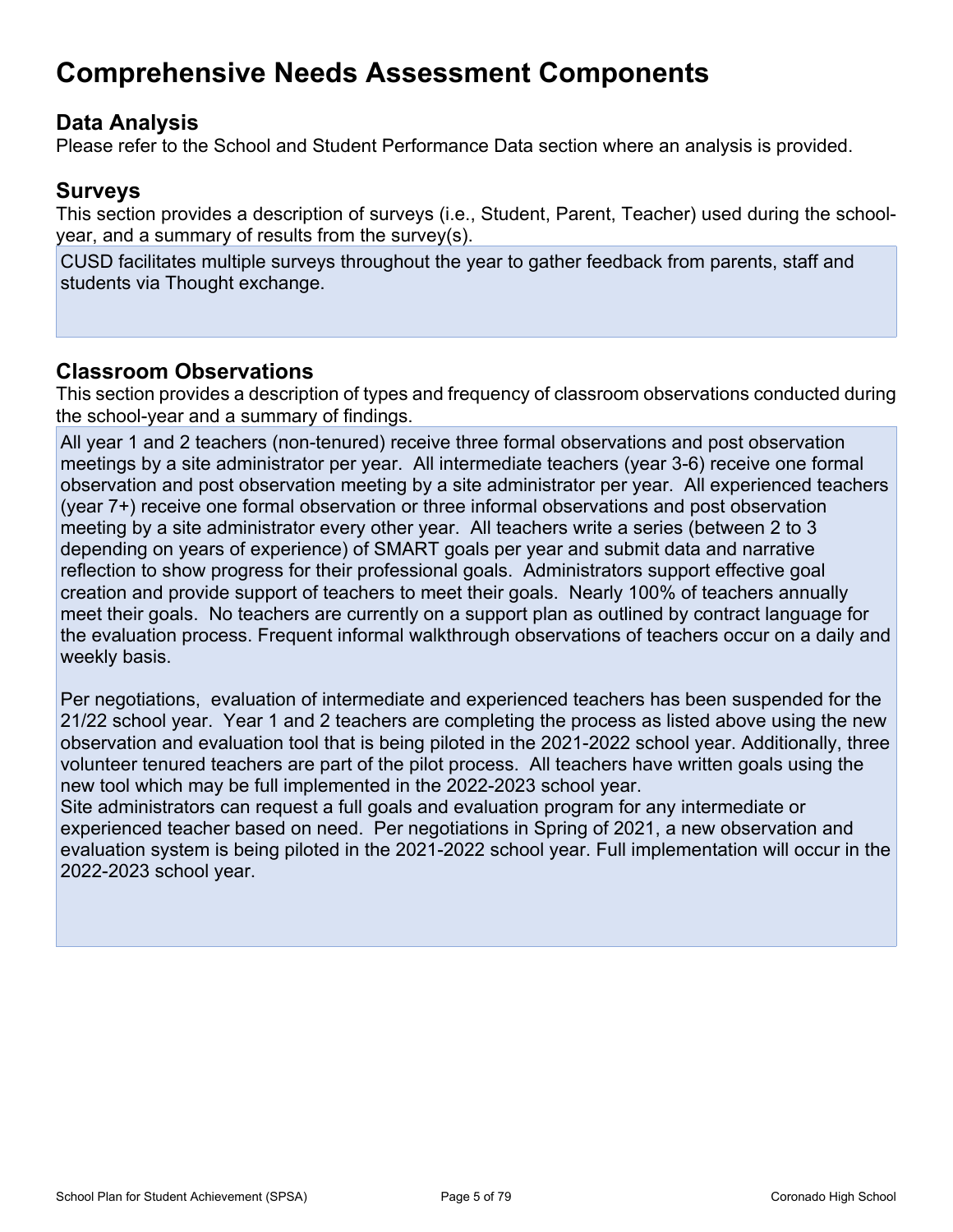# Comprehensive Needs Assessment Components

## Data Analysis

Please refer to the School and Student Performance Data section where an analysis is provided.

## Surveys

This section provides a description of surveys (i.e., Student, Parent, Teacher) used during the school-year, and a summary of results from the survey(s).

CUSD facilitates multiple surveys throughout the year to gather feedback from parents, staff and students via Thought exchange.

## Classroom Observations

This section provides a description of types and frequency of classroom observations conducted during the school-year and a summary of findings.

All year 1 and 2 teachers (non-tenured) receive three formal observations and post observation meetings by a site administrator per year. All intermediate teachers (year 3-6) receive one formal observation and post observation meeting by a site administrator per year. All experienced teachers (year 7+) receive one formal observation or three informal observations and post observation meeting by a site administrator every other year. All teachers write a series (between 2 to 3 depending on years of experience) of SMART goals per year and submit data and narrative reflection to show progress for their professional goals. Administrators support effective goal creation and provide support of teachers to meet their goals. Nearly 100% of teachers annually meet their goals. No teachers are currently on a support plan as outlined by contract language for the evaluation process. Frequent informal walkthrough observations of teachers occur on a daily and weekly basis.

Per negotiations, evaluation of intermediate and experienced teachers has been suspended for the 21/22 school year. Year 1 and 2 teachers are completing the process as listed above using the new observation and evaluation tool that is being piloted in the 2021-2022 school year. Additionally, three volunteer tenured teachers are part of the pilot process. All teachers have written goals using the new tool which may be full implemented in the 2022-2023 school year.
Site administrators can request a full goals and evaluation program for any intermediate or experienced teacher based on need. Per negotiations in Spring of 2021, a new observation and evaluation system is being piloted in the 2021-2022 school year. Full implementation will occur in the 2022-2023 school year.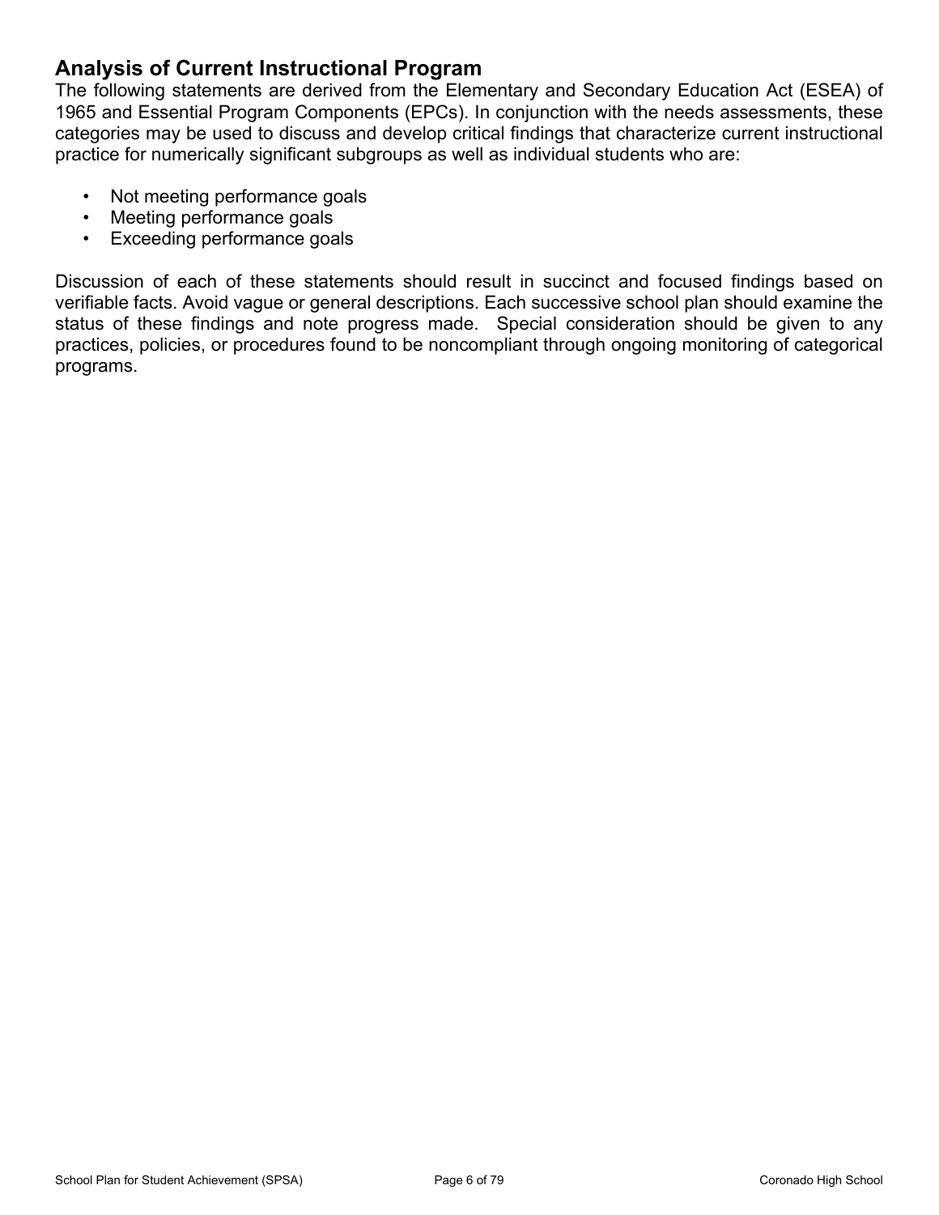## Analysis of Current Instructional Program

The following statements are derived from the Elementary and Secondary Education Act (ESEA) of 1965 and Essential Program Components (EPCs). In conjunction with the needs assessments, these categories may be used to discuss and develop critical findings that characterize current instructional practice for numerically significant subgroups as well as individual students who are:

- Not meeting performance goals
- Meeting performance goals
- Exceeding performance goals

Discussion of each of these statements should result in succinct and focused findings based on verifiable facts. Avoid vague or general descriptions. Each successive school plan should examine the status of these findings and note progress made. Special consideration should be given to any practices, policies, or procedures found to be noncompliant through ongoing monitoring of categorical programs.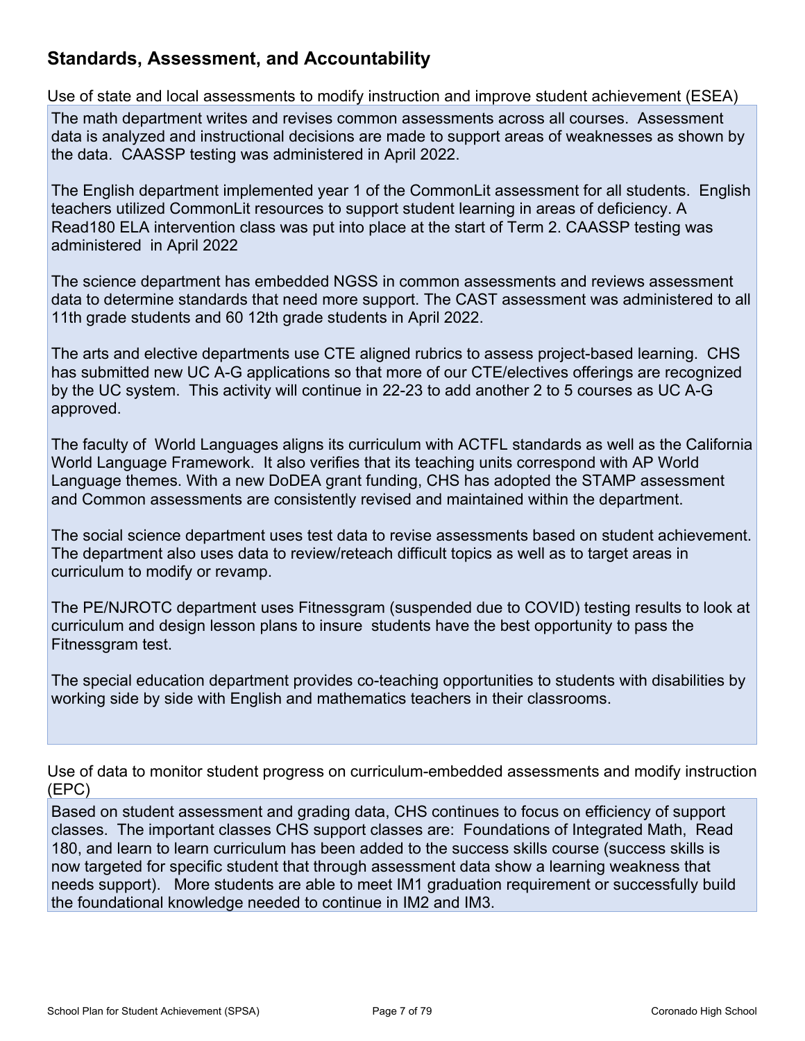## Standards, Assessment, and Accountability

Use of state and local assessments to modify instruction and improve student achievement (ESEA)

The math department writes and revises common assessments across all courses. Assessment data is analyzed and instructional decisions are made to support areas of weaknesses as shown by the data. CAASSP testing was administered in April 2022.

The English department implemented year 1 of the CommonLit assessment for all students. English teachers utilized CommonLit resources to support student learning in areas of deficiency. A Read180 ELA intervention class was put into place at the start of Term 2. CAASSP testing was administered in April 2022

The science department has embedded NGSS in common assessments and reviews assessment data to determine standards that need more support. The CAST assessment was administered to all 11th grade students and 60 12th grade students in April 2022.

The arts and elective departments use CTE aligned rubrics to assess project-based learning. CHS has submitted new UC A-G applications so that more of our CTE/electives offerings are recognized by the UC system. This activity will continue in 22-23 to add another 2 to 5 courses as UC A-G approved.

The faculty of World Languages aligns its curriculum with ACTFL standards as well as the California World Language Framework. It also verifies that its teaching units correspond with AP World Language themes. With a new DoDEA grant funding, CHS has adopted the STAMP assessment and Common assessments are consistently revised and maintained within the department.

The social science department uses test data to revise assessments based on student achievement. The department also uses data to review/reteach difficult topics as well as to target areas in curriculum to modify or revamp.

The PE/NJROTC department uses Fitnessgram (suspended due to COVID) testing results to look at curriculum and design lesson plans to insure students have the best opportunity to pass the Fitnessgram test.

The special education department provides co-teaching opportunities to students with disabilities by working side by side with English and mathematics teachers in their classrooms.

Use of data to monitor student progress on curriculum-embedded assessments and modify instruction (EPC)

Based on student assessment and grading data, CHS continues to focus on efficiency of support classes. The important classes CHS support classes are: Foundations of Integrated Math, Read 180, and learn to learn curriculum has been added to the success skills course (success skills is now targeted for specific student that through assessment data show a learning weakness that needs support). More students are able to meet IM1 graduation requirement or successfully build the foundational knowledge needed to continue in IM2 and IM3.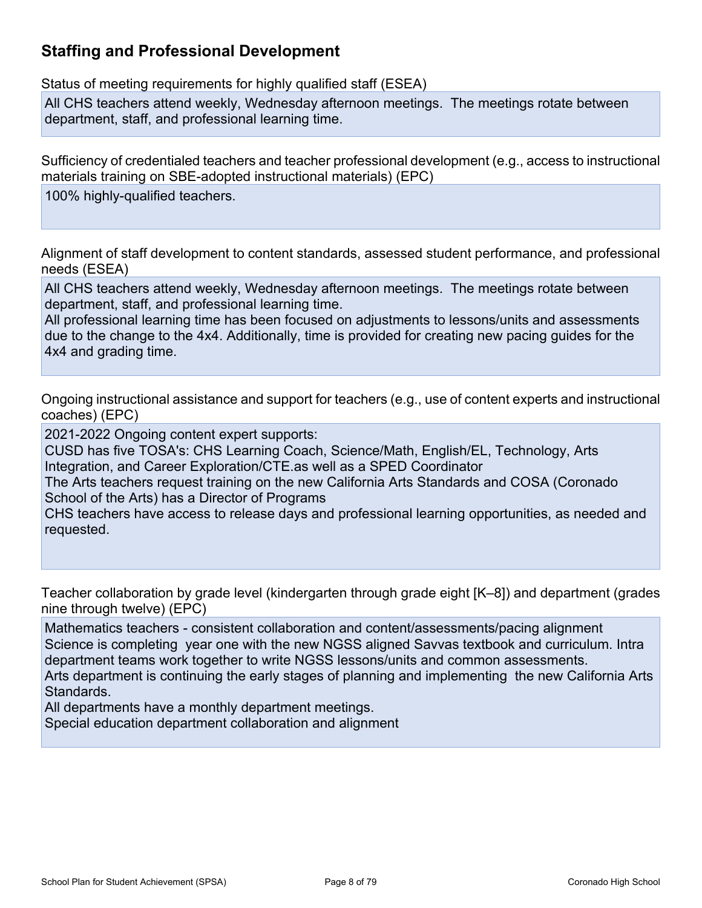## Staffing and Professional Development

Status of meeting requirements for highly qualified staff (ESEA)

All CHS teachers attend weekly, Wednesday afternoon meetings. The meetings rotate between department, staff, and professional learning time.

Sufficiency of credentialed teachers and teacher professional development (e.g., access to instructional materials training on SBE-adopted instructional materials) (EPC)

100% highly-qualified teachers.

Alignment of staff development to content standards, assessed student performance, and professional needs (ESEA)

All CHS teachers attend weekly, Wednesday afternoon meetings. The meetings rotate between department, staff, and professional learning time.
All professional learning time has been focused on adjustments to lessons/units and assessments due to the change to the 4x4. Additionally, time is provided for creating new pacing guides for the 4x4 and grading time.

Ongoing instructional assistance and support for teachers (e.g., use of content experts and instructional coaches) (EPC)

2021-2022 Ongoing content expert supports:
CUSD has five TOSA's: CHS Learning Coach, Science/Math, English/EL, Technology, Arts Integration, and Career Exploration/CTE.as well as a SPED Coordinator
The Arts teachers request training on the new California Arts Standards and COSA (Coronado School of the Arts) has a Director of Programs
CHS teachers have access to release days and professional learning opportunities, as needed and requested.

Teacher collaboration by grade level (kindergarten through grade eight [K–8]) and department (grades nine through twelve) (EPC)

Mathematics teachers - consistent collaboration and content/assessments/pacing alignment
Science is completing year one with the new NGSS aligned Savvas textbook and curriculum. Intra department teams work together to write NGSS lessons/units and common assessments.
Arts department is continuing the early stages of planning and implementing the new California Arts Standards.
All departments have a monthly department meetings.
Special education department collaboration and alignment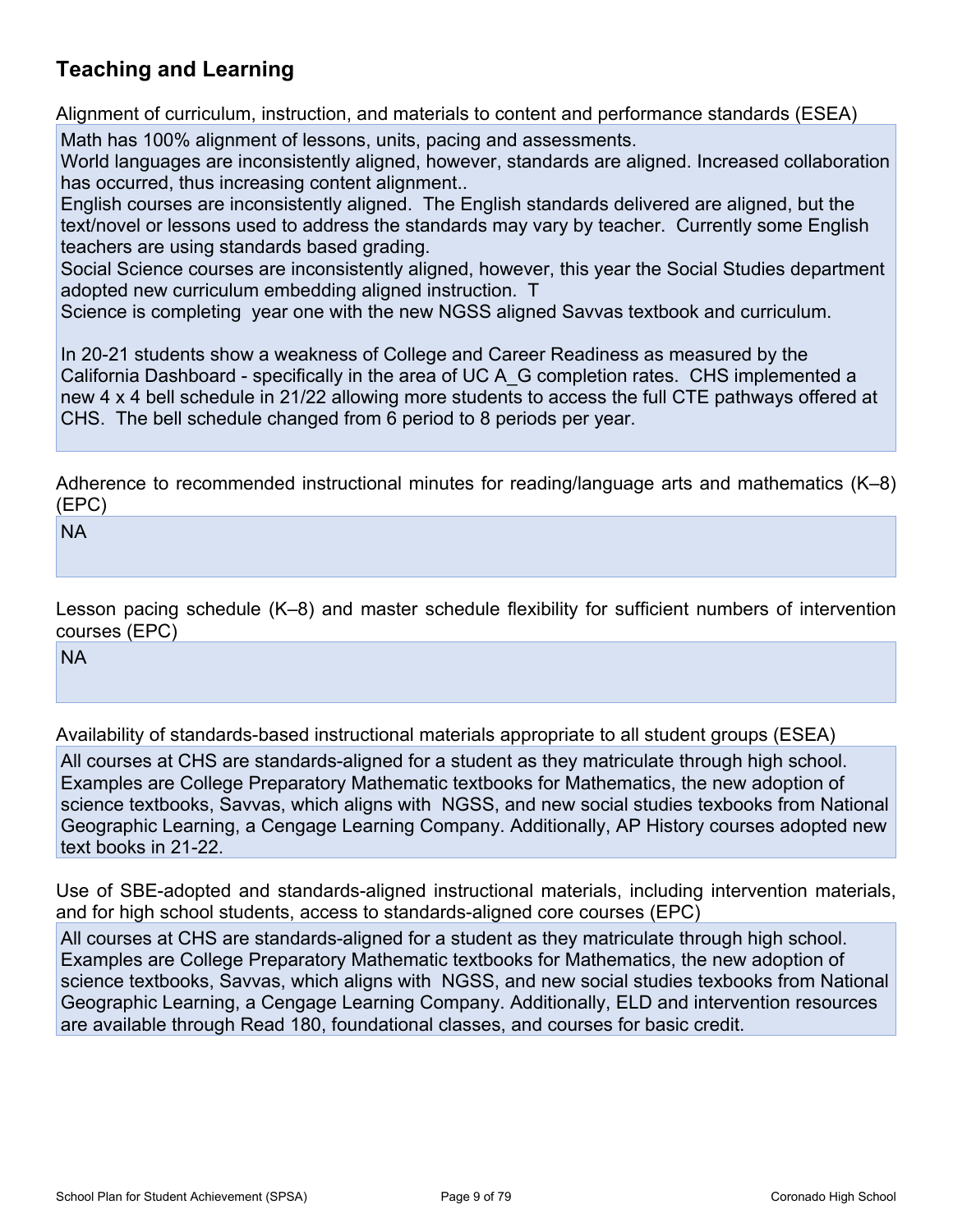## Teaching and Learning

Alignment of curriculum, instruction, and materials to content and performance standards (ESEA)

Math has 100% alignment of lessons, units, pacing and assessments.
World languages are inconsistently aligned, however, standards are aligned. Increased collaboration has occurred, thus increasing content alignment..
English courses are inconsistently aligned. The English standards delivered are aligned, but the text/novel or lessons used to address the standards may vary by teacher. Currently some English teachers are using standards based grading.
Social Science courses are inconsistently aligned, however, this year the Social Studies department adopted new curriculum embedding aligned instruction. T
Science is completing year one with the new NGSS aligned Savvas textbook and curriculum.

In 20-21 students show a weakness of College and Career Readiness as measured by the California Dashboard - specifically in the area of UC A_G completion rates. CHS implemented a new 4 x 4 bell schedule in 21/22 allowing more students to access the full CTE pathways offered at CHS. The bell schedule changed from 6 period to 8 periods per year.

Adherence to recommended instructional minutes for reading/language arts and mathematics (K–8) (EPC)

NA

Lesson pacing schedule (K–8) and master schedule flexibility for sufficient numbers of intervention courses (EPC)

NA

Availability of standards-based instructional materials appropriate to all student groups (ESEA)

All courses at CHS are standards-aligned for a student as they matriculate through high school. Examples are College Preparatory Mathematic textbooks for Mathematics, the new adoption of science textbooks, Savvas, which aligns with NGSS, and new social studies texbooks from National Geographic Learning, a Cengage Learning Company. Additionally, AP History courses adopted new text books in 21-22.

Use of SBE-adopted and standards-aligned instructional materials, including intervention materials, and for high school students, access to standards-aligned core courses (EPC)

All courses at CHS are standards-aligned for a student as they matriculate through high school. Examples are College Preparatory Mathematic textbooks for Mathematics, the new adoption of science textbooks, Savvas, which aligns with NGSS, and new social studies texbooks from National Geographic Learning, a Cengage Learning Company. Additionally, ELD and intervention resources are available through Read 180, foundational classes, and courses for basic credit.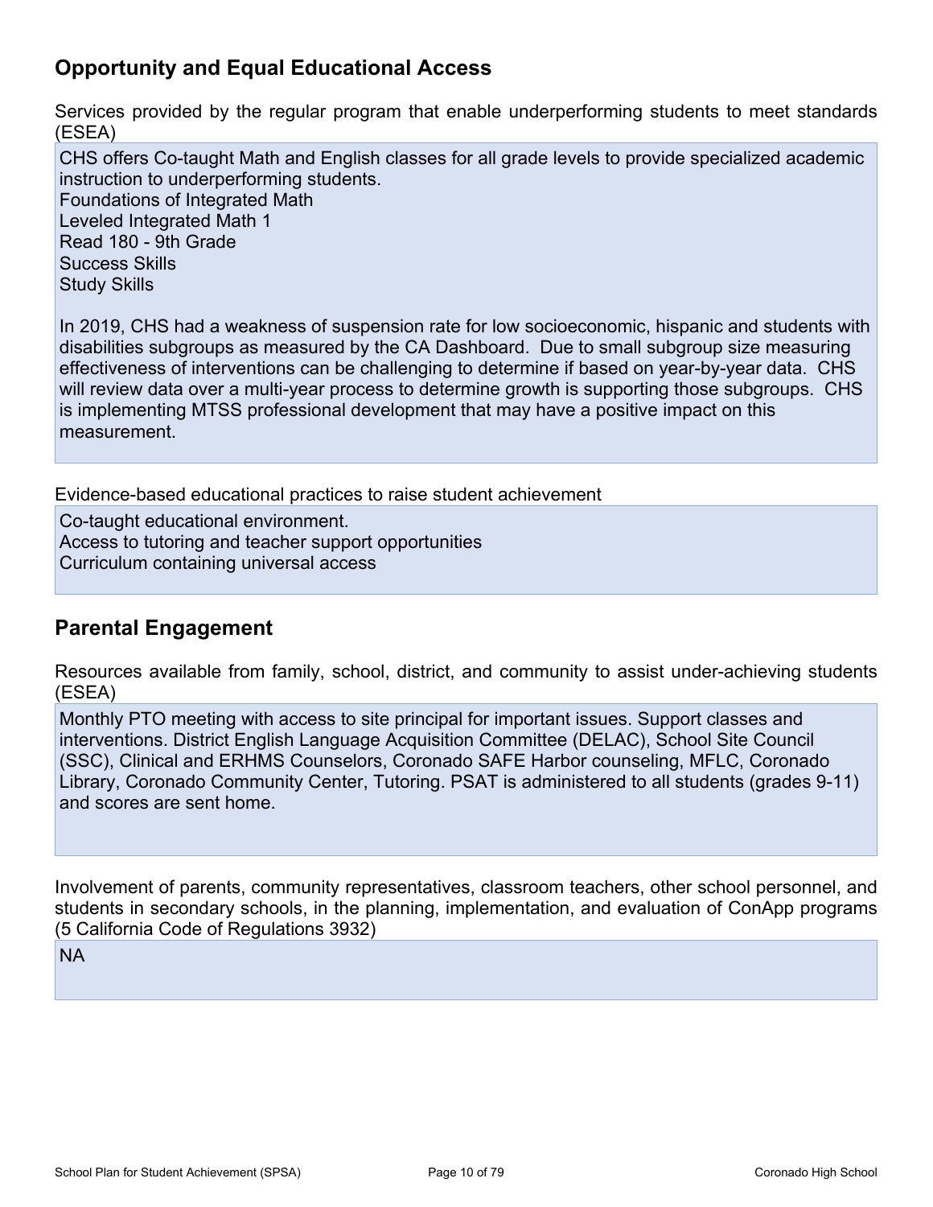## Opportunity and Equal Educational Access

Services provided by the regular program that enable underperforming students to meet standards (ESEA)

CHS offers Co-taught Math and English classes for all grade levels to provide specialized academic instruction to underperforming students.
Foundations of Integrated Math
Leveled Integrated Math 1
Read 180 - 9th Grade
Success Skills
Study Skills

In 2019, CHS had a weakness of suspension rate for low socioeconomic, hispanic and students with disabilities subgroups as measured by the CA Dashboard. Due to small subgroup size measuring effectiveness of interventions can be challenging to determine if based on year-by-year data. CHS will review data over a multi-year process to determine growth is supporting those subgroups. CHS is implementing MTSS professional development that may have a positive impact on this measurement.

Evidence-based educational practices to raise student achievement

Co-taught educational environment.
Access to tutoring and teacher support opportunities
Curriculum containing universal access

## Parental Engagement

Resources available from family, school, district, and community to assist under-achieving students (ESEA)

Monthly PTO meeting with access to site principal for important issues. Support classes and interventions. District English Language Acquisition Committee (DELAC), School Site Council (SSC), Clinical and ERHMS Counselors, Coronado SAFE Harbor counseling, MFLC, Coronado Library, Coronado Community Center, Tutoring. PSAT is administered to all students (grades 9-11) and scores are sent home.

Involvement of parents, community representatives, classroom teachers, other school personnel, and students in secondary schools, in the planning, implementation, and evaluation of ConApp programs (5 California Code of Regulations 3932)

NA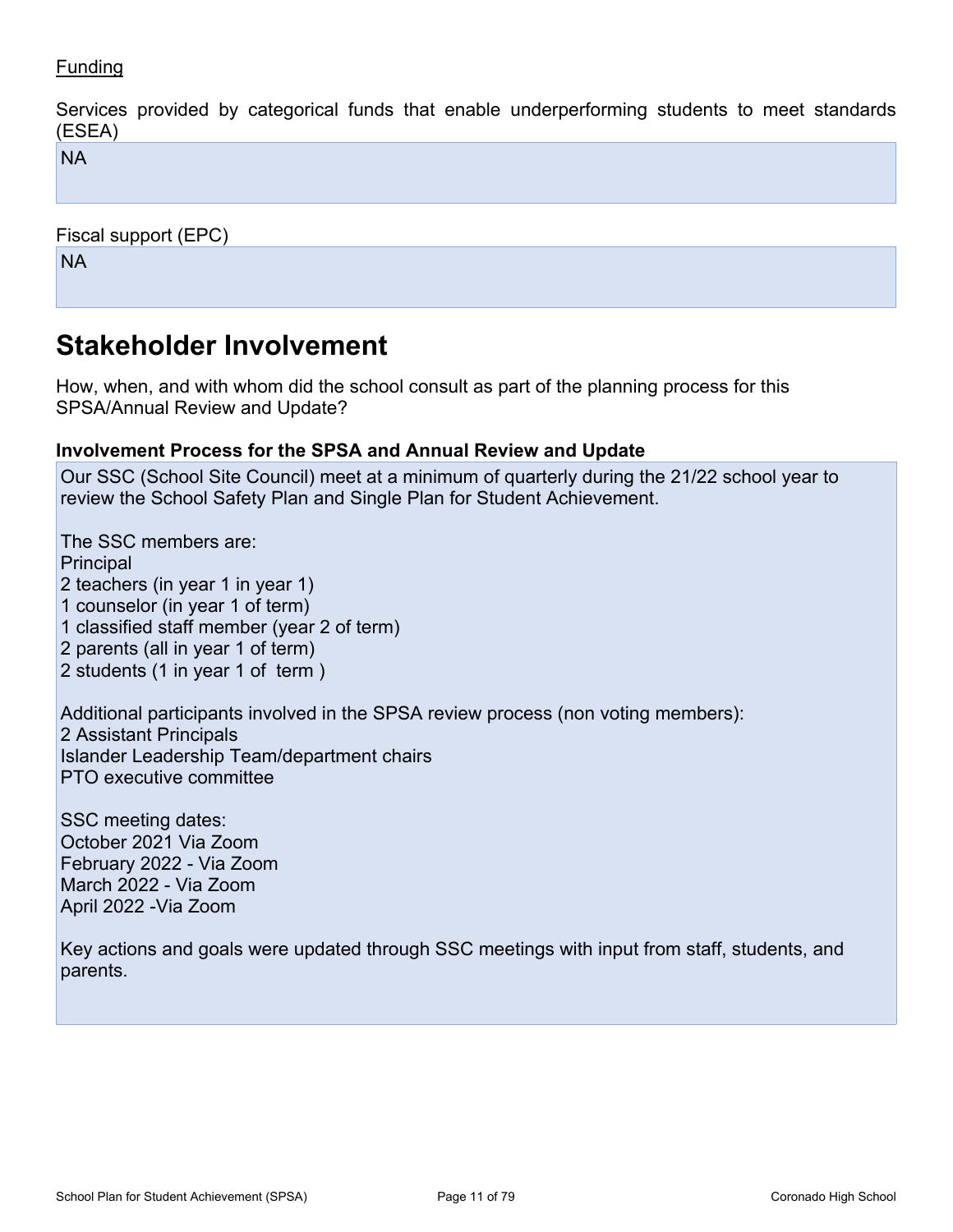Funding

Services provided by categorical funds that enable underperforming students to meet standards (ESEA)

NA

Fiscal support (EPC)

NA

# Stakeholder Involvement

How, when, and with whom did the school consult as part of the planning process for this SPSA/Annual Review and Update?

### Involvement Process for the SPSA and Annual Review and Update

Our SSC (School Site Council) meet at a minimum of quarterly during the 21/22 school year to review the School Safety Plan and Single Plan for Student Achievement.

The SSC members are:
Principal
2 teachers (in year 1 in year 1)
1 counselor (in year 1 of term)
1 classified staff member (year 2 of term)
2 parents (all in year 1 of term)
2 students (1 in year 1 of term )

Additional participants involved in the SPSA review process (non voting members):
2 Assistant Principals
Islander Leadership Team/department chairs
PTO executive committee

SSC meeting dates:
October 2021 Via Zoom
February 2022 - Via Zoom
March 2022 - Via Zoom
April 2022 -Via Zoom

Key actions and goals were updated through SSC meetings with input from staff, students, and parents.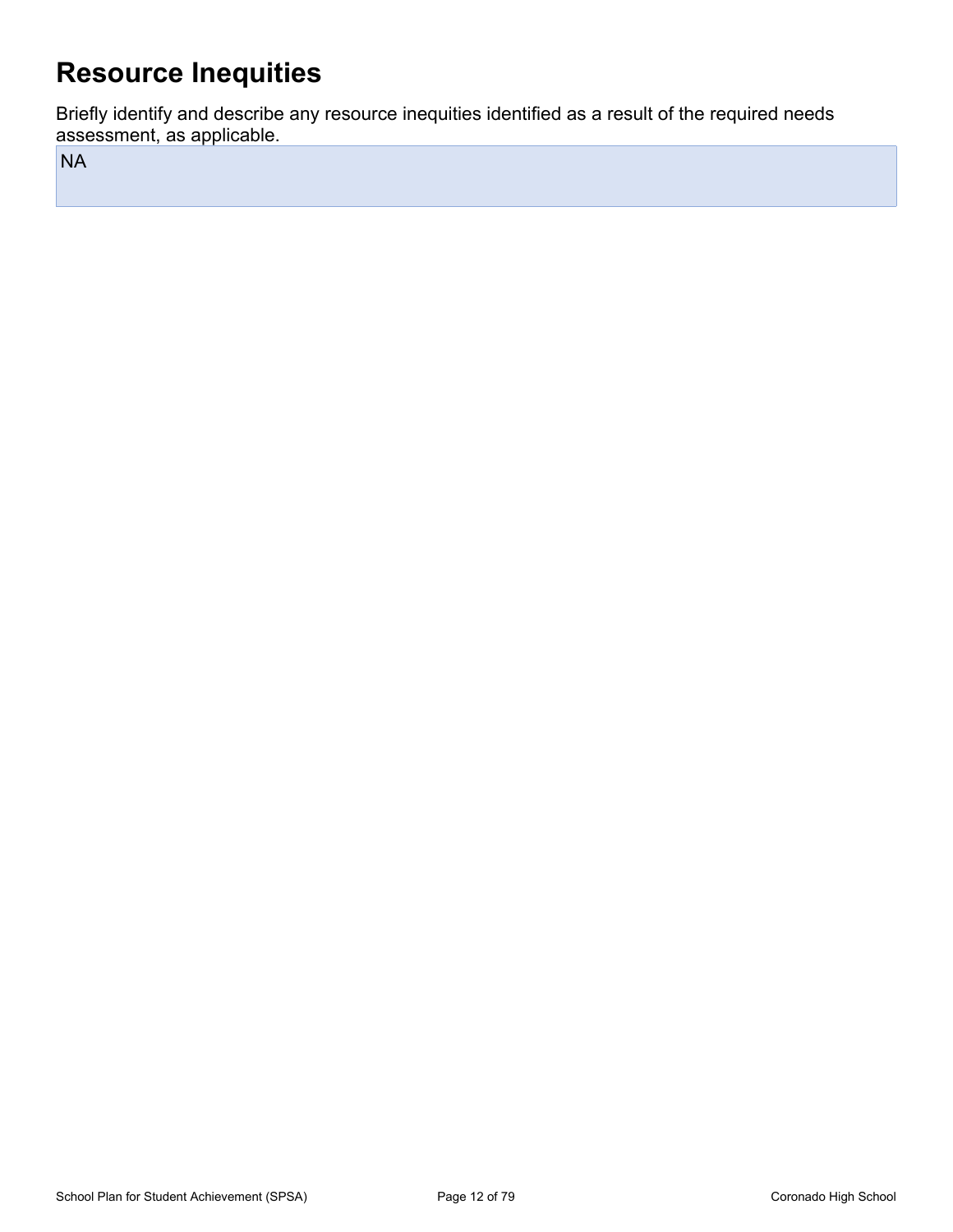# Resource Inequities

Briefly identify and describe any resource inequities identified as a result of the required needs assessment, as applicable.

NA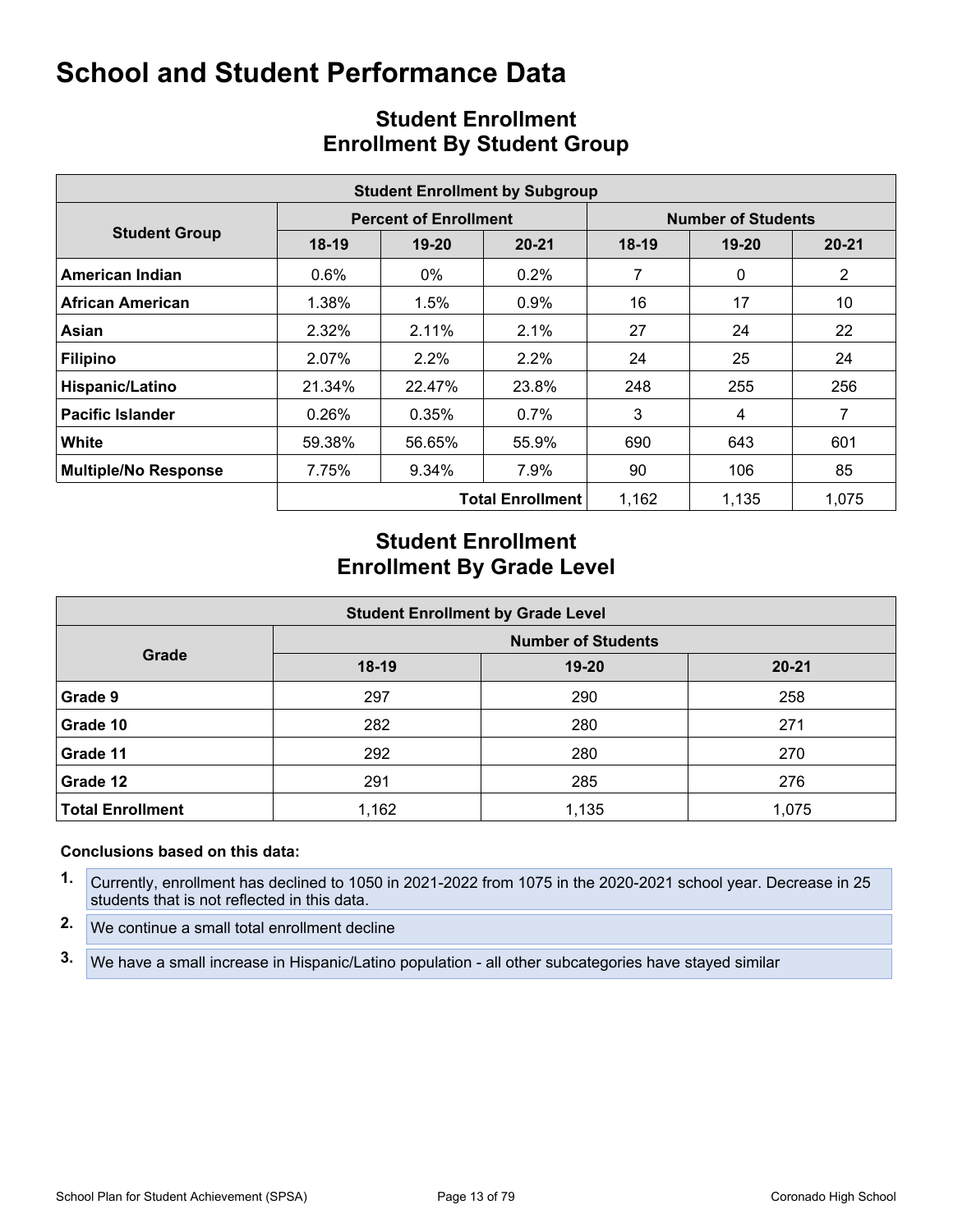# School and Student Performance Data

## Student Enrollment
## Enrollment By Student Group

| Student Enrollment by Subgroup | | | | | | |
|---|---|---|---|---|---|---|
| **Student Group** | **Percent of Enrollment** | | | **Number of Students** | | |
| | **18-19** | **19-20** | **20-21** | **18-19** | **19-20** | **20-21** |
| **American Indian** | 0.6% | 0% | 0.2% | 7 | 0 | 2 |
| **African American** | 1.38% | 1.5% | 0.9% | 16 | 17 | 10 |
| **Asian** | 2.32% | 2.11% | 2.1% | 27 | 24 | 22 |
| **Filipino** | 2.07% | 2.2% | 2.2% | 24 | 25 | 24 |
| **Hispanic/Latino** | 21.34% | 22.47% | 23.8% | 248 | 255 | 256 |
| **Pacific Islander** | 0.26% | 0.35% | 0.7% | 3 | 4 | 7 |
| **White** | 59.38% | 56.65% | 55.9% | 690 | 643 | 601 |
| **Multiple/No Response** | 7.75% | 9.34% | 7.9% | 90 | 106 | 85 |
| | | | **Total Enrollment** | 1,162 | 1,135 | 1,075 |

## Student Enrollment
## Enrollment By Grade Level

| Student Enrollment by Grade Level | | | |
|---|---|---|---|
| **Grade** | **Number of Students** | | |
| | **18-19** | **19-20** | **20-21** |
| **Grade 9** | 297 | 290 | 258 |
| **Grade 10** | 282 | 280 | 271 |
| **Grade 11** | 292 | 280 | 270 |
| **Grade 12** | 291 | 285 | 276 |
| **Total Enrollment** | 1,162 | 1,135 | 1,075 |

**Conclusions based on this data:**

1. Currently, enrollment has declined to 1050 in 2021-2022 from 1075 in the 2020-2021 school year. Decrease in 25 students that is not reflected in this data.
2. We continue a small total enrollment decline
3. We have a small increase in Hispanic/Latino population - all other subcategories have stayed similar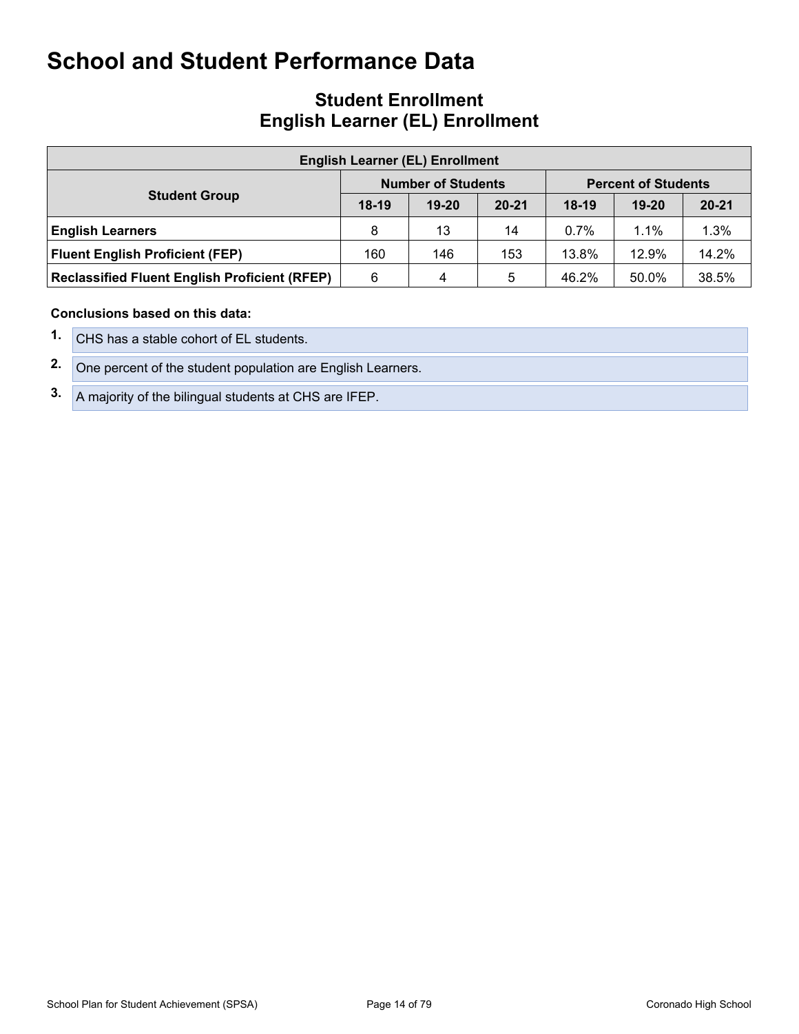# School and Student Performance Data

## Student Enrollment
## English Learner (EL) Enrollment

| English Learner (EL) Enrollment | | | | | | |
|---|---|---|---|---|---|---|
| **Student Group** | **Number of Students** | | | **Percent of Students** | | |
| | **18-19** | **19-20** | **20-21** | **18-19** | **19-20** | **20-21** |
| **English Learners** | 8 | 13 | 14 | 0.7% | 1.1% | 1.3% |
| **Fluent English Proficient (FEP)** | 160 | 146 | 153 | 13.8% | 12.9% | 14.2% |
| **Reclassified Fluent English Proficient (RFEP)** | 6 | 4 | 5 | 46.2% | 50.0% | 38.5% |

**Conclusions based on this data:**

1. CHS has a stable cohort of EL students.
2. One percent of the student population are English Learners.
3. A majority of the bilingual students at CHS are IFEP.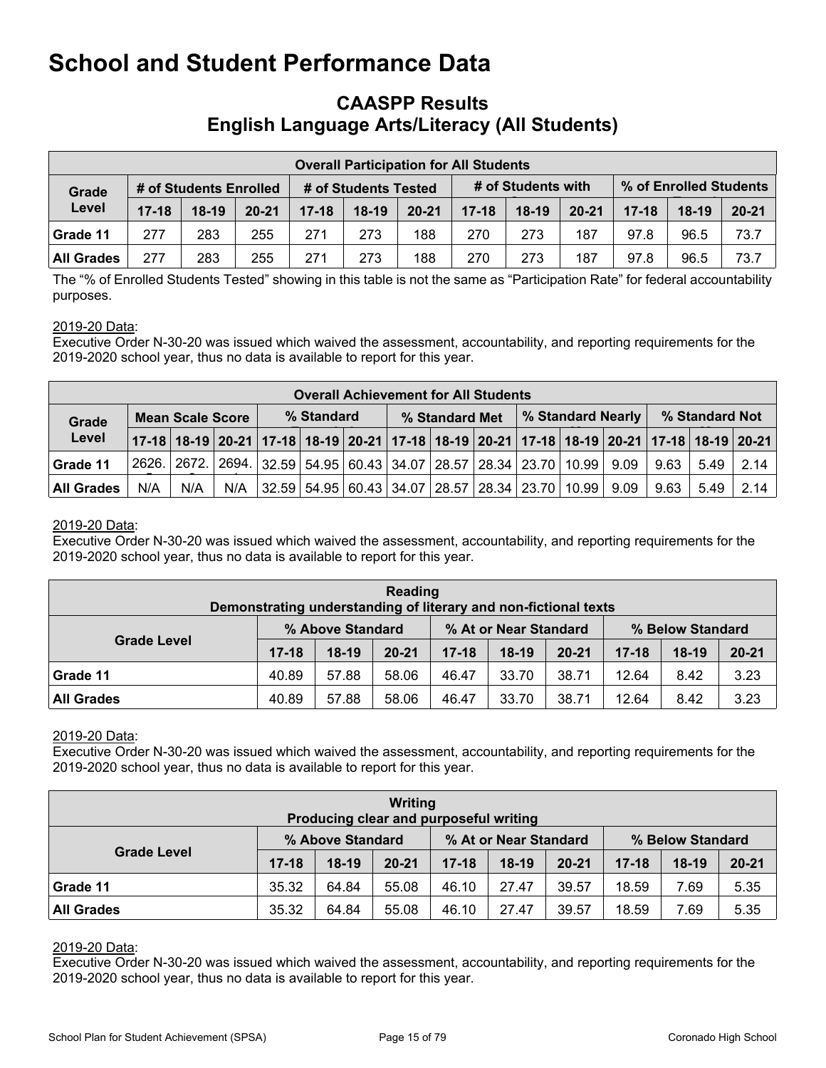# School and Student Performance Data

## CAASPP Results
## English Language Arts/Literacy (All Students)

| Overall Participation for All Students | | | | | | | | | | | | |
|---|---|---|---|---|---|---|---|---|---|---|---|---|
| Grade Level | # of Students Enrolled | | | # of Students Tested | | | # of Students with | | | % of Enrolled Students | | |
| | 17-18 | 18-19 | 20-21 | 17-18 | 18-19 | 20-21 | 17-18 | 18-19 | 20-21 | 17-18 | 18-19 | 20-21 |
| Grade 11 | 277 | 283 | 255 | 271 | 273 | 188 | 270 | 273 | 187 | 97.8 | 96.5 | 73.7 |
| All Grades | 277 | 283 | 255 | 271 | 273 | 188 | 270 | 273 | 187 | 97.8 | 96.5 | 73.7 |

The "% of Enrolled Students Tested" showing in this table is not the same as "Participation Rate" for federal accountability purposes.

2019-20 Data:
Executive Order N-30-20 was issued which waived the assessment, accountability, and reporting requirements for the 2019-2020 school year, thus no data is available to report for this year.

| Overall Achievement for All Students | | | | | | | | | | | | | | | |
|---|---|---|---|---|---|---|---|---|---|---|---|---|---|---|---|
| Grade Level | Mean Scale Score | | | % Standard | | | % Standard Met | | | % Standard Nearly | | | % Standard Not | | |
| | 17-18 | 18-19 | 20-21 | 17-18 | 18-19 | 20-21 | 17-18 | 18-19 | 20-21 | 17-18 | 18-19 | 20-21 | 17-18 | 18-19 | 20-21 |
| Grade 11 | 2626. | 2672. | 2694. | 32.59 | 54.95 | 60.43 | 34.07 | 28.57 | 28.34 | 23.70 | 10.99 | 9.09 | 9.63 | 5.49 | 2.14 |
| All Grades | N/A | N/A | N/A | 32.59 | 54.95 | 60.43 | 34.07 | 28.57 | 28.34 | 23.70 | 10.99 | 9.09 | 9.63 | 5.49 | 2.14 |

2019-20 Data:
Executive Order N-30-20 was issued which waived the assessment, accountability, and reporting requirements for the 2019-2020 school year, thus no data is available to report for this year.

| Reading<br>Demonstrating understanding of literary and non-fictional texts | | | | | | | | | |
|---|---|---|---|---|---|---|---|---|---|
| Grade Level | % Above Standard | | | % At or Near Standard | | | % Below Standard | | |
| | 17-18 | 18-19 | 20-21 | 17-18 | 18-19 | 20-21 | 17-18 | 18-19 | 20-21 |
| Grade 11 | 40.89 | 57.88 | 58.06 | 46.47 | 33.70 | 38.71 | 12.64 | 8.42 | 3.23 |
| All Grades | 40.89 | 57.88 | 58.06 | 46.47 | 33.70 | 38.71 | 12.64 | 8.42 | 3.23 |

2019-20 Data:
Executive Order N-30-20 was issued which waived the assessment, accountability, and reporting requirements for the 2019-2020 school year, thus no data is available to report for this year.

| Writing<br>Producing clear and purposeful writing | | | | | | | | | |
|---|---|---|---|---|---|---|---|---|---|
| Grade Level | % Above Standard | | | % At or Near Standard | | | % Below Standard | | |
| | 17-18 | 18-19 | 20-21 | 17-18 | 18-19 | 20-21 | 17-18 | 18-19 | 20-21 |
| Grade 11 | 35.32 | 64.84 | 55.08 | 46.10 | 27.47 | 39.57 | 18.59 | 7.69 | 5.35 |
| All Grades | 35.32 | 64.84 | 55.08 | 46.10 | 27.47 | 39.57 | 18.59 | 7.69 | 5.35 |

2019-20 Data:
Executive Order N-30-20 was issued which waived the assessment, accountability, and reporting requirements for the 2019-2020 school year, thus no data is available to report for this year.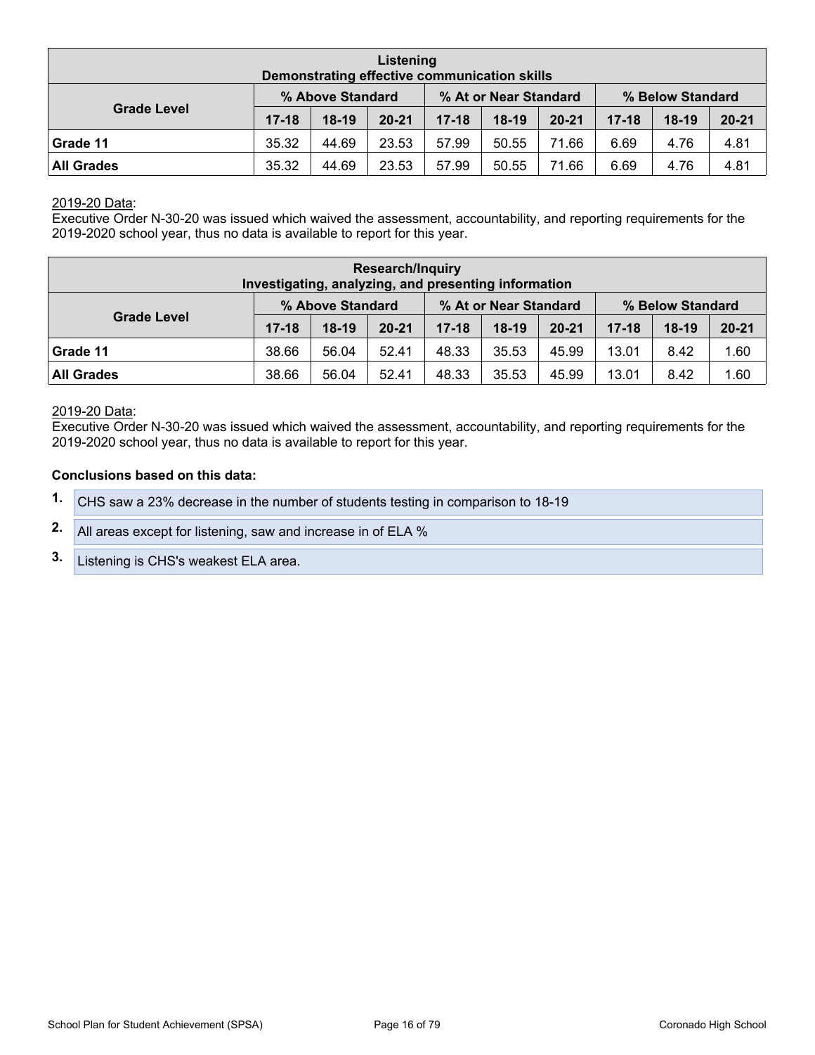| Listening<br>Demonstrating effective communication skills | | | | | | | | | |
|---|---|---|---|---|---|---|---|---|---|
| Grade Level | % Above Standard | | | % At or Near Standard | | | % Below Standard | | |
| | 17-18 | 18-19 | 20-21 | 17-18 | 18-19 | 20-21 | 17-18 | 18-19 | 20-21 |
| **Grade 11** | 35.32 | 44.69 | 23.53 | 57.99 | 50.55 | 71.66 | 6.69 | 4.76 | 4.81 |
| **All Grades** | 35.32 | 44.69 | 23.53 | 57.99 | 50.55 | 71.66 | 6.69 | 4.76 | 4.81 |

2019-20 Data:
Executive Order N-30-20 was issued which waived the assessment, accountability, and reporting requirements for the 2019-2020 school year, thus no data is available to report for this year.

| Research/Inquiry<br>Investigating, analyzing, and presenting information | | | | | | | | | |
|---|---|---|---|---|---|---|---|---|---|
| Grade Level | % Above Standard | | | % At or Near Standard | | | % Below Standard | | |
| | 17-18 | 18-19 | 20-21 | 17-18 | 18-19 | 20-21 | 17-18 | 18-19 | 20-21 |
| **Grade 11** | 38.66 | 56.04 | 52.41 | 48.33 | 35.53 | 45.99 | 13.01 | 8.42 | 1.60 |
| **All Grades** | 38.66 | 56.04 | 52.41 | 48.33 | 35.53 | 45.99 | 13.01 | 8.42 | 1.60 |

2019-20 Data:
Executive Order N-30-20 was issued which waived the assessment, accountability, and reporting requirements for the 2019-2020 school year, thus no data is available to report for this year.

**Conclusions based on this data:**

1. CHS saw a 23% decrease in the number of students testing in comparison to 18-19
2. All areas except for listening, saw and increase in of ELA %
3. Listening is CHS's weakest ELA area.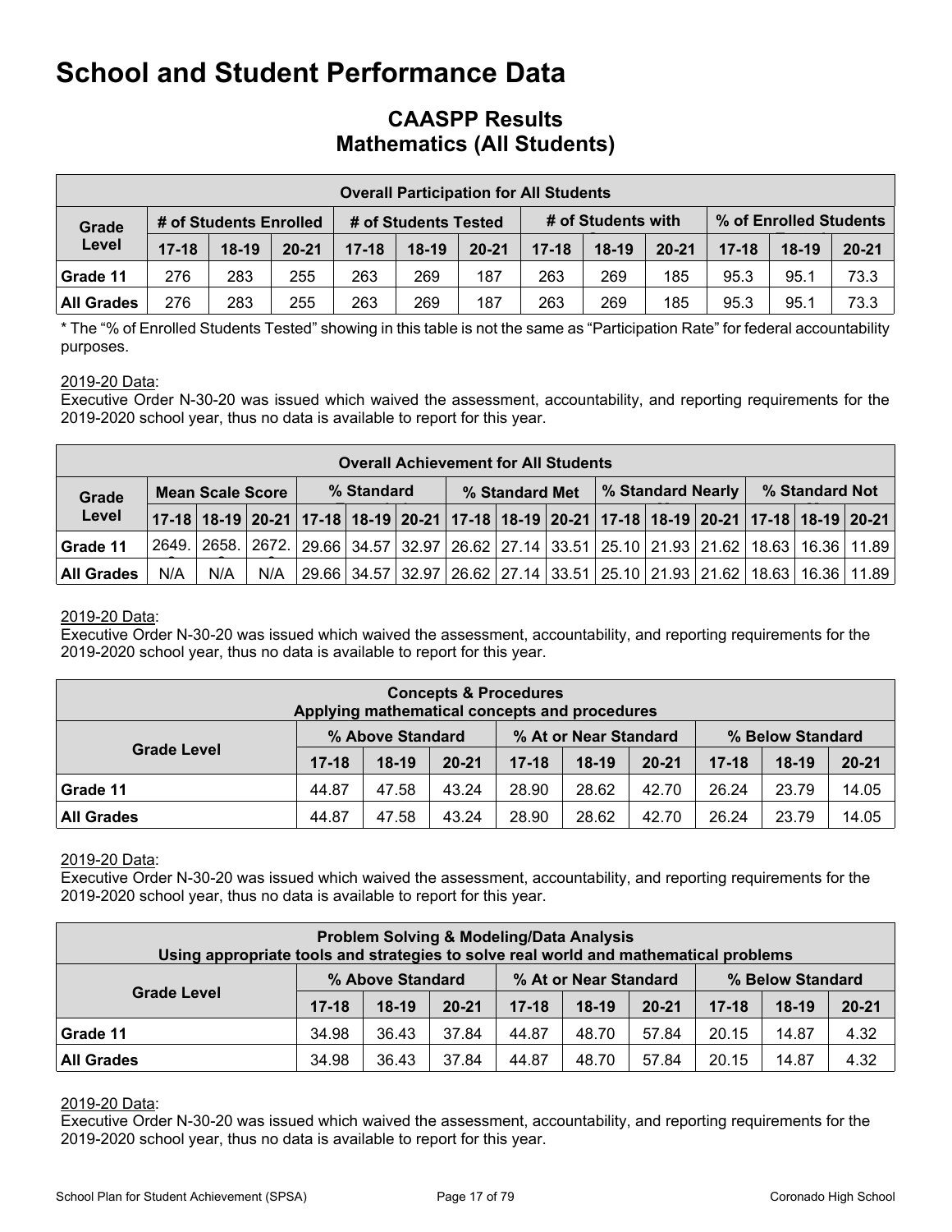# School and Student Performance Data

## CAASPP Results
## Mathematics (All Students)

| Overall Participation for All Students | | | | | | | | | | | | |
|---|---|---|---|---|---|---|---|---|---|---|---|---|
| Grade Level | # of Students Enrolled | | | # of Students Tested | | | # of Students with Scores | | | % of Enrolled Students Tested | | |
| | 17-18 | 18-19 | 20-21 | 17-18 | 18-19 | 20-21 | 17-18 | 18-19 | 20-21 | 17-18 | 18-19 | 20-21 |
| Grade 11 | 276 | 283 | 255 | 263 | 269 | 187 | 263 | 269 | 185 | 95.3 | 95.1 | 73.3 |
| All Grades | 276 | 283 | 255 | 263 | 269 | 187 | 263 | 269 | 185 | 95.3 | 95.1 | 73.3 |

* The "% of Enrolled Students Tested" showing in this table is not the same as "Participation Rate" for federal accountability purposes.

2019-20 Data:
Executive Order N-30-20 was issued which waived the assessment, accountability, and reporting requirements for the 2019-2020 school year, thus no data is available to report for this year.

| Overall Achievement for All Students | | | | | | | | | | | | | | | |
|---|---|---|---|---|---|---|---|---|---|---|---|---|---|---|---|
| Grade Level | Mean Scale Score | | | % Standard Exceeded | | | % Standard Met | | | % Standard Nearly Met | | | % Standard Not Met | | |
| | 17-18 | 18-19 | 20-21 | 17-18 | 18-19 | 20-21 | 17-18 | 18-19 | 20-21 | 17-18 | 18-19 | 20-21 | 17-18 | 18-19 | 20-21 |
| Grade 11 | 2649.0 | 2658.0 | 2672.0 | 29.66 | 34.57 | 32.97 | 26.62 | 27.14 | 33.51 | 25.10 | 21.93 | 21.62 | 18.63 | 16.36 | 11.89 |
| All Grades | N/A | N/A | N/A | 29.66 | 34.57 | 32.97 | 26.62 | 27.14 | 33.51 | 25.10 | 21.93 | 21.62 | 18.63 | 16.36 | 11.89 |

2019-20 Data:
Executive Order N-30-20 was issued which waived the assessment, accountability, and reporting requirements for the 2019-2020 school year, thus no data is available to report for this year.

| Concepts & Procedures<br>Applying mathematical concepts and procedures | | | | | | | | | |
|---|---|---|---|---|---|---|---|---|---|
| Grade Level | % Above Standard | | | % At or Near Standard | | | % Below Standard | | |
| | 17-18 | 18-19 | 20-21 | 17-18 | 18-19 | 20-21 | 17-18 | 18-19 | 20-21 |
| Grade 11 | 44.87 | 47.58 | 43.24 | 28.90 | 28.62 | 42.70 | 26.24 | 23.79 | 14.05 |
| All Grades | 44.87 | 47.58 | 43.24 | 28.90 | 28.62 | 42.70 | 26.24 | 23.79 | 14.05 |

2019-20 Data:
Executive Order N-30-20 was issued which waived the assessment, accountability, and reporting requirements for the 2019-2020 school year, thus no data is available to report for this year.

| Problem Solving & Modeling/Data Analysis<br>Using appropriate tools and strategies to solve real world and mathematical problems | | | | | | | | | |
|---|---|---|---|---|---|---|---|---|---|
| Grade Level | % Above Standard | | | % At or Near Standard | | | % Below Standard | | |
| | 17-18 | 18-19 | 20-21 | 17-18 | 18-19 | 20-21 | 17-18 | 18-19 | 20-21 |
| Grade 11 | 34.98 | 36.43 | 37.84 | 44.87 | 48.70 | 57.84 | 20.15 | 14.87 | 4.32 |
| All Grades | 34.98 | 36.43 | 37.84 | 44.87 | 48.70 | 57.84 | 20.15 | 14.87 | 4.32 |

2019-20 Data:
Executive Order N-30-20 was issued which waived the assessment, accountability, and reporting requirements for the 2019-2020 school year, thus no data is available to report for this year.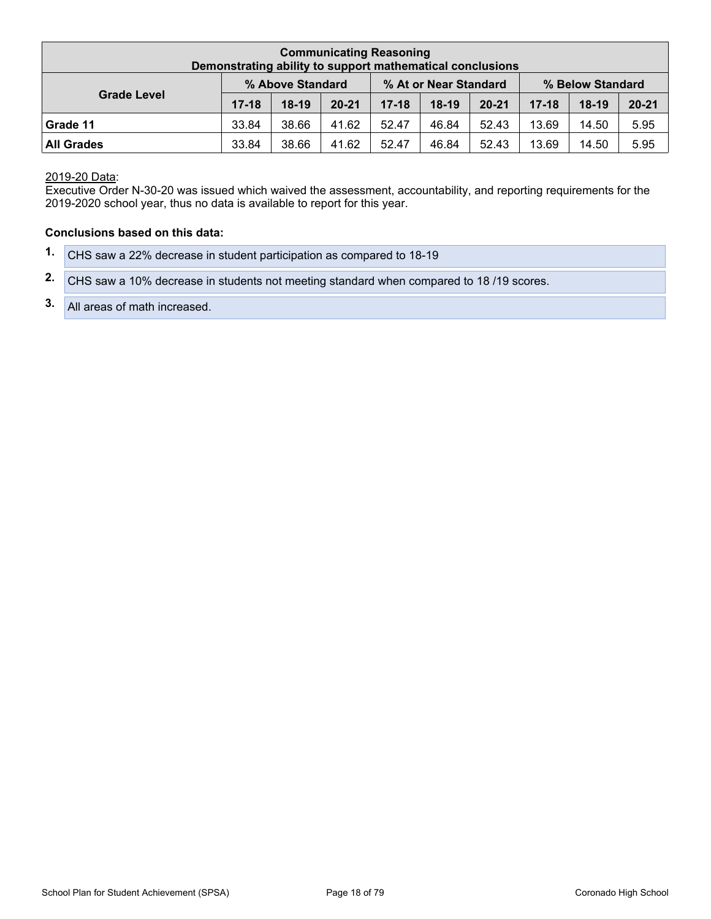| Communicating Reasoning<br>Demonstrating ability to support mathematical conclusions | | | | | | | | | |
|---|---|---|---|---|---|---|---|---|---|
| Grade Level | % Above Standard | | | % At or Near Standard | | | % Below Standard | | |
| | 17-18 | 18-19 | 20-21 | 17-18 | 18-19 | 20-21 | 17-18 | 18-19 | 20-21 |
| **Grade 11** | 33.84 | 38.66 | 41.62 | 52.47 | 46.84 | 52.43 | 13.69 | 14.50 | 5.95 |
| **All Grades** | 33.84 | 38.66 | 41.62 | 52.47 | 46.84 | 52.43 | 13.69 | 14.50 | 5.95 |

2019-20 Data:
Executive Order N-30-20 was issued which waived the assessment, accountability, and reporting requirements for the 2019-2020 school year, thus no data is available to report for this year.

**Conclusions based on this data:**

1. CHS saw a 22% decrease in student participation as compared to 18-19
2. CHS saw a 10% decrease in students not meeting standard when compared to 18 /19 scores.
3. All areas of math increased.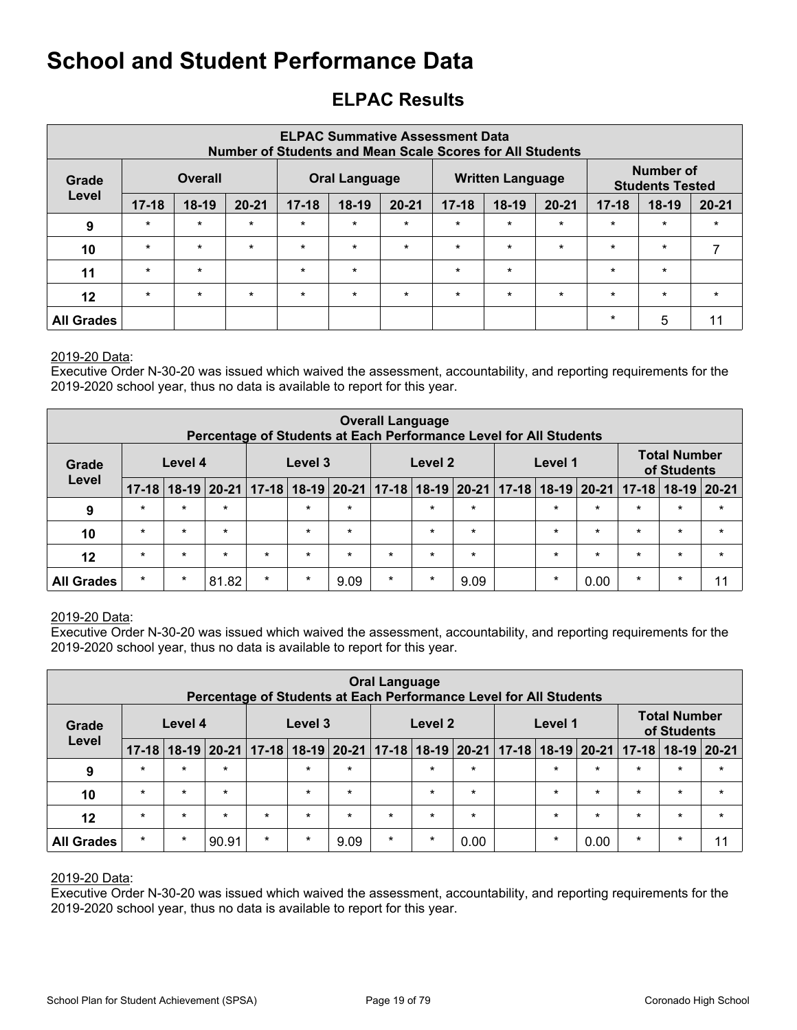# School and Student Performance Data

## ELPAC Results

| ELPAC Summative Assessment Data<br>Number of Students and Mean Scale Scores for All Students | | | | | | | | | | | | |
|---|---|---|---|---|---|---|---|---|---|---|---|---|
| Grade Level | Overall | | | Oral Language | | | Written Language | | | Number of Students Tested | | |
| | 17-18 | 18-19 | 20-21 | 17-18 | 18-19 | 20-21 | 17-18 | 18-19 | 20-21 | 17-18 | 18-19 | 20-21 |
| 9 | * | * | * | * | * | * | * | * | * | * | * | * |
| 10 | * | * | * | * | * | * | * | * | * | * | * | 7 |
| 11 | * | * | | * | * | | * | * | | * | * | |
| 12 | * | * | * | * | * | * | * | * | * | * | * | * |
| All Grades | | | | | | | | | | * | 5 | 11 |

2019-20 Data:
Executive Order N-30-20 was issued which waived the assessment, accountability, and reporting requirements for the 2019-2020 school year, thus no data is available to report for this year.

| Overall Language<br>Percentage of Students at Each Performance Level for All Students | | | | | | | | | | | | | | | |
|---|---|---|---|---|---|---|---|---|---|---|---|---|---|---|---|
| Grade Level | Level 4 | | | Level 3 | | | Level 2 | | | Level 1 | | | Total Number of Students | | |
| | 17-18 | 18-19 | 20-21 | 17-18 | 18-19 | 20-21 | 17-18 | 18-19 | 20-21 | 17-18 | 18-19 | 20-21 | 17-18 | 18-19 | 20-21 |
| 9 | * | * | * | | * | * | | * | * | | * | * | * | * | * |
| 10 | * | * | * | | * | * | | * | * | | * | * | * | * | * |
| 12 | * | * | * | * | * | * | * | * | * | | * | * | * | * | * |
| All Grades | * | * | 81.82 | * | * | 9.09 | * | * | 9.09 | | * | 0.00 | * | * | 11 |

2019-20 Data:
Executive Order N-30-20 was issued which waived the assessment, accountability, and reporting requirements for the 2019-2020 school year, thus no data is available to report for this year.

| Oral Language<br>Percentage of Students at Each Performance Level for All Students | | | | | | | | | | | | | | | |
|---|---|---|---|---|---|---|---|---|---|---|---|---|---|---|---|
| Grade Level | Level 4 | | | Level 3 | | | Level 2 | | | Level 1 | | | Total Number of Students | | |
| | 17-18 | 18-19 | 20-21 | 17-18 | 18-19 | 20-21 | 17-18 | 18-19 | 20-21 | 17-18 | 18-19 | 20-21 | 17-18 | 18-19 | 20-21 |
| 9 | * | * | * | | * | * | | * | * | | * | * | * | * | * |
| 10 | * | * | * | | * | * | | * | * | | * | * | * | * | * |
| 12 | * | * | * | * | * | * | * | * | * | | * | * | * | * | * |
| All Grades | * | * | 90.91 | * | * | 9.09 | * | * | 0.00 | | * | 0.00 | * | * | 11 |

2019-20 Data:
Executive Order N-30-20 was issued which waived the assessment, accountability, and reporting requirements for the 2019-2020 school year, thus no data is available to report for this year.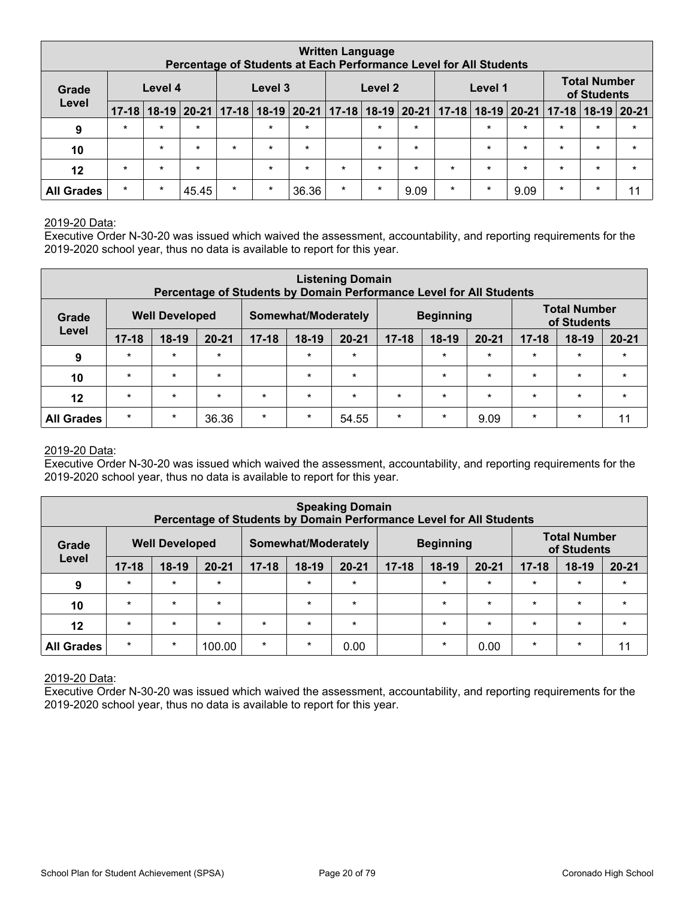| Written Language<br>Percentage of Students at Each Performance Level for All Students | | | | | | | | | | | | | | | |
|---|---|---|---|---|---|---|---|---|---|---|---|---|---|---|---|
| Grade Level | Level 4 | | | Level 3 | | | Level 2 | | | Level 1 | | | Total Number of Students | | |
| | 17-18 | 18-19 | 20-21 | 17-18 | 18-19 | 20-21 | 17-18 | 18-19 | 20-21 | 17-18 | 18-19 | 20-21 | 17-18 | 18-19 | 20-21 |
| 9 | * | * | * | | * | * | | * | * | | * | * | * | * | * |
| 10 | | * | * | * | * | * | | * | * | | * | * | * | * | * |
| 12 | * | * | * | | * | * | * | * | * | * | * | * | * | * | * |
| All Grades | * | * | 45.45 | * | * | 36.36 | * | * | 9.09 | * | * | 9.09 | * | * | 11 |

2019-20 Data:
Executive Order N-30-20 was issued which waived the assessment, accountability, and reporting requirements for the 2019-2020 school year, thus no data is available to report for this year.

| Listening Domain<br>Percentage of Students by Domain Performance Level for All Students | | | | | | | | | | | | |
|---|---|---|---|---|---|---|---|---|---|---|---|---|
| Grade Level | Well Developed | | | Somewhat/Moderately | | | Beginning | | | Total Number of Students | | |
| | 17-18 | 18-19 | 20-21 | 17-18 | 18-19 | 20-21 | 17-18 | 18-19 | 20-21 | 17-18 | 18-19 | 20-21 |
| 9 | * | * | * | | * | * | | * | * | * | * | * |
| 10 | * | * | * | | * | * | | * | * | * | * | * |
| 12 | * | * | * | * | * | * | * | * | * | * | * | * |
| All Grades | * | * | 36.36 | * | * | 54.55 | * | * | 9.09 | * | * | 11 |

2019-20 Data:
Executive Order N-30-20 was issued which waived the assessment, accountability, and reporting requirements for the 2019-2020 school year, thus no data is available to report for this year.

| Speaking Domain<br>Percentage of Students by Domain Performance Level for All Students | | | | | | | | | | | | |
|---|---|---|---|---|---|---|---|---|---|---|---|---|
| Grade Level | Well Developed | | | Somewhat/Moderately | | | Beginning | | | Total Number of Students | | |
| | 17-18 | 18-19 | 20-21 | 17-18 | 18-19 | 20-21 | 17-18 | 18-19 | 20-21 | 17-18 | 18-19 | 20-21 |
| 9 | * | * | * | | * | * | | * | * | * | * | * |
| 10 | * | * | * | | * | * | | * | * | * | * | * |
| 12 | * | * | * | * | * | * | | * | * | * | * | * |
| All Grades | * | * | 100.00 | * | * | 0.00 | | * | 0.00 | * | * | 11 |

2019-20 Data:
Executive Order N-30-20 was issued which waived the assessment, accountability, and reporting requirements for the 2019-2020 school year, thus no data is available to report for this year.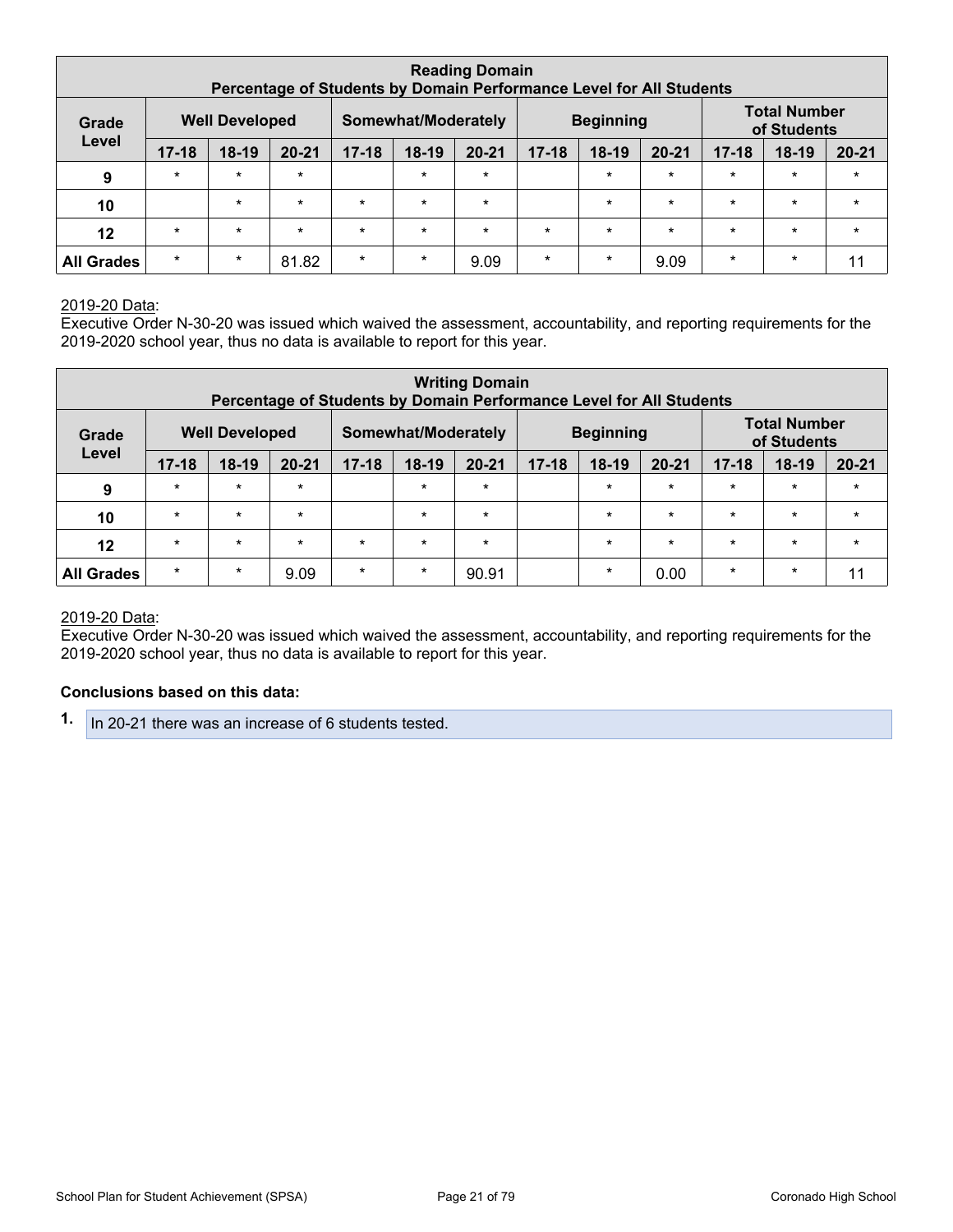| Reading Domain<br>Percentage of Students by Domain Performance Level for All Students | | | | | | | | | | | | |
|---|---|---|---|---|---|---|---|---|---|---|---|---|
| Grade Level | Well Developed | | | Somewhat/Moderately | | | Beginning | | | Total Number of Students | | |
| | 17-18 | 18-19 | 20-21 | 17-18 | 18-19 | 20-21 | 17-18 | 18-19 | 20-21 | 17-18 | 18-19 | 20-21 |
| 9 | * | * | * | | * | * | | * | * | * | * | * |
| 10 | | * | * | * | * | * | | * | * | * | * | * |
| 12 | * | * | * | * | * | * | * | * | * | * | * | * |
| All Grades | * | * | 81.82 | * | * | 9.09 | * | * | 9.09 | * | * | 11 |

2019-20 Data:
Executive Order N-30-20 was issued which waived the assessment, accountability, and reporting requirements for the 2019-2020 school year, thus no data is available to report for this year.

| Writing Domain<br>Percentage of Students by Domain Performance Level for All Students | | | | | | | | | | | | |
|---|---|---|---|---|---|---|---|---|---|---|---|---|
| Grade Level | Well Developed | | | Somewhat/Moderately | | | Beginning | | | Total Number of Students | | |
| | 17-18 | 18-19 | 20-21 | 17-18 | 18-19 | 20-21 | 17-18 | 18-19 | 20-21 | 17-18 | 18-19 | 20-21 |
| 9 | * | * | * | | * | * | | * | * | * | * | * |
| 10 | * | * | * | | * | * | | * | * | * | * | * |
| 12 | * | * | * | * | * | * | | * | * | * | * | * |
| All Grades | * | * | 9.09 | * | * | 90.91 | | * | 0.00 | * | * | 11 |

2019-20 Data:
Executive Order N-30-20 was issued which waived the assessment, accountability, and reporting requirements for the 2019-2020 school year, thus no data is available to report for this year.

**Conclusions based on this data:**

1. In 20-21 there was an increase of 6 students tested.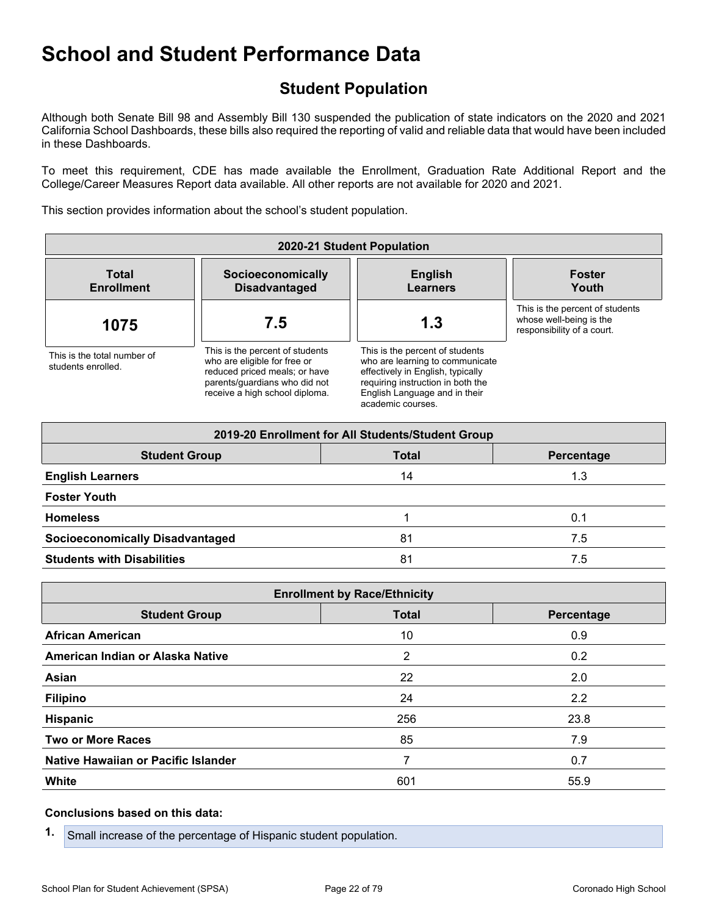# School and Student Performance Data

## Student Population

Although both Senate Bill 98 and Assembly Bill 130 suspended the publication of state indicators on the 2020 and 2021 California School Dashboards, these bills also required the reporting of valid and reliable data that would have been included in these Dashboards.

To meet this requirement, CDE has made available the Enrollment, Graduation Rate Additional Report and the College/Career Measures Report data available. All other reports are not available for 2020 and 2021.

This section provides information about the school's student population.

| 2020-21 Student Population | | | |
|---|---|---|---|
| **Total Enrollment** | **Socioeconomically Disadvantaged** | **English Learners** | **Foster Youth** |
| **1075** | **7.5** | **1.3** | |
| This is the total number of students enrolled. | This is the percent of students who are eligible for free or reduced priced meals; or have parents/guardians who did not receive a high school diploma. | This is the percent of students who are learning to communicate effectively in English, typically requiring instruction in both the English Language and in their academic courses. | This is the percent of students whose well-being is the responsibility of a court. |

| 2019-20 Enrollment for All Students/Student Group | | |
|---|---|---|
| **Student Group** | **Total** | **Percentage** |
| **English Learners** | 14 | 1.3 |
| **Foster Youth** | | |
| **Homeless** | 1 | 0.1 |
| **Socioeconomically Disadvantaged** | 81 | 7.5 |
| **Students with Disabilities** | 81 | 7.5 |

| Enrollment by Race/Ethnicity | | |
|---|---|---|
| **Student Group** | **Total** | **Percentage** |
| **African American** | 10 | 0.9 |
| **American Indian or Alaska Native** | 2 | 0.2 |
| **Asian** | 22 | 2.0 |
| **Filipino** | 24 | 2.2 |
| **Hispanic** | 256 | 23.8 |
| **Two or More Races** | 85 | 7.9 |
| **Native Hawaiian or Pacific Islander** | 7 | 0.7 |
| **White** | 601 | 55.9 |

**Conclusions based on this data:**

1. Small increase of the percentage of Hispanic student population.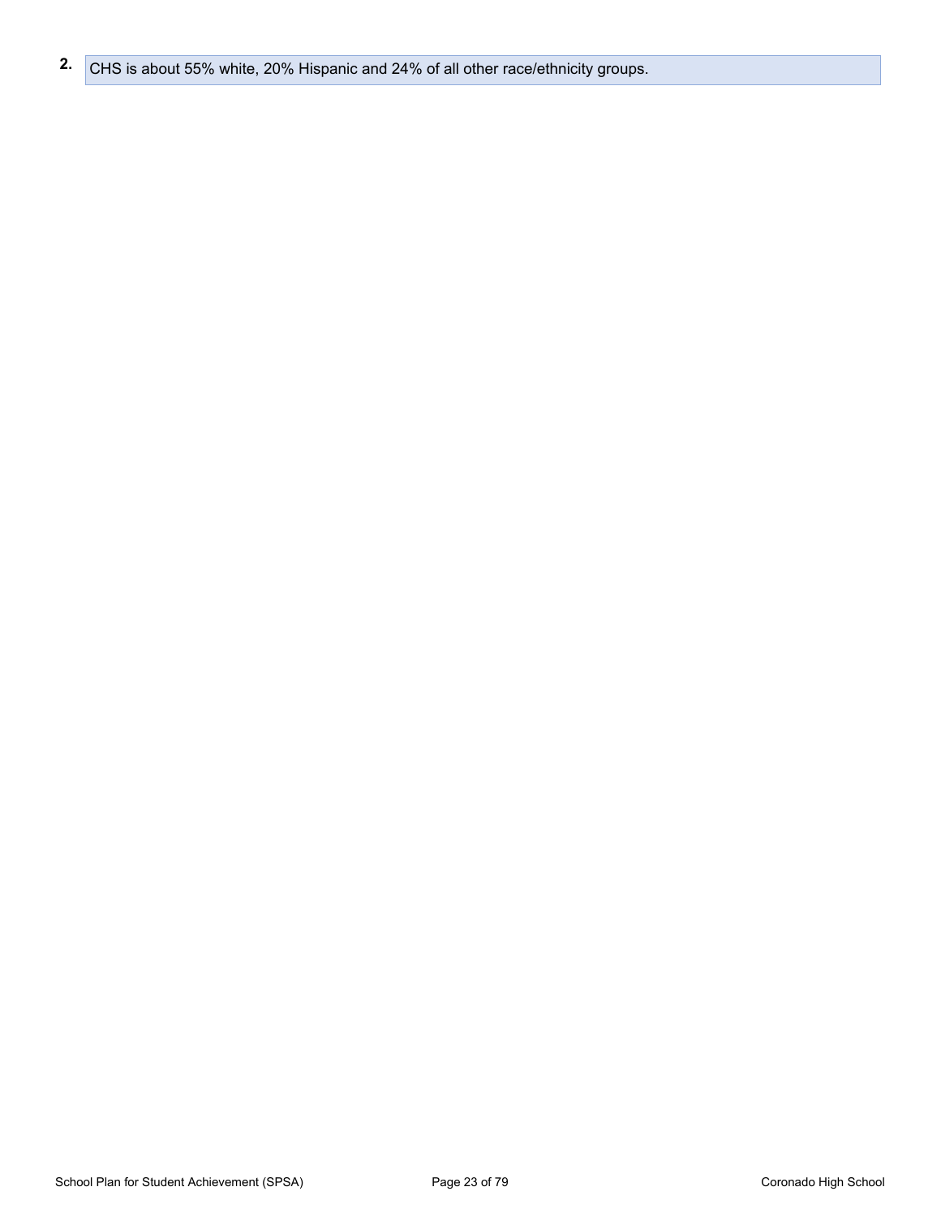2. CHS is about 55% white, 20% Hispanic and 24% of all other race/ethnicity groups.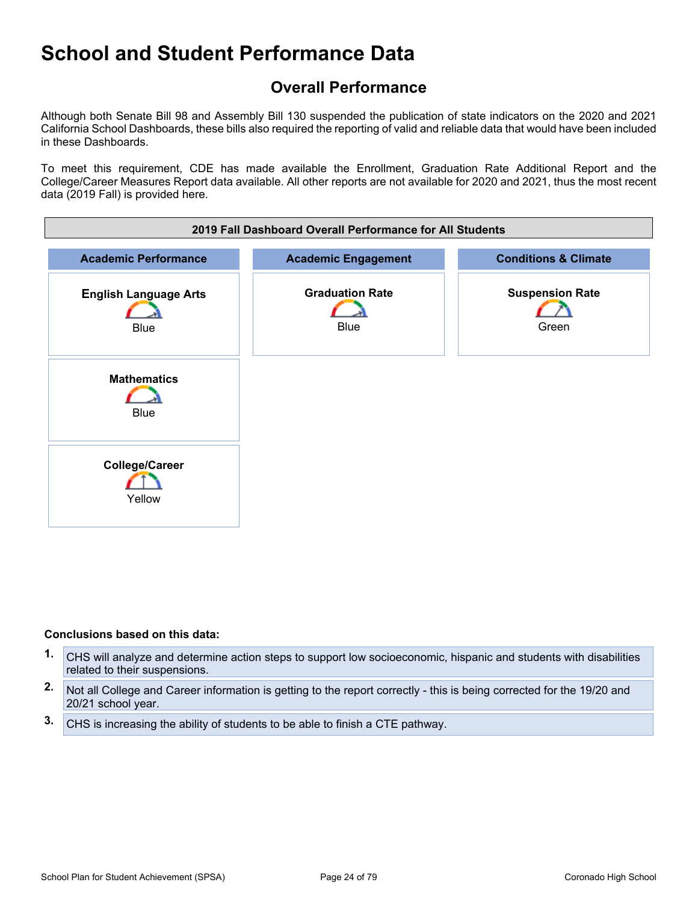# School and Student Performance Data

## Overall Performance

Although both Senate Bill 98 and Assembly Bill 130 suspended the publication of state indicators on the 2020 and 2021 California School Dashboards, these bills also required the reporting of valid and reliable data that would have been included in these Dashboards.

To meet this requirement, CDE has made available the Enrollment, Graduation Rate Additional Report and the College/Career Measures Report data available. All other reports are not available for 2020 and 2021, thus the most recent data (2019 Fall) is provided here.

| 2019 Fall Dashboard Overall Performance for All Students | | |
|---|---|---|
| **Academic Performance** | **Academic Engagement** | **Conditions & Climate** |
| **English Language Arts** Blue | **Graduation Rate** Blue | **Suspension Rate** Green |
| **Mathematics** Blue | | |
| **College/Career** Yellow | | |

**Conclusions based on this data:**

1. CHS will analyze and determine action steps to support low socioeconomic, hispanic and students with disabilities related to their suspensions.
2. Not all College and Career information is getting to the report correctly - this is being corrected for the 19/20 and 20/21 school year.
3. CHS is increasing the ability of students to be able to finish a CTE pathway.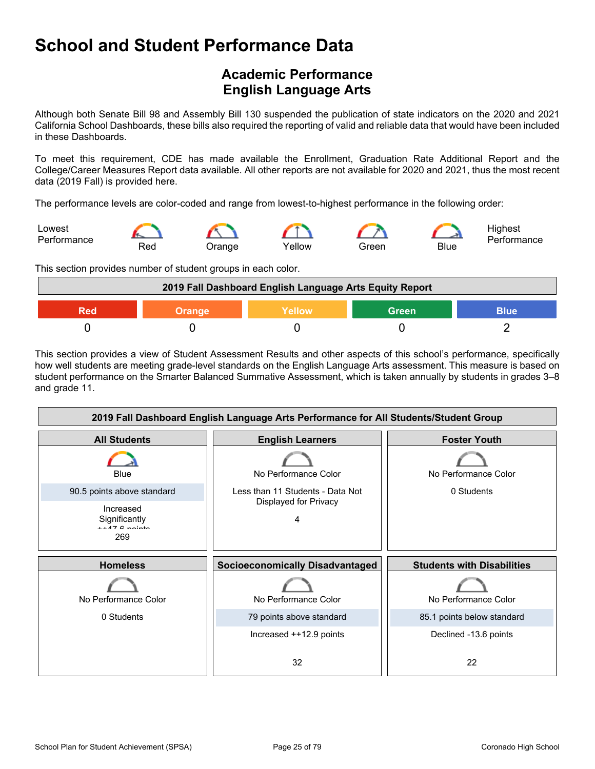# School and Student Performance Data

## Academic Performance
## English Language Arts

Although both Senate Bill 98 and Assembly Bill 130 suspended the publication of state indicators on the 2020 and 2021 California School Dashboards, these bills also required the reporting of valid and reliable data that would have been included in these Dashboards.

To meet this requirement, CDE has made available the Enrollment, Graduation Rate Additional Report and the College/Career Measures Report data available. All other reports are not available for 2020 and 2021, thus the most recent data (2019 Fall) is provided here.

The performance levels are color-coded and range from lowest-to-highest performance in the following order:

Lowest Performance — Red — Orange — Yellow — Green — Blue — Highest Performance

This section provides number of student groups in each color.

| 2019 Fall Dashboard English Language Arts Equity Report | | | | |
|---|---|---|---|---|
| Red | Orange | Yellow | Green | Blue |
| 0 | 0 | 0 | 0 | 2 |

This section provides a view of Student Assessment Results and other aspects of this school's performance, specifically how well students are meeting grade-level standards on the English Language Arts assessment. This measure is based on student performance on the Smarter Balanced Summative Assessment, which is taken annually by students in grades 3–8 and grade 11.

| 2019 Fall Dashboard English Language Arts Performance for All Students/Student Group | | |
|---|---|---|
| **All Students** | **English Learners** | **Foster Youth** |
| Blue<br>90.5 points above standard<br>Increased Significantly ++47.6 points<br>269 | No Performance Color<br>Less than 11 Students - Data Not Displayed for Privacy<br>4 | No Performance Color<br>0 Students |
| **Homeless** | **Socioeconomically Disadvantaged** | **Students with Disabilities** |
| No Performance Color<br>0 Students | No Performance Color<br>79 points above standard<br>Increased ++12.9 points<br>32 | No Performance Color<br>85.1 points below standard<br>Declined -13.6 points<br>22 |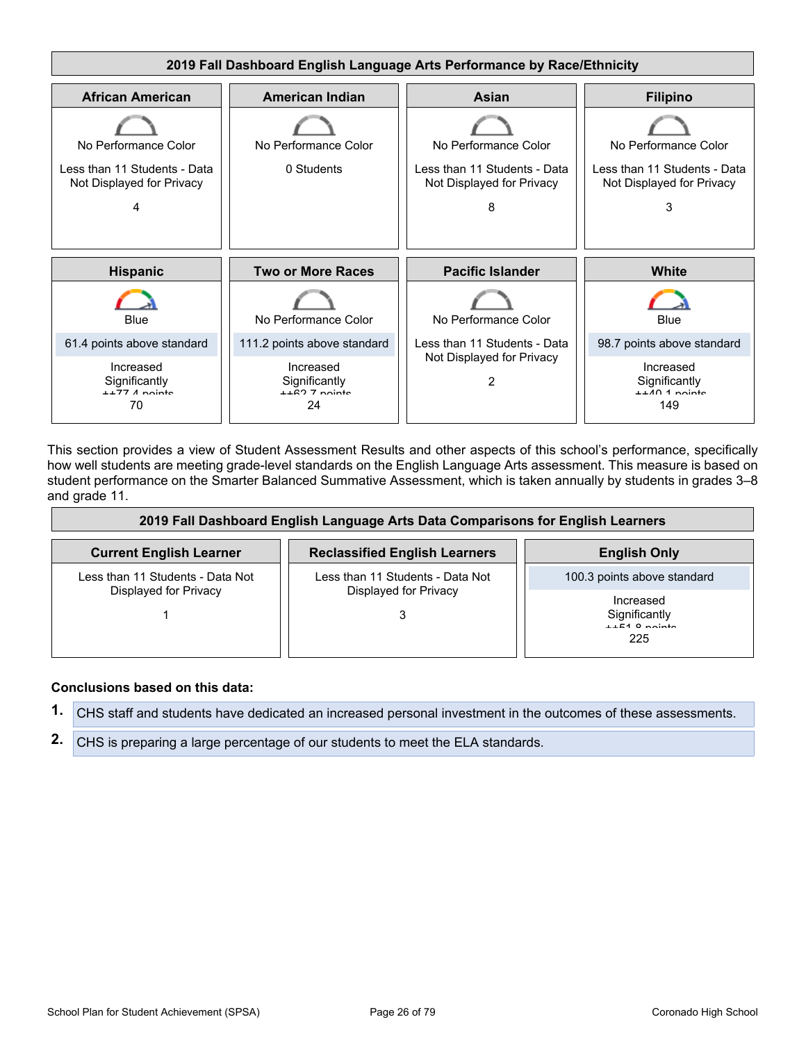## 2019 Fall Dashboard English Language Arts Performance by Race/Ethnicity

| African American | American Indian | Asian | Filipino |
|---|---|---|---|
| No Performance Color | No Performance Color | No Performance Color | No Performance Color |
| Less than 11 Students - Data Not Displayed for Privacy | 0 Students | Less than 11 Students - Data Not Displayed for Privacy | Less than 11 Students - Data Not Displayed for Privacy |
| 4 | | 8 | 3 |

| Hispanic | Two or More Races | Pacific Islander | White |
|---|---|---|---|
| Blue | No Performance Color | No Performance Color | Blue |
| 61.4 points above standard | 111.2 points above standard | Less than 11 Students - Data Not Displayed for Privacy | 98.7 points above standard |
| Increased Significantly ++77.4 points | Increased Significantly ++62.7 points | 2 | Increased Significantly ++40.1 points |
| 70 | 24 | | 149 |

This section provides a view of Student Assessment Results and other aspects of this school's performance, specifically how well students are meeting grade-level standards on the English Language Arts assessment. This measure is based on student performance on the Smarter Balanced Summative Assessment, which is taken annually by students in grades 3–8 and grade 11.

## 2019 Fall Dashboard English Language Arts Data Comparisons for English Learners

| Current English Learner | Reclassified English Learners | English Only |
|---|---|---|
| Less than 11 Students - Data Not Displayed for Privacy | Less than 11 Students - Data Not Displayed for Privacy | 100.3 points above standard |
| 1 | 3 | Increased Significantly ++51.8 points |
| | | 225 |

**Conclusions based on this data:**

1. CHS staff and students have dedicated an increased personal investment in the outcomes of these assessments.
2. CHS is preparing a large percentage of our students to meet the ELA standards.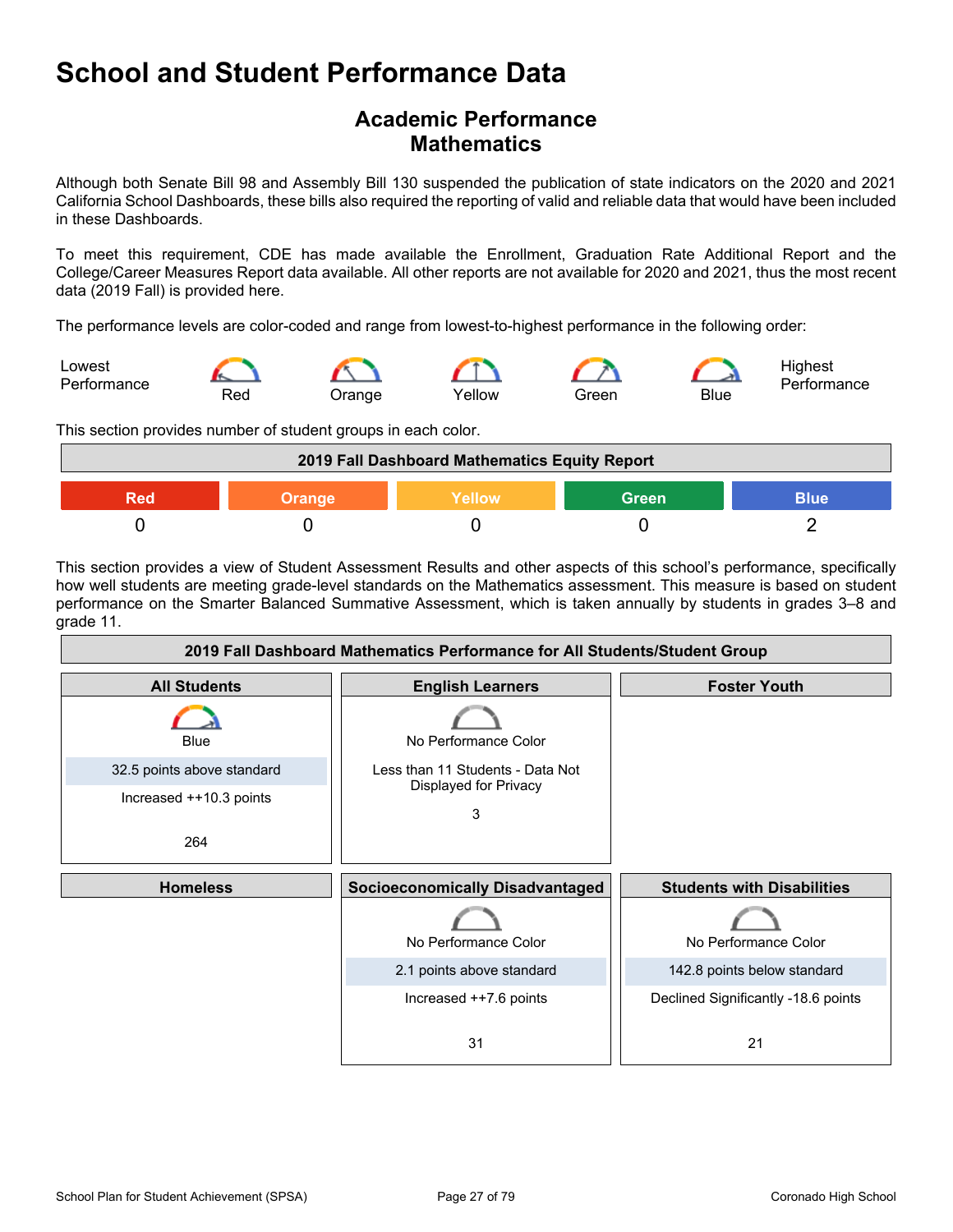# School and Student Performance Data

## Academic Performance
## Mathematics

Although both Senate Bill 98 and Assembly Bill 130 suspended the publication of state indicators on the 2020 and 2021 California School Dashboards, these bills also required the reporting of valid and reliable data that would have been included in these Dashboards.

To meet this requirement, CDE has made available the Enrollment, Graduation Rate Additional Report and the College/Career Measures Report data available. All other reports are not available for 2020 and 2021, thus the most recent data (2019 Fall) is provided here.

The performance levels are color-coded and range from lowest-to-highest performance in the following order:

Lowest Performance — Red — Orange — Yellow — Green — Blue — Highest Performance

This section provides number of student groups in each color.

| 2019 Fall Dashboard Mathematics Equity Report | | | | |
|---|---|---|---|---|
| Red | Orange | Yellow | Green | Blue |
| 0 | 0 | 0 | 0 | 2 |

This section provides a view of Student Assessment Results and other aspects of this school's performance, specifically how well students are meeting grade-level standards on the Mathematics assessment. This measure is based on student performance on the Smarter Balanced Summative Assessment, which is taken annually by students in grades 3–8 and grade 11.

**2019 Fall Dashboard Mathematics Performance for All Students/Student Group**

| All Students | English Learners | Foster Youth |
|---|---|---|
| Blue | No Performance Color | |
| 32.5 points above standard | Less than 11 Students - Data Not Displayed for Privacy | |
| Increased ++10.3 points | 3 | |
| 264 | | |

| Homeless | Socioeconomically Disadvantaged | Students with Disabilities |
|---|---|---|
| | No Performance Color | No Performance Color |
| | 2.1 points above standard | 142.8 points below standard |
| | Increased ++7.6 points | Declined Significantly -18.6 points |
| | 31 | 21 |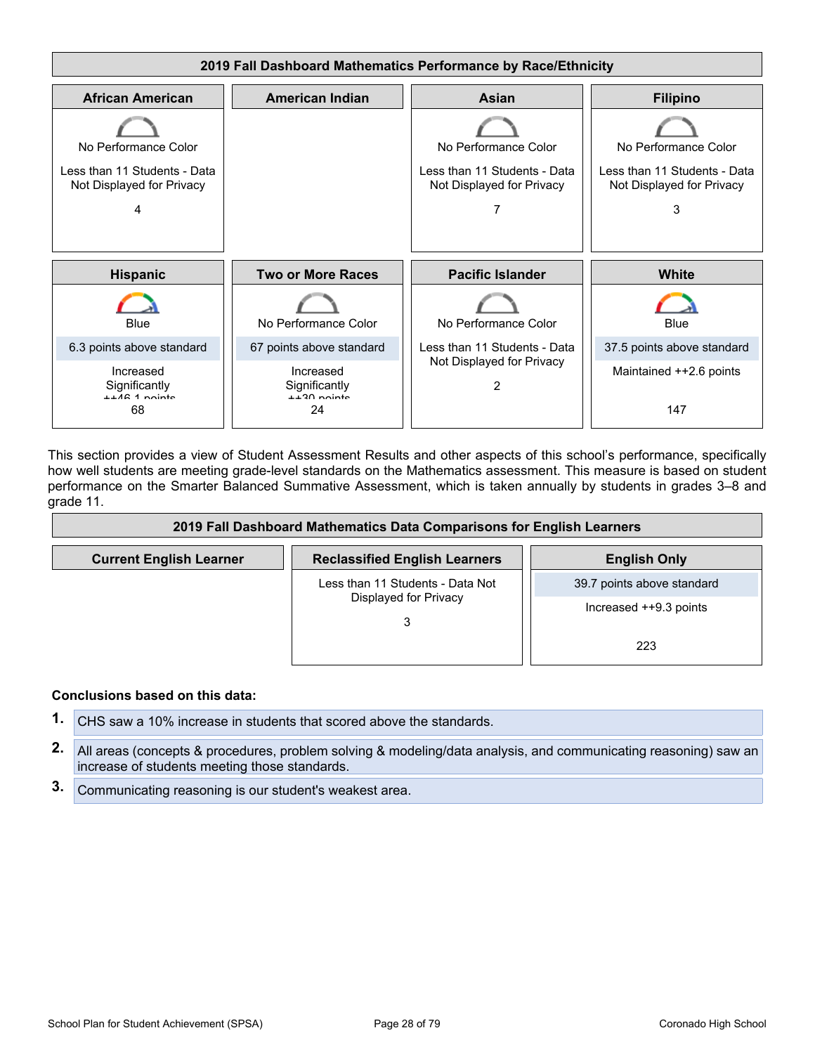| 2019 Fall Dashboard Mathematics Performance by Race/Ethnicity | | | |
|---|---|---|---|
| **African American** | **American Indian** | **Asian** | **Filipino** |
| No Performance Color<br>Less than 11 Students - Data Not Displayed for Privacy<br>4 | | No Performance Color<br>Less than 11 Students - Data Not Displayed for Privacy<br>7 | No Performance Color<br>Less than 11 Students - Data Not Displayed for Privacy<br>3 |
| **Hispanic** | **Two or More Races** | **Pacific Islander** | **White** |
| Blue<br>6.3 points above standard<br>Increased Significantly ++46.1 points<br>68 | No Performance Color<br>67 points above standard<br>Increased Significantly ++30 points<br>24 | No Performance Color<br>Less than 11 Students - Data Not Displayed for Privacy<br>2 | Blue<br>37.5 points above standard<br>Maintained ++2.6 points<br>147 |

This section provides a view of Student Assessment Results and other aspects of this school's performance, specifically how well students are meeting grade-level standards on the Mathematics assessment. This measure is based on student performance on the Smarter Balanced Summative Assessment, which is taken annually by students in grades 3–8 and grade 11.

| 2019 Fall Dashboard Mathematics Data Comparisons for English Learners | | |
|---|---|---|
| **Current English Learner** | **Reclassified English Learners** | **English Only** |
| | Less than 11 Students - Data Not Displayed for Privacy<br>3 | 39.7 points above standard<br>Increased ++9.3 points<br>223 |

**Conclusions based on this data:**

1. CHS saw a 10% increase in students that scored above the standards.
2. All areas (concepts & procedures, problem solving & modeling/data analysis, and communicating reasoning) saw an increase of students meeting those standards.
3. Communicating reasoning is our student's weakest area.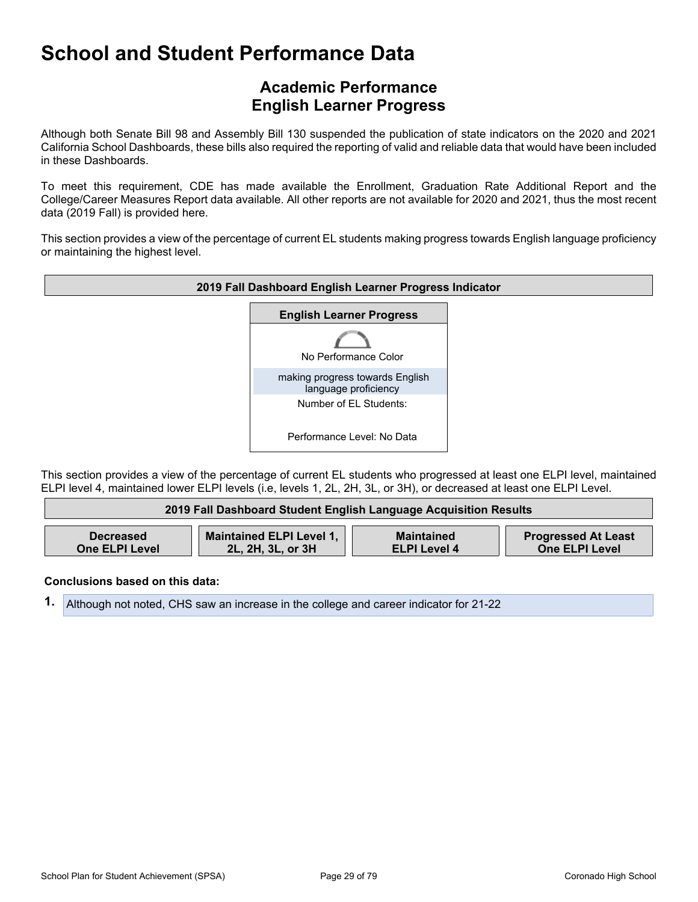# School and Student Performance Data

## Academic Performance
## English Learner Progress

Although both Senate Bill 98 and Assembly Bill 130 suspended the publication of state indicators on the 2020 and 2021 California School Dashboards, these bills also required the reporting of valid and reliable data that would have been included in these Dashboards.

To meet this requirement, CDE has made available the Enrollment, Graduation Rate Additional Report and the College/Career Measures Report data available. All other reports are not available for 2020 and 2021, thus the most recent data (2019 Fall) is provided here.

This section provides a view of the percentage of current EL students making progress towards English language proficiency or maintaining the highest level.

| 2019 Fall Dashboard English Learner Progress Indicator |
|---|
| **English Learner Progress** |
| No Performance Color |
| making progress towards English language proficiency |
| Number of EL Students: |
| Performance Level: No Data |

This section provides a view of the percentage of current EL students who progressed at least one ELPI level, maintained ELPI level 4, maintained lower ELPI levels (i.e, levels 1, 2L, 2H, 3L, or 3H), or decreased at least one ELPI Level.

| 2019 Fall Dashboard Student English Language Acquisition Results | | | |
|---|---|---|---|
| **Decreased One ELPI Level** | **Maintained ELPI Level 1, 2L, 2H, 3L, or 3H** | **Maintained ELPI Level 4** | **Progressed At Least One ELPI Level** |

**Conclusions based on this data:**

1. Although not noted, CHS saw an increase in the college and career indicator for 21-22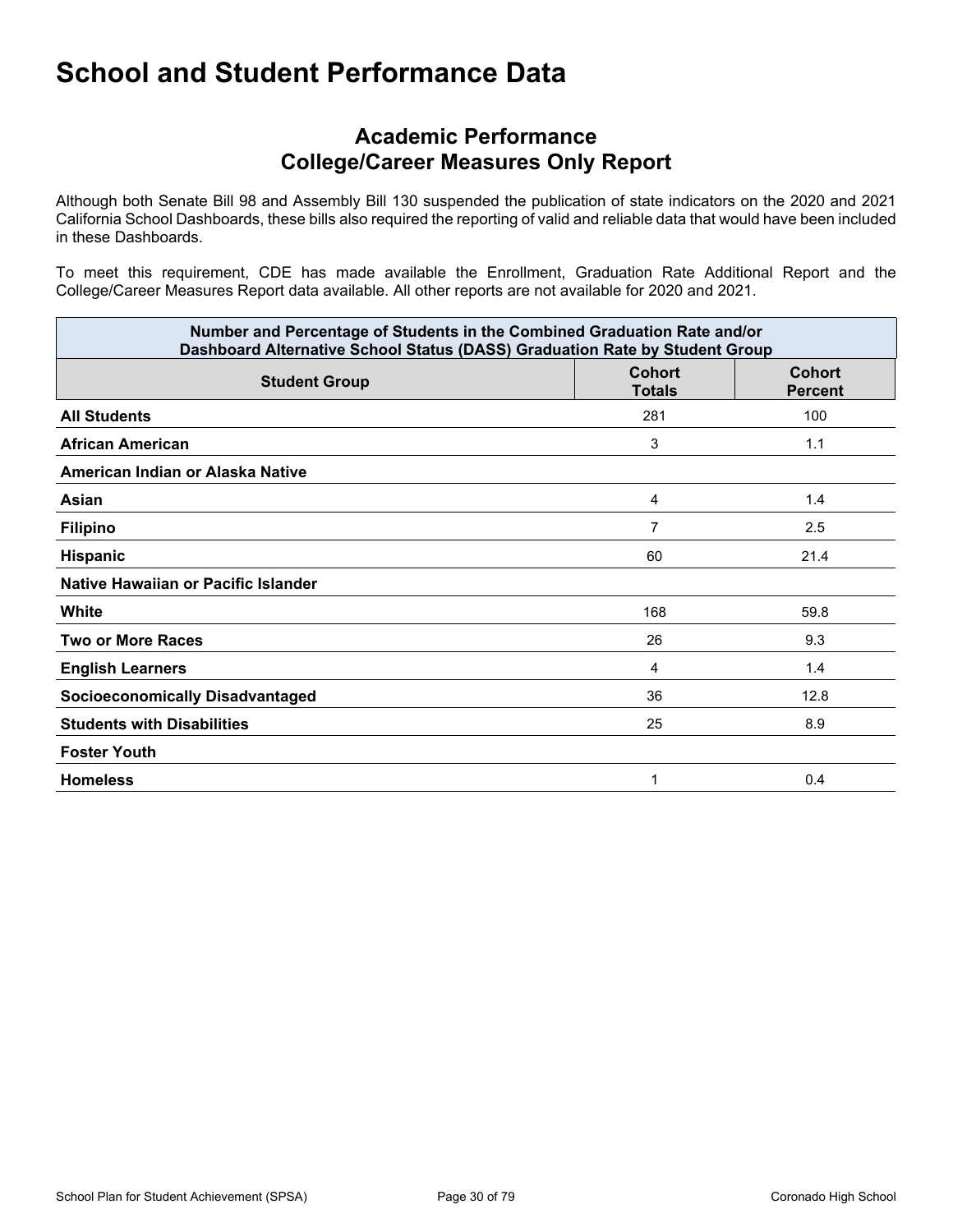# School and Student Performance Data

## Academic Performance
## College/Career Measures Only Report

Although both Senate Bill 98 and Assembly Bill 130 suspended the publication of state indicators on the 2020 and 2021 California School Dashboards, these bills also required the reporting of valid and reliable data that would have been included in these Dashboards.

To meet this requirement, CDE has made available the Enrollment, Graduation Rate Additional Report and the College/Career Measures Report data available. All other reports are not available for 2020 and 2021.

| Number and Percentage of Students in the Combined Graduation Rate and/or Dashboard Alternative School Status (DASS) Graduation Rate by Student Group | | |
|---|---|---|
| **Student Group** | **Cohort Totals** | **Cohort Percent** |
| **All Students** | 281 | 100 |
| **African American** | 3 | 1.1 |
| **American Indian or Alaska Native** | | |
| **Asian** | 4 | 1.4 |
| **Filipino** | 7 | 2.5 |
| **Hispanic** | 60 | 21.4 |
| **Native Hawaiian or Pacific Islander** | | |
| **White** | 168 | 59.8 |
| **Two or More Races** | 26 | 9.3 |
| **English Learners** | 4 | 1.4 |
| **Socioeconomically Disadvantaged** | 36 | 12.8 |
| **Students with Disabilities** | 25 | 8.9 |
| **Foster Youth** | | |
| **Homeless** | 1 | 0.4 |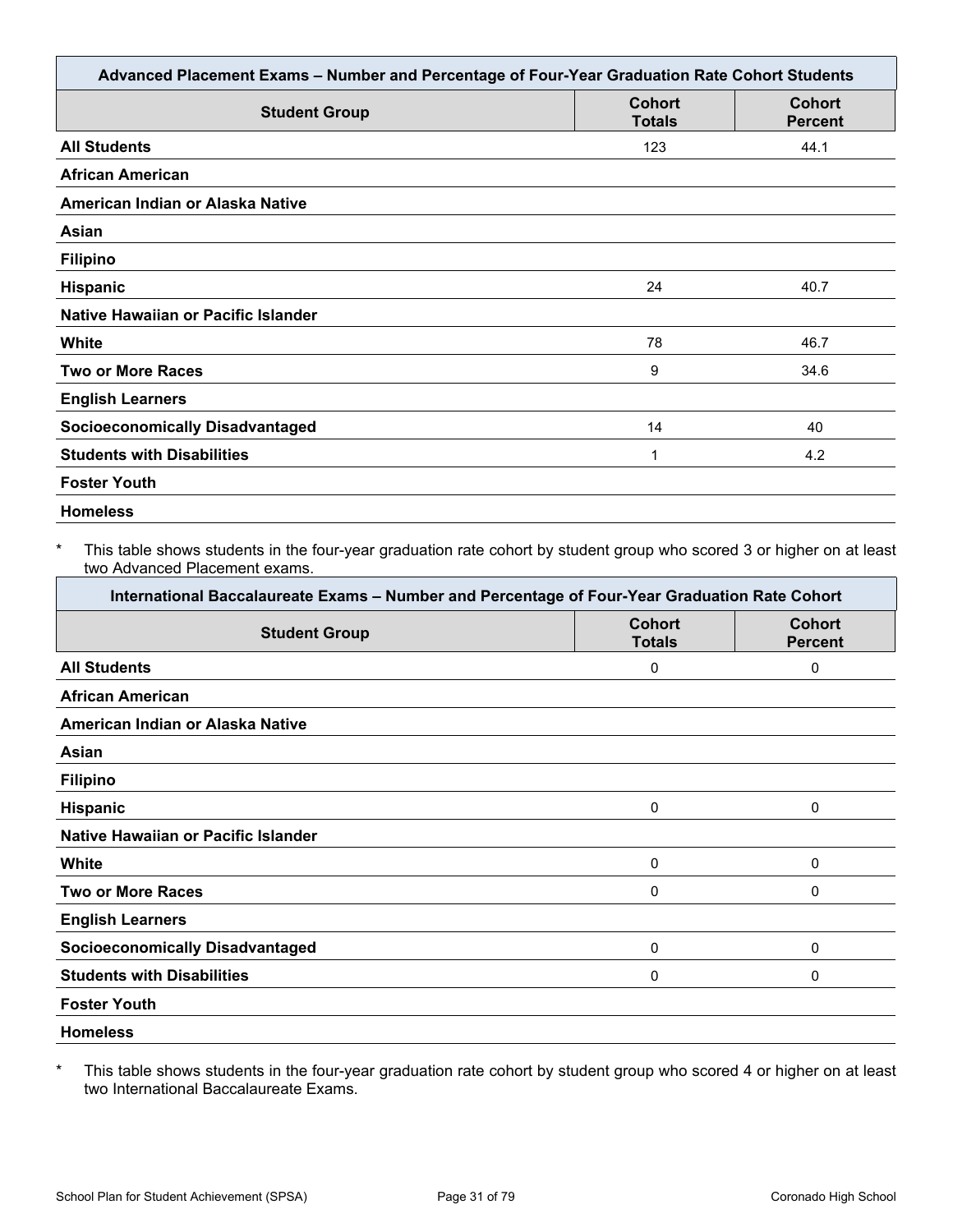| Advanced Placement Exams – Number and Percentage of Four-Year Graduation Rate Cohort Students | | |
|---|---|---|
| **Student Group** | **Cohort Totals** | **Cohort Percent** |
| **All Students** | 123 | 44.1 |
| **African American** | | |
| **American Indian or Alaska Native** | | |
| **Asian** | | |
| **Filipino** | | |
| **Hispanic** | 24 | 40.7 |
| **Native Hawaiian or Pacific Islander** | | |
| **White** | 78 | 46.7 |
| **Two or More Races** | 9 | 34.6 |
| **English Learners** | | |
| **Socioeconomically Disadvantaged** | 14 | 40 |
| **Students with Disabilities** | 1 | 4.2 |
| **Foster Youth** | | |
| **Homeless** | | |

* This table shows students in the four-year graduation rate cohort by student group who scored 3 or higher on at least two Advanced Placement exams.

| International Baccalaureate Exams – Number and Percentage of Four-Year Graduation Rate Cohort | | |
|---|---|---|
| **Student Group** | **Cohort Totals** | **Cohort Percent** |
| **All Students** | 0 | 0 |
| **African American** | | |
| **American Indian or Alaska Native** | | |
| **Asian** | | |
| **Filipino** | | |
| **Hispanic** | 0 | 0 |
| **Native Hawaiian or Pacific Islander** | | |
| **White** | 0 | 0 |
| **Two or More Races** | 0 | 0 |
| **English Learners** | | |
| **Socioeconomically Disadvantaged** | 0 | 0 |
| **Students with Disabilities** | 0 | 0 |
| **Foster Youth** | | |
| **Homeless** | | |

* This table shows students in the four-year graduation rate cohort by student group who scored 4 or higher on at least two International Baccalaureate Exams.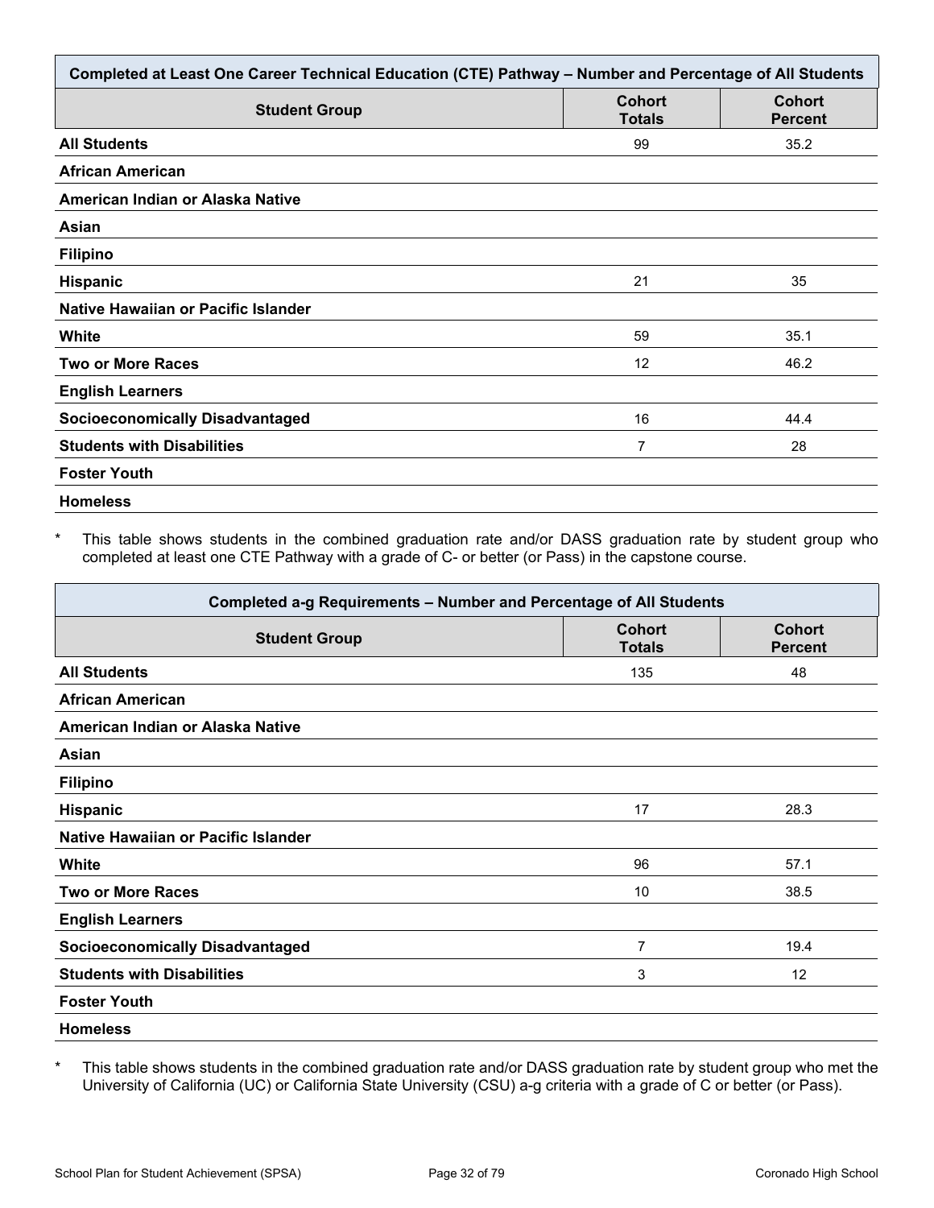| Completed at Least One Career Technical Education (CTE) Pathway – Number and Percentage of All Students | | |
|---|---|---|
| **Student Group** | **Cohort Totals** | **Cohort Percent** |
| **All Students** | 99 | 35.2 |
| **African American** | | |
| **American Indian or Alaska Native** | | |
| **Asian** | | |
| **Filipino** | | |
| **Hispanic** | 21 | 35 |
| **Native Hawaiian or Pacific Islander** | | |
| **White** | 59 | 35.1 |
| **Two or More Races** | 12 | 46.2 |
| **English Learners** | | |
| **Socioeconomically Disadvantaged** | 16 | 44.4 |
| **Students with Disabilities** | 7 | 28 |
| **Foster Youth** | | |
| **Homeless** | | |

\* This table shows students in the combined graduation rate and/or DASS graduation rate by student group who completed at least one CTE Pathway with a grade of C- or better (or Pass) in the capstone course.

| Completed a-g Requirements – Number and Percentage of All Students | | |
|---|---|---|
| **Student Group** | **Cohort Totals** | **Cohort Percent** |
| **All Students** | 135 | 48 |
| **African American** | | |
| **American Indian or Alaska Native** | | |
| **Asian** | | |
| **Filipino** | | |
| **Hispanic** | 17 | 28.3 |
| **Native Hawaiian or Pacific Islander** | | |
| **White** | 96 | 57.1 |
| **Two or More Races** | 10 | 38.5 |
| **English Learners** | | |
| **Socioeconomically Disadvantaged** | 7 | 19.4 |
| **Students with Disabilities** | 3 | 12 |
| **Foster Youth** | | |
| **Homeless** | | |

\* This table shows students in the combined graduation rate and/or DASS graduation rate by student group who met the University of California (UC) or California State University (CSU) a-g criteria with a grade of C or better (or Pass).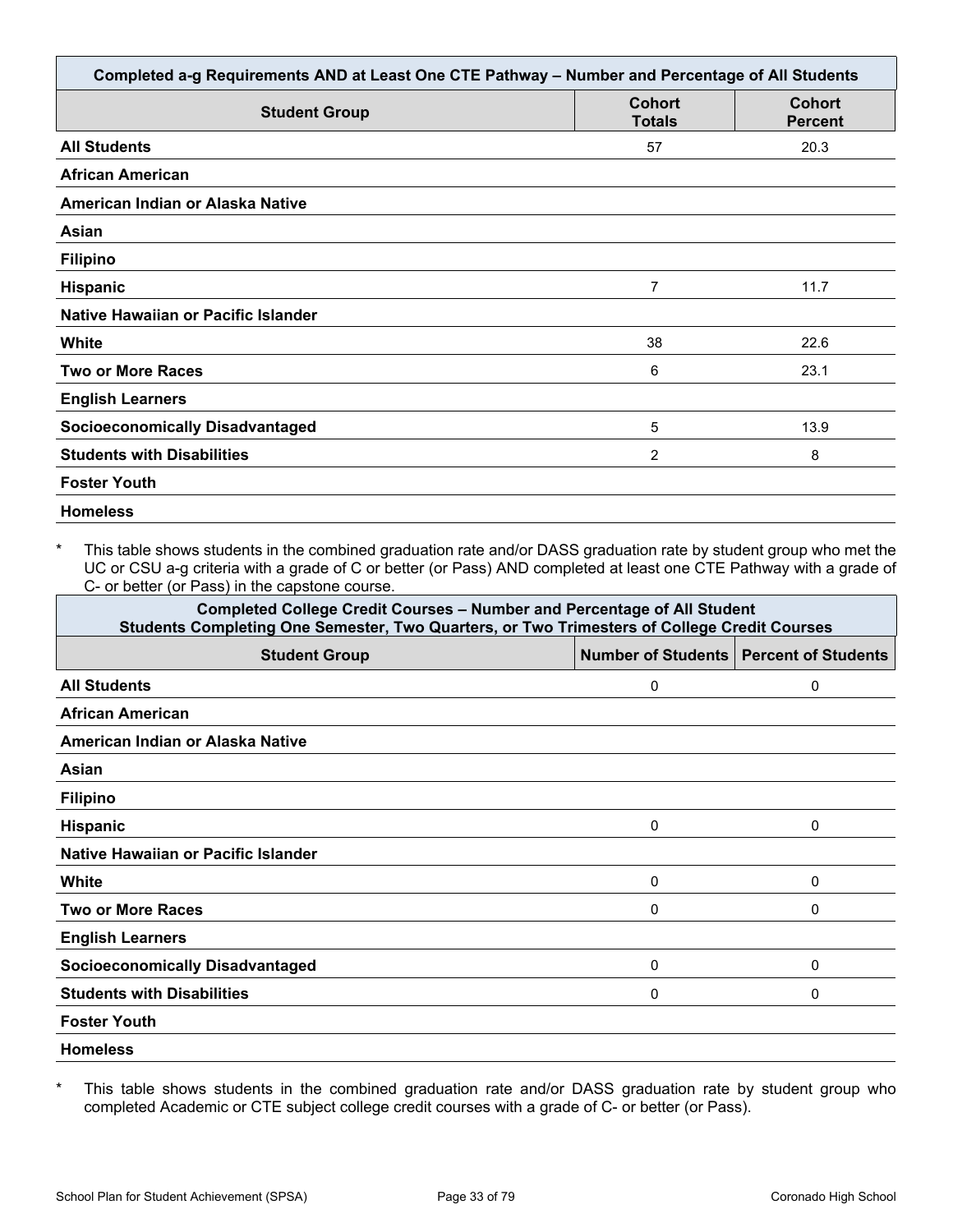| Completed a-g Requirements AND at Least One CTE Pathway – Number and Percentage of All Students | | |
|---|---|---|
| **Student Group** | **Cohort Totals** | **Cohort Percent** |
| **All Students** | 57 | 20.3 |
| **African American** | | |
| **American Indian or Alaska Native** | | |
| **Asian** | | |
| **Filipino** | | |
| **Hispanic** | 7 | 11.7 |
| **Native Hawaiian or Pacific Islander** | | |
| **White** | 38 | 22.6 |
| **Two or More Races** | 6 | 23.1 |
| **English Learners** | | |
| **Socioeconomically Disadvantaged** | 5 | 13.9 |
| **Students with Disabilities** | 2 | 8 |
| **Foster Youth** | | |
| **Homeless** | | |

* This table shows students in the combined graduation rate and/or DASS graduation rate by student group who met the UC or CSU a-g criteria with a grade of C or better (or Pass) AND completed at least one CTE Pathway with a grade of C- or better (or Pass) in the capstone course.

| Completed College Credit Courses – Number and Percentage of All Student Students Completing One Semester, Two Quarters, or Two Trimesters of College Credit Courses | | |
|---|---|---|
| **Student Group** | **Number of Students** | **Percent of Students** |
| **All Students** | 0 | 0 |
| **African American** | | |
| **American Indian or Alaska Native** | | |
| **Asian** | | |
| **Filipino** | | |
| **Hispanic** | 0 | 0 |
| **Native Hawaiian or Pacific Islander** | | |
| **White** | 0 | 0 |
| **Two or More Races** | 0 | 0 |
| **English Learners** | | |
| **Socioeconomically Disadvantaged** | 0 | 0 |
| **Students with Disabilities** | 0 | 0 |
| **Foster Youth** | | |
| **Homeless** | | |

* This table shows students in the combined graduation rate and/or DASS graduation rate by student group who completed Academic or CTE subject college credit courses with a grade of C- or better (or Pass).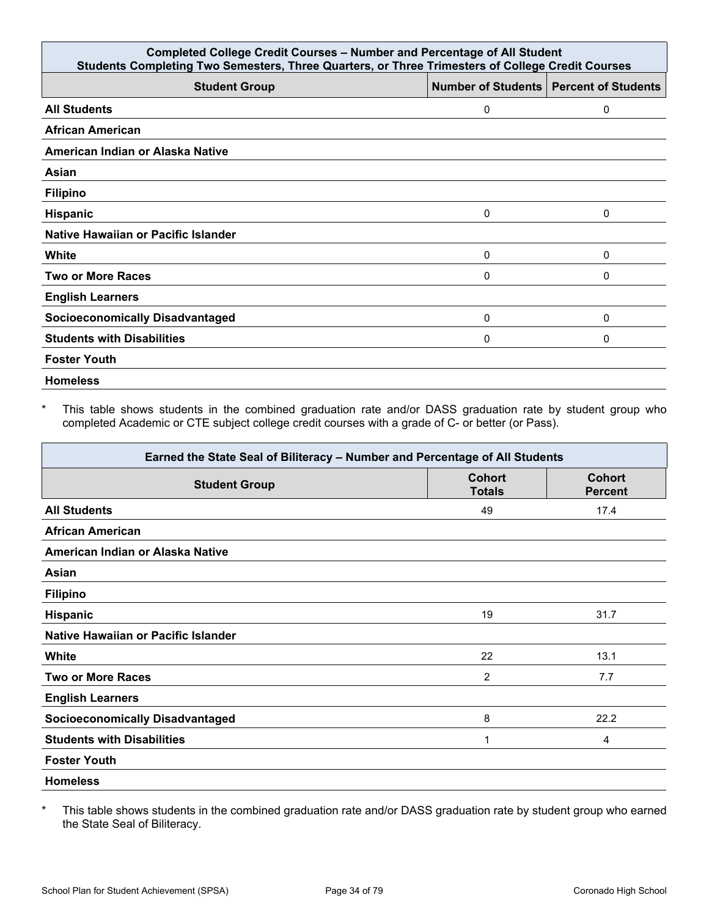| Completed College Credit Courses – Number and Percentage of All Student<br>Students Completing Two Semesters, Three Quarters, or Three Trimesters of College Credit Courses | | |
|---|---|---|
| **Student Group** | **Number of Students** | **Percent of Students** |
| **All Students** | 0 | 0 |
| **African American** | | |
| **American Indian or Alaska Native** | | |
| **Asian** | | |
| **Filipino** | | |
| **Hispanic** | 0 | 0 |
| **Native Hawaiian or Pacific Islander** | | |
| **White** | 0 | 0 |
| **Two or More Races** | 0 | 0 |
| **English Learners** | | |
| **Socioeconomically Disadvantaged** | 0 | 0 |
| **Students with Disabilities** | 0 | 0 |
| **Foster Youth** | | |
| **Homeless** | | |

\* This table shows students in the combined graduation rate and/or DASS graduation rate by student group who completed Academic or CTE subject college credit courses with a grade of C- or better (or Pass).

| Earned the State Seal of Biliteracy – Number and Percentage of All Students | | |
|---|---|---|
| **Student Group** | **Cohort Totals** | **Cohort Percent** |
| **All Students** | 49 | 17.4 |
| **African American** | | |
| **American Indian or Alaska Native** | | |
| **Asian** | | |
| **Filipino** | | |
| **Hispanic** | 19 | 31.7 |
| **Native Hawaiian or Pacific Islander** | | |
| **White** | 22 | 13.1 |
| **Two or More Races** | 2 | 7.7 |
| **English Learners** | | |
| **Socioeconomically Disadvantaged** | 8 | 22.2 |
| **Students with Disabilities** | 1 | 4 |
| **Foster Youth** | | |
| **Homeless** | | |

\* This table shows students in the combined graduation rate and/or DASS graduation rate by student group who earned the State Seal of Biliteracy.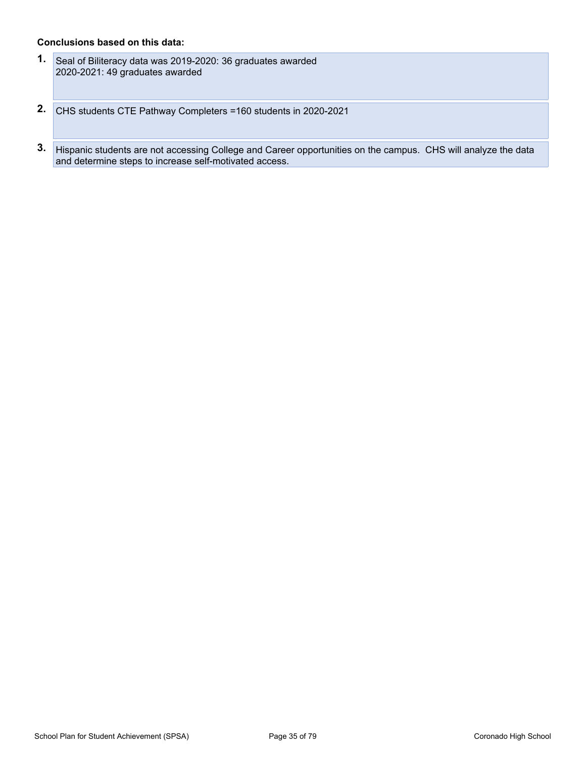**Conclusions based on this data:**

1. Seal of Biliteracy data was 2019-2020: 36 graduates awarded
   2020-2021: 49 graduates awarded

2. CHS students CTE Pathway Completers =160 students in 2020-2021

3. Hispanic students are not accessing College and Career opportunities on the campus.  CHS will analyze the data and determine steps to increase self-motivated access.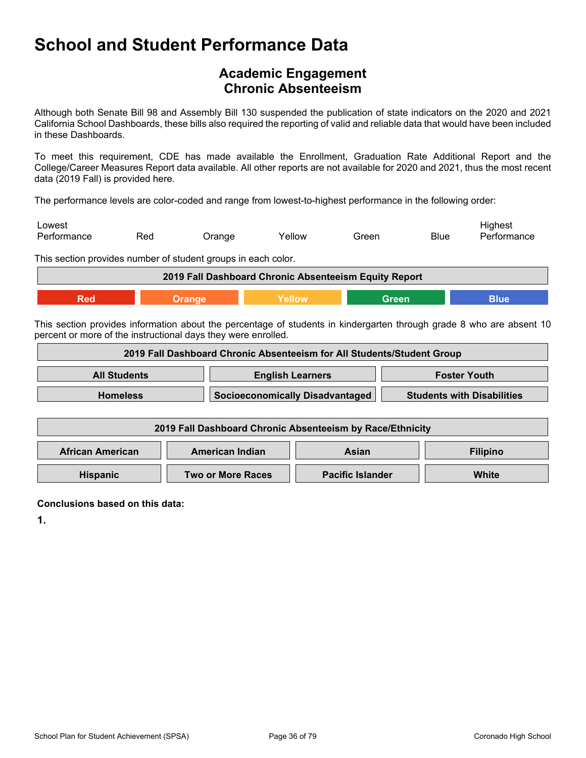# School and Student Performance Data

## Academic Engagement
## Chronic Absenteeism

Although both Senate Bill 98 and Assembly Bill 130 suspended the publication of state indicators on the 2020 and 2021 California School Dashboards, these bills also required the reporting of valid and reliable data that would have been included in these Dashboards.

To meet this requirement, CDE has made available the Enrollment, Graduation Rate Additional Report and the College/Career Measures Report data available. All other reports are not available for 2020 and 2021, thus the most recent data (2019 Fall) is provided here.

The performance levels are color-coded and range from lowest-to-highest performance in the following order:

| Lowest Performance | Red | Orange | Yellow | Green | Blue | Highest Performance |
|---|---|---|---|---|---|---|

This section provides number of student groups in each color.

| 2019 Fall Dashboard Chronic Absenteeism Equity Report | | | | |
|---|---|---|---|---|
| Red | Orange | Yellow | Green | Blue |

This section provides information about the percentage of students in kindergarten through grade 8 who are absent 10 percent or more of the instructional days they were enrolled.

| 2019 Fall Dashboard Chronic Absenteeism for All Students/Student Group | | |
|---|---|---|
| **All Students** | **English Learners** | **Foster Youth** |
| **Homeless** | **Socioeconomically Disadvantaged** | **Students with Disabilities** |

| 2019 Fall Dashboard Chronic Absenteeism by Race/Ethnicity | | | |
|---|---|---|---|
| **African American** | **American Indian** | **Asian** | **Filipino** |
| **Hispanic** | **Two or More Races** | **Pacific Islander** | **White** |

**Conclusions based on this data:**

**1.**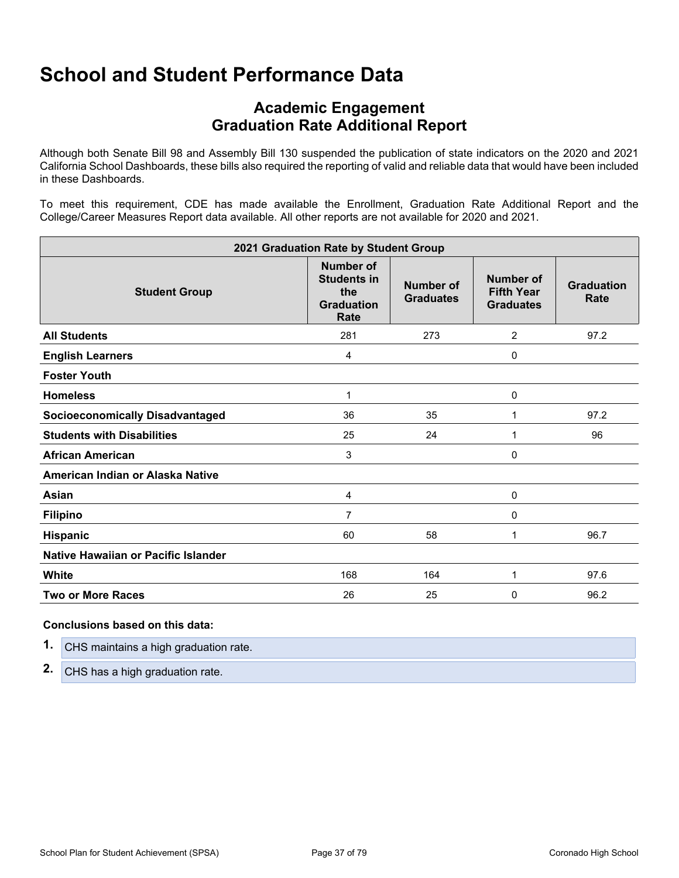# School and Student Performance Data

## Academic Engagement
## Graduation Rate Additional Report

Although both Senate Bill 98 and Assembly Bill 130 suspended the publication of state indicators on the 2020 and 2021 California School Dashboards, these bills also required the reporting of valid and reliable data that would have been included in these Dashboards.

To meet this requirement, CDE has made available the Enrollment, Graduation Rate Additional Report and the College/Career Measures Report data available. All other reports are not available for 2020 and 2021.

| 2021 Graduation Rate by Student Group | | | | |
|---|---|---|---|---|
| **Student Group** | **Number of Students in the Graduation Rate** | **Number of Graduates** | **Number of Fifth Year Graduates** | **Graduation Rate** |
| **All Students** | 281 | 273 | 2 | 97.2 |
| **English Learners** | 4 | | 0 | |
| **Foster Youth** | | | | |
| **Homeless** | 1 | | 0 | |
| **Socioeconomically Disadvantaged** | 36 | 35 | 1 | 97.2 |
| **Students with Disabilities** | 25 | 24 | 1 | 96 |
| **African American** | 3 | | 0 | |
| **American Indian or Alaska Native** | | | | |
| **Asian** | 4 | | 0 | |
| **Filipino** | 7 | | 0 | |
| **Hispanic** | 60 | 58 | 1 | 96.7 |
| **Native Hawaiian or Pacific Islander** | | | | |
| **White** | 168 | 164 | 1 | 97.6 |
| **Two or More Races** | 26 | 25 | 0 | 96.2 |

**Conclusions based on this data:**

1. CHS maintains a high graduation rate.
2. CHS has a high graduation rate.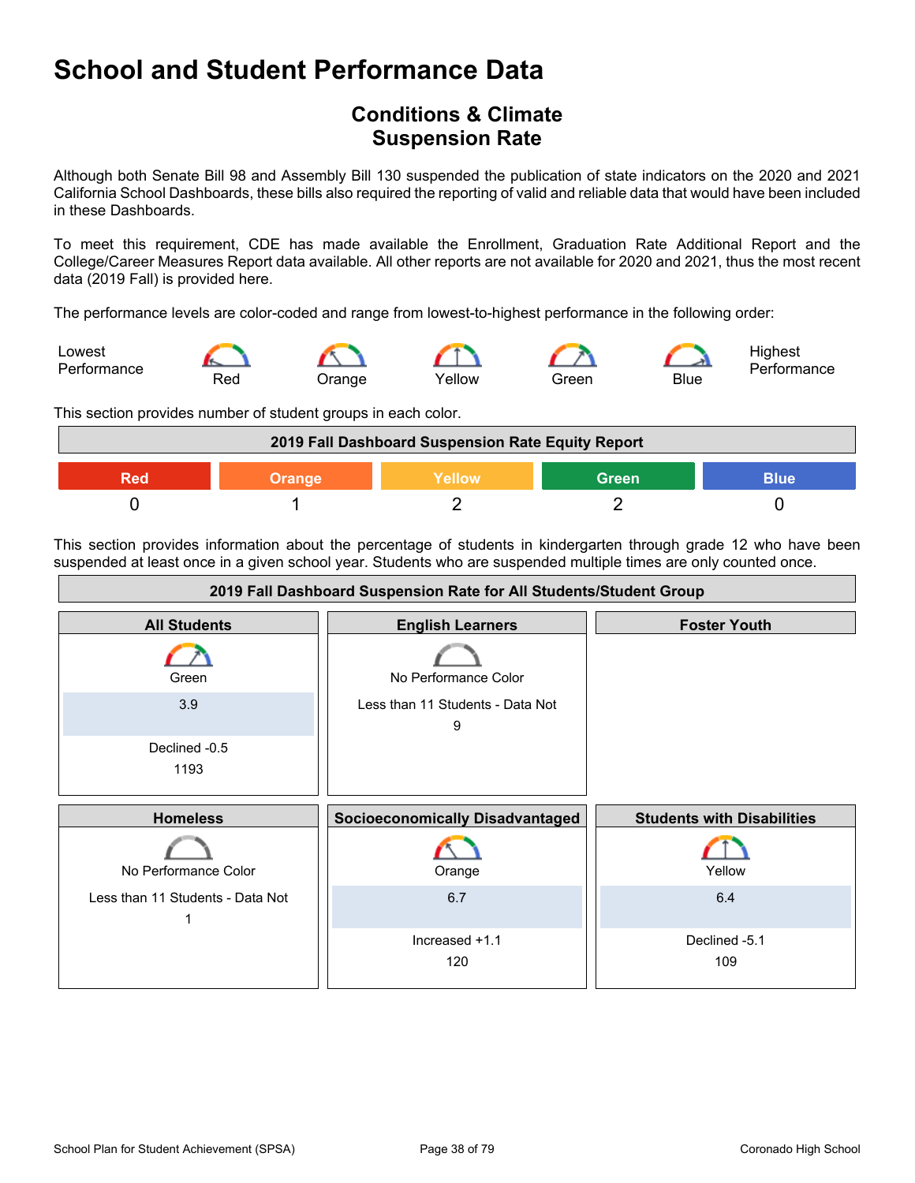# School and Student Performance Data

## Conditions & Climate
## Suspension Rate

Although both Senate Bill 98 and Assembly Bill 130 suspended the publication of state indicators on the 2020 and 2021 California School Dashboards, these bills also required the reporting of valid and reliable data that would have been included in these Dashboards.

To meet this requirement, CDE has made available the Enrollment, Graduation Rate Additional Report and the College/Career Measures Report data available. All other reports are not available for 2020 and 2021, thus the most recent data (2019 Fall) is provided here.

The performance levels are color-coded and range from lowest-to-highest performance in the following order:

Lowest Performance — Red — Orange — Yellow — Green — Blue — Highest Performance

This section provides number of student groups in each color.

| 2019 Fall Dashboard Suspension Rate Equity Report | | | | |
|---|---|---|---|---|
| Red | Orange | Yellow | Green | Blue |
| 0 | 1 | 2 | 2 | 0 |

This section provides information about the percentage of students in kindergarten through grade 12 who have been suspended at least once in a given school year. Students who are suspended multiple times are only counted once.

| 2019 Fall Dashboard Suspension Rate for All Students/Student Group | | |
|---|---|---|
| **All Students** | **English Learners** | **Foster Youth** |
| Green<br>3.9<br>Declined -0.5<br>1193 | No Performance Color<br>Less than 11 Students - Data Not<br>9 | |
| **Homeless** | **Socioeconomically Disadvantaged** | **Students with Disabilities** |
| No Performance Color<br>Less than 11 Students - Data Not<br>1 | Orange<br>6.7<br>Increased +1.1<br>120 | Yellow<br>6.4<br>Declined -5.1<br>109 |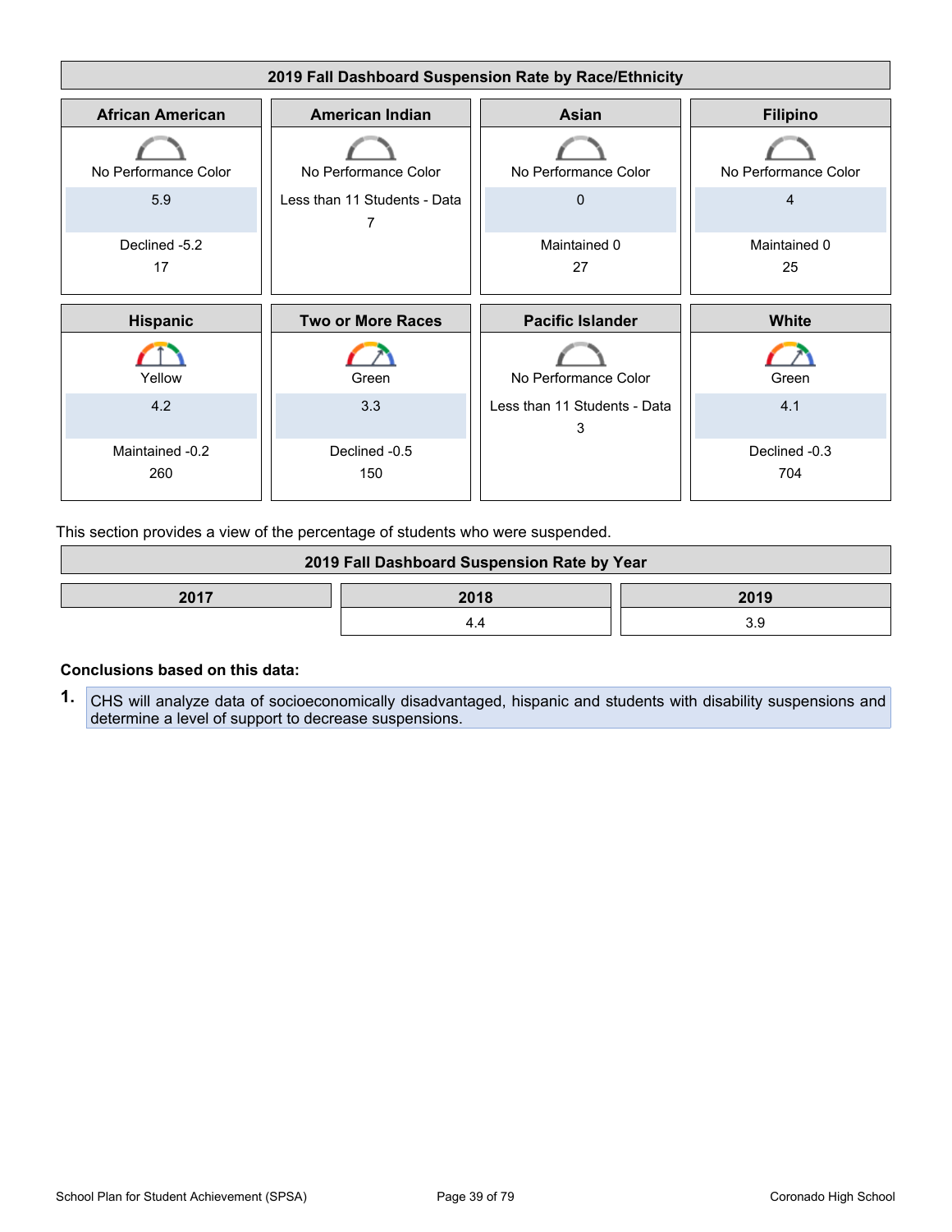| 2019 Fall Dashboard Suspension Rate by Race/Ethnicity | | | |
|---|---|---|---|
| **African American** | **American Indian** | **Asian** | **Filipino** |
| No Performance Color | No Performance Color | No Performance Color | No Performance Color |
| 5.9 | Less than 11 Students - Data 7 | 0 | 4 |
| Declined -5.2 17 | | Maintained 0 27 | Maintained 0 25 |
| **Hispanic** | **Two or More Races** | **Pacific Islander** | **White** |
| Yellow | Green | No Performance Color | Green |
| 4.2 | 3.3 | Less than 11 Students - Data 3 | 4.1 |
| Maintained -0.2 260 | Declined -0.5 150 | | Declined -0.3 704 |

This section provides a view of the percentage of students who were suspended.

| 2019 Fall Dashboard Suspension Rate by Year | | |
|---|---|---|
| **2017** | **2018** | **2019** |
| | 4.4 | 3.9 |

**Conclusions based on this data:**

1. CHS will analyze data of socioeconomically disadvantaged, hispanic and students with disability suspensions and determine a level of support to decrease suspensions.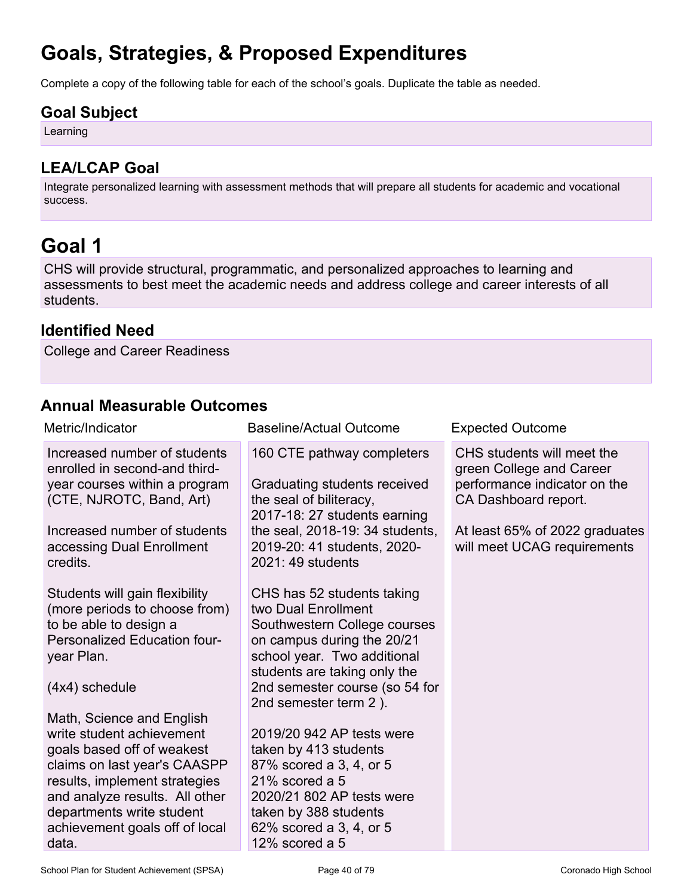# Goals, Strategies, & Proposed Expenditures

Complete a copy of the following table for each of the school's goals. Duplicate the table as needed.

## Goal Subject

Learning

## LEA/LCAP Goal

Integrate personalized learning with assessment methods that will prepare all students for academic and vocational success.

# Goal 1

CHS will provide structural, programmatic, and personalized approaches to learning and assessments to best meet the academic needs and address college and career interests of all students.

## Identified Need

College and Career Readiness

## Annual Measurable Outcomes

| Metric/Indicator | Baseline/Actual Outcome | Expected Outcome |
| --- | --- | --- |
| Increased number of students enrolled in second-and third-year courses within a program (CTE, NJROTC, Band, Art)<br><br>Increased number of students accessing Dual Enrollment credits.<br><br>Students will gain flexibility (more periods to choose from) to be able to design a Personalized Education four-year Plan.<br><br>(4x4) schedule<br><br>Math, Science and English write student achievement goals based off of weakest claims on last year's CAASPP results, implement strategies and analyze results. All other departments write student achievement goals off of local data. | 160 CTE pathway completers<br><br>Graduating students received the seal of biliteracy, 2017-18: 27 students earning the seal, 2018-19: 34 students, 2019-20: 41 students, 2020-2021: 49 students<br><br>CHS has 52 students taking two Dual Enrollment Southwestern College courses on campus during the 20/21 school year. Two additional students are taking only the 2nd semester course (so 54 for 2nd semester term 2 ).<br><br>2019/20 942 AP tests were taken by 413 students<br>87% scored a 3, 4, or 5<br>21% scored a 5<br>2020/21 802 AP tests were taken by 388 students<br>62% scored a 3, 4, or 5<br>12% scored a 5 | CHS students will meet the green College and Career performance indicator on the CA Dashboard report.<br><br>At least 65% of 2022 graduates will meet UCAG requirements |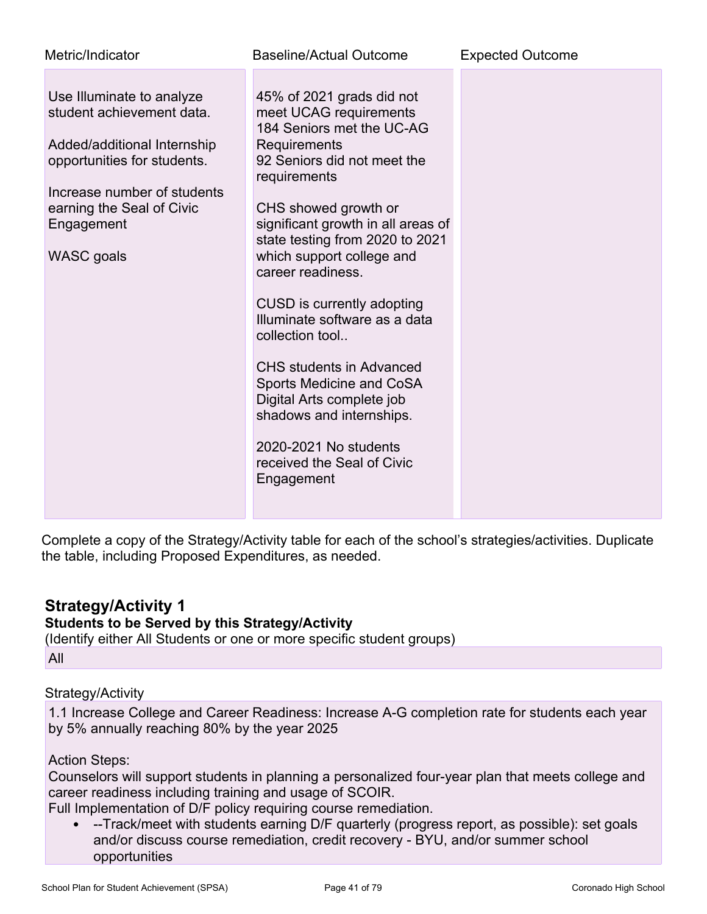| Metric/Indicator | Baseline/Actual Outcome | Expected Outcome |
|---|---|---|
| Use Illuminate to analyze student achievement data.<br><br>Added/additional Internship opportunities for students.<br><br>Increase number of students earning the Seal of Civic Engagement<br><br>WASC goals | 45% of 2021 grads did not meet UCAG requirements<br>184 Seniors met the UC-AG Requirements<br>92 Seniors did not meet the requirements<br><br>CHS showed growth or significant growth in all areas of state testing from 2020 to 2021 which support college and career readiness.<br><br>CUSD is currently adopting Illuminate software as a data collection tool..<br><br>CHS students in Advanced Sports Medicine and CoSA Digital Arts complete job shadows and internships.<br><br>2020-2021 No students received the Seal of Civic Engagement | |

Complete a copy of the Strategy/Activity table for each of the school's strategies/activities. Duplicate the table, including Proposed Expenditures, as needed.

## Strategy/Activity 1

**Students to be Served by this Strategy/Activity**

(Identify either All Students or one or more specific student groups)

All

Strategy/Activity

1.1 Increase College and Career Readiness: Increase A-G completion rate for students each year by 5% annually reaching 80% by the year 2025

Action Steps:

Counselors will support students in planning a personalized four-year plan that meets college and career readiness including training and usage of SCOIR.

Full Implementation of D/F policy requiring course remediation.

- --Track/meet with students earning D/F quarterly (progress report, as possible): set goals and/or discuss course remediation, credit recovery - BYU, and/or summer school opportunities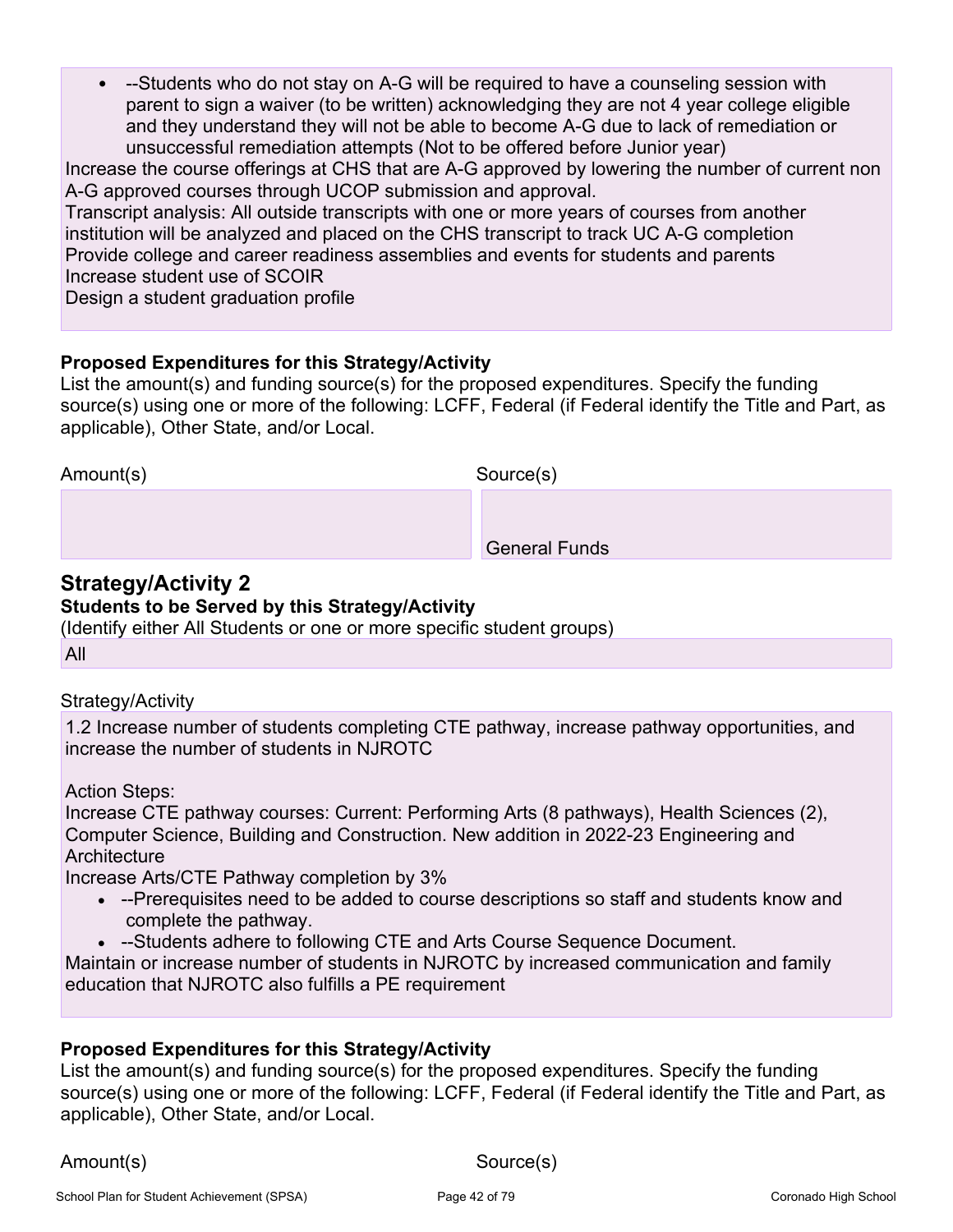- --Students who do not stay on A-G will be required to have a counseling session with parent to sign a waiver (to be written) acknowledging they are not 4 year college eligible and they understand they will not be able to become A-G due to lack of remediation or unsuccessful remediation attempts (Not to be offered before Junior year)

Increase the course offerings at CHS that are A-G approved by lowering the number of current non A-G approved courses through UCOP submission and approval.
Transcript analysis: All outside transcripts with one or more years of courses from another institution will be analyzed and placed on the CHS transcript to track UC A-G completion
Provide college and career readiness assemblies and events for students and parents
Increase student use of SCOIR
Design a student graduation profile

**Proposed Expenditures for this Strategy/Activity**
List the amount(s) and funding source(s) for the proposed expenditures. Specify the funding source(s) using one or more of the following: LCFF, Federal (if Federal identify the Title and Part, as applicable), Other State, and/or Local.

| Amount(s) | Source(s) |
|---|---|
| | General Funds |

## Strategy/Activity 2

**Students to be Served by this Strategy/Activity**
(Identify either All Students or one or more specific student groups)

All

Strategy/Activity

1.2 Increase number of students completing CTE pathway, increase pathway opportunities, and increase the number of students in NJROTC

Action Steps:
Increase CTE pathway courses: Current: Performing Arts (8 pathways), Health Sciences (2), Computer Science, Building and Construction. New addition in 2022-23 Engineering and Architecture
Increase Arts/CTE Pathway completion by 3%

- --Prerequisites need to be added to course descriptions so staff and students know and complete the pathway.
- --Students adhere to following CTE and Arts Course Sequence Document.

Maintain or increase number of students in NJROTC by increased communication and family education that NJROTC also fulfills a PE requirement

**Proposed Expenditures for this Strategy/Activity**
List the amount(s) and funding source(s) for the proposed expenditures. Specify the funding source(s) using one or more of the following: LCFF, Federal (if Federal identify the Title and Part, as applicable), Other State, and/or Local.

| Amount(s) | Source(s) |
|---|---|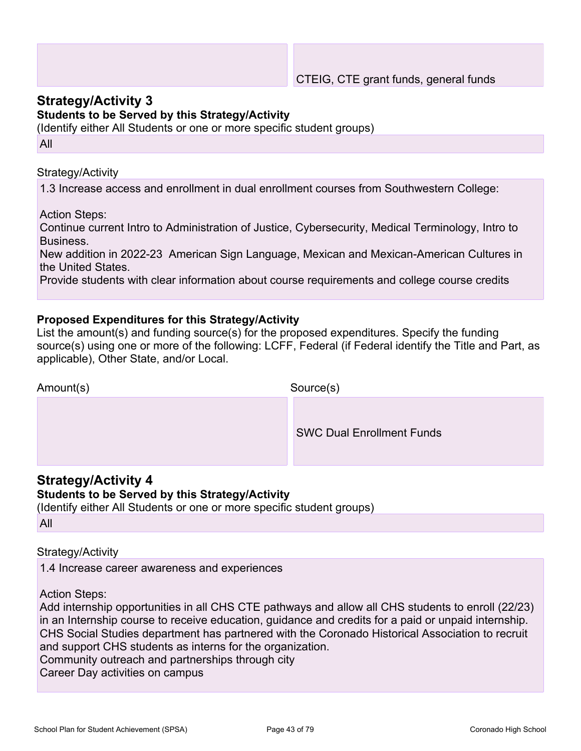| | |
|---|---|
| | CTEIG, CTE grant funds, general funds |

## Strategy/Activity 3

**Students to be Served by this Strategy/Activity**

(Identify either All Students or one or more specific student groups)

All

Strategy/Activity

1.3 Increase access and enrollment in dual enrollment courses from Southwestern College:

Action Steps:
Continue current Intro to Administration of Justice, Cybersecurity, Medical Terminology, Intro to Business.
New addition in 2022-23 American Sign Language, Mexican and Mexican-American Cultures in the United States.
Provide students with clear information about course requirements and college course credits

**Proposed Expenditures for this Strategy/Activity**

List the amount(s) and funding source(s) for the proposed expenditures. Specify the funding source(s) using one or more of the following: LCFF, Federal (if Federal identify the Title and Part, as applicable), Other State, and/or Local.

| Amount(s) | Source(s) |
|---|---|
| | SWC Dual Enrollment Funds |

## Strategy/Activity 4

**Students to be Served by this Strategy/Activity**

(Identify either All Students or one or more specific student groups)

All

Strategy/Activity

1.4 Increase career awareness and experiences

Action Steps:
Add internship opportunities in all CHS CTE pathways and allow all CHS students to enroll (22/23) in an Internship course to receive education, guidance and credits for a paid or unpaid internship.
CHS Social Studies department has partnered with the Coronado Historical Association to recruit and support CHS students as interns for the organization.
Community outreach and partnerships through city
Career Day activities on campus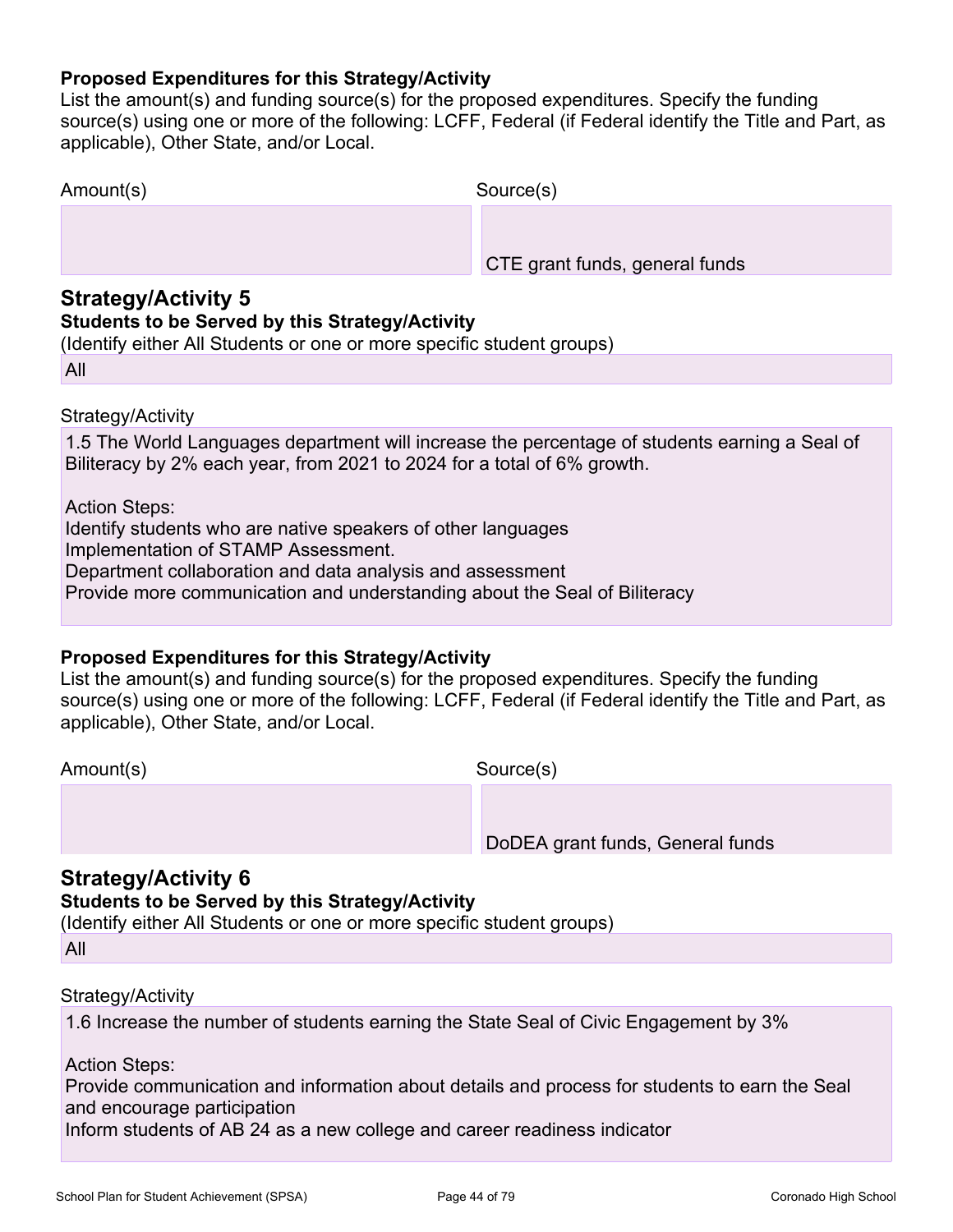**Proposed Expenditures for this Strategy/Activity**

List the amount(s) and funding source(s) for the proposed expenditures. Specify the funding source(s) using one or more of the following: LCFF, Federal (if Federal identify the Title and Part, as applicable), Other State, and/or Local.

| Amount(s) | Source(s) |
|---|---|
| | CTE grant funds, general funds |

## Strategy/Activity 5

**Students to be Served by this Strategy/Activity**

(Identify either All Students or one or more specific student groups)

All

Strategy/Activity

1.5 The World Languages department will increase the percentage of students earning a Seal of Biliteracy by 2% each year, from 2021 to 2024 for a total of 6% growth.

Action Steps:
Identify students who are native speakers of other languages
Implementation of STAMP Assessment.
Department collaboration and data analysis and assessment
Provide more communication and understanding about the Seal of Biliteracy

**Proposed Expenditures for this Strategy/Activity**

List the amount(s) and funding source(s) for the proposed expenditures. Specify the funding source(s) using one or more of the following: LCFF, Federal (if Federal identify the Title and Part, as applicable), Other State, and/or Local.

| Amount(s) | Source(s) |
|---|---|
| | DoDEA grant funds, General funds |

## Strategy/Activity 6

**Students to be Served by this Strategy/Activity**

(Identify either All Students or one or more specific student groups)

All

Strategy/Activity

1.6 Increase the number of students earning the State Seal of Civic Engagement by 3%

Action Steps:
Provide communication and information about details and process for students to earn the Seal and encourage participation
Inform students of AB 24 as a new college and career readiness indicator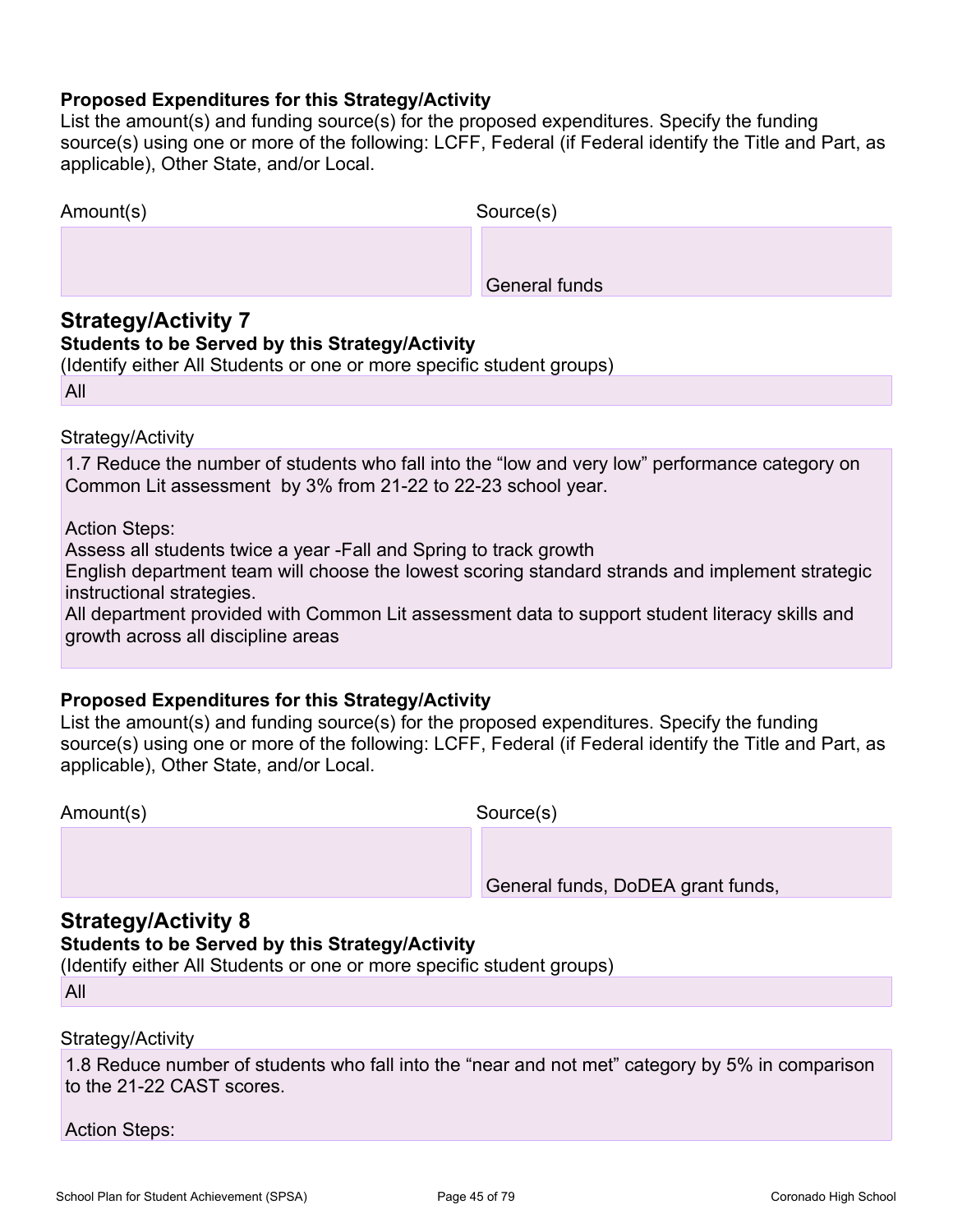#### Proposed Expenditures for this Strategy/Activity

List the amount(s) and funding source(s) for the proposed expenditures. Specify the funding source(s) using one or more of the following: LCFF, Federal (if Federal identify the Title and Part, as applicable), Other State, and/or Local.

| Amount(s) | Source(s) |
| --- | --- |
| | General funds |

### Strategy/Activity 7

#### Students to be Served by this Strategy/Activity

(Identify either All Students or one or more specific student groups)

All

Strategy/Activity

1.7 Reduce the number of students who fall into the “low and very low” performance category on Common Lit assessment by 3% from 21-22 to 22-23 school year.

Action Steps:
Assess all students twice a year -Fall and Spring to track growth
English department team will choose the lowest scoring standard strands and implement strategic instructional strategies.
All department provided with Common Lit assessment data to support student literacy skills and growth across all discipline areas

#### Proposed Expenditures for this Strategy/Activity

List the amount(s) and funding source(s) for the proposed expenditures. Specify the funding source(s) using one or more of the following: LCFF, Federal (if Federal identify the Title and Part, as applicable), Other State, and/or Local.

| Amount(s) | Source(s) |
| --- | --- |
| | General funds, DoDEA grant funds, |

### Strategy/Activity 8

#### Students to be Served by this Strategy/Activity

(Identify either All Students or one or more specific student groups)

All

Strategy/Activity

1.8 Reduce number of students who fall into the “near and not met” category by 5% in comparison to the 21-22 CAST scores.

Action Steps: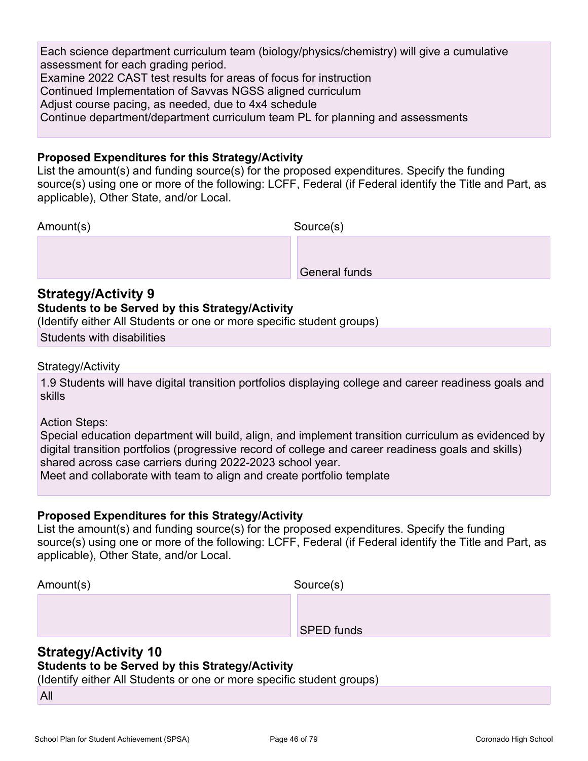Each science department curriculum team (biology/physics/chemistry) will give a cumulative assessment for each grading period.
Examine 2022 CAST test results for areas of focus for instruction
Continued Implementation of Savvas NGSS aligned curriculum
Adjust course pacing, as needed, due to 4x4 schedule
Continue department/department curriculum team PL for planning and assessments

**Proposed Expenditures for this Strategy/Activity**
List the amount(s) and funding source(s) for the proposed expenditures. Specify the funding source(s) using one or more of the following: LCFF, Federal (if Federal identify the Title and Part, as applicable), Other State, and/or Local.

| Amount(s) | Source(s) |
| --- | --- |
| | General funds |

## Strategy/Activity 9

**Students to be Served by this Strategy/Activity**
(Identify either All Students or one or more specific student groups)

Students with disabilities

Strategy/Activity

1.9 Students will have digital transition portfolios displaying college and career readiness goals and skills

Action Steps:
Special education department will build, align, and implement transition curriculum as evidenced by digital transition portfolios (progressive record of college and career readiness goals and skills) shared across case carriers during 2022-2023 school year.
Meet and collaborate with team to align and create portfolio template

**Proposed Expenditures for this Strategy/Activity**
List the amount(s) and funding source(s) for the proposed expenditures. Specify the funding source(s) using one or more of the following: LCFF, Federal (if Federal identify the Title and Part, as applicable), Other State, and/or Local.

| Amount(s) | Source(s) |
| --- | --- |
| | SPED funds |

## Strategy/Activity 10

**Students to be Served by this Strategy/Activity**
(Identify either All Students or one or more specific student groups)

All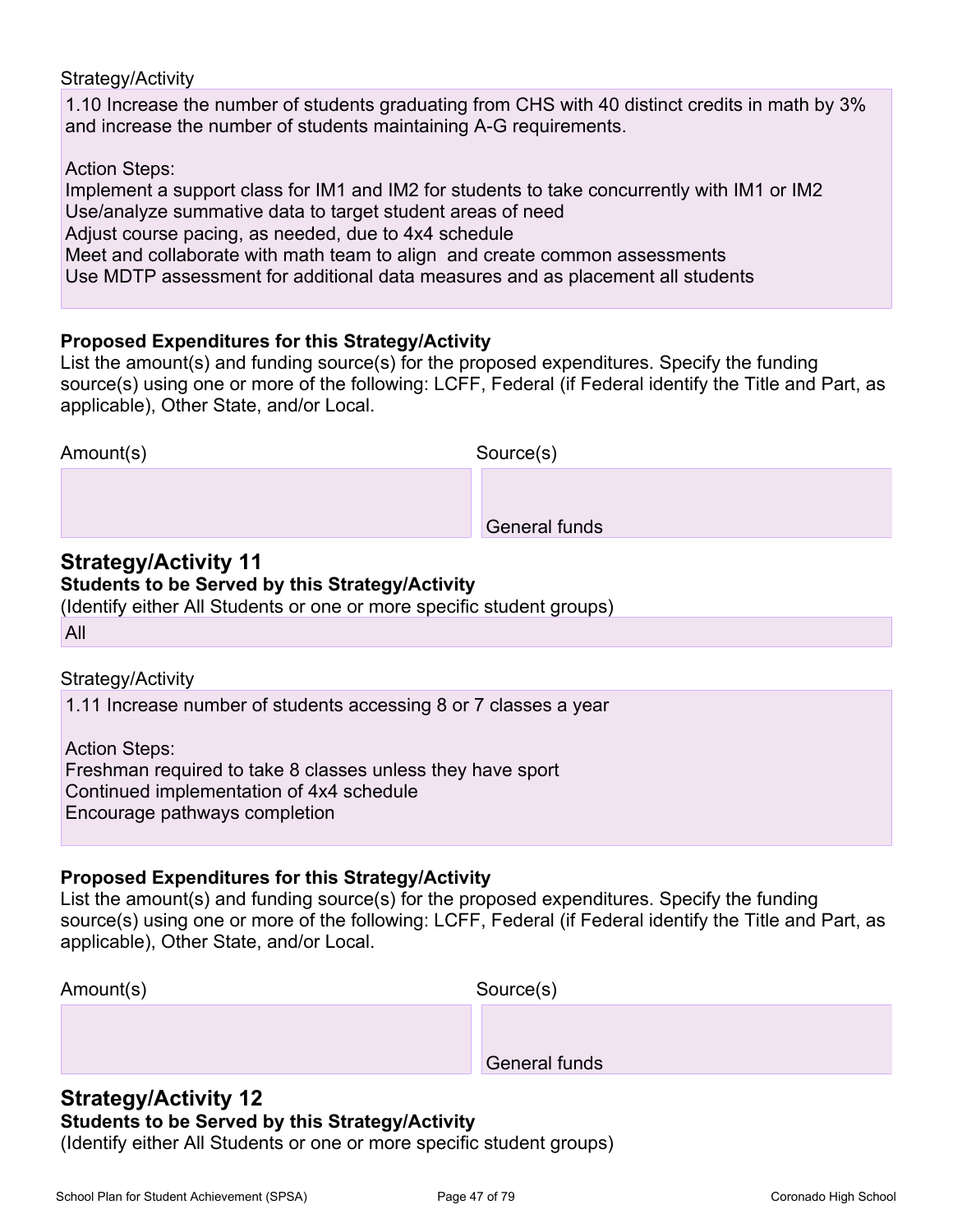Strategy/Activity

1.10 Increase the number of students graduating from CHS with 40 distinct credits in math by 3% and increase the number of students maintaining A-G requirements.

Action Steps:
Implement a support class for IM1 and IM2 for students to take concurrently with IM1 or IM2
Use/analyze summative data to target student areas of need
Adjust course pacing, as needed, due to 4x4 schedule
Meet and collaborate with math team to align and create common assessments
Use MDTP assessment for additional data measures and as placement all students

**Proposed Expenditures for this Strategy/Activity**

List the amount(s) and funding source(s) for the proposed expenditures. Specify the funding source(s) using one or more of the following: LCFF, Federal (if Federal identify the Title and Part, as applicable), Other State, and/or Local.

| Amount(s) | Source(s) |
| --- | --- |
| | General funds |

## Strategy/Activity 11

**Students to be Served by this Strategy/Activity**

(Identify either All Students or one or more specific student groups)

All

Strategy/Activity

1.11 Increase number of students accessing 8 or 7 classes a year

Action Steps:
Freshman required to take 8 classes unless they have sport
Continued implementation of 4x4 schedule
Encourage pathways completion

**Proposed Expenditures for this Strategy/Activity**

List the amount(s) and funding source(s) for the proposed expenditures. Specify the funding source(s) using one or more of the following: LCFF, Federal (if Federal identify the Title and Part, as applicable), Other State, and/or Local.

| Amount(s) | Source(s) |
| --- | --- |
| | General funds |

## Strategy/Activity 12

**Students to be Served by this Strategy/Activity**

(Identify either All Students or one or more specific student groups)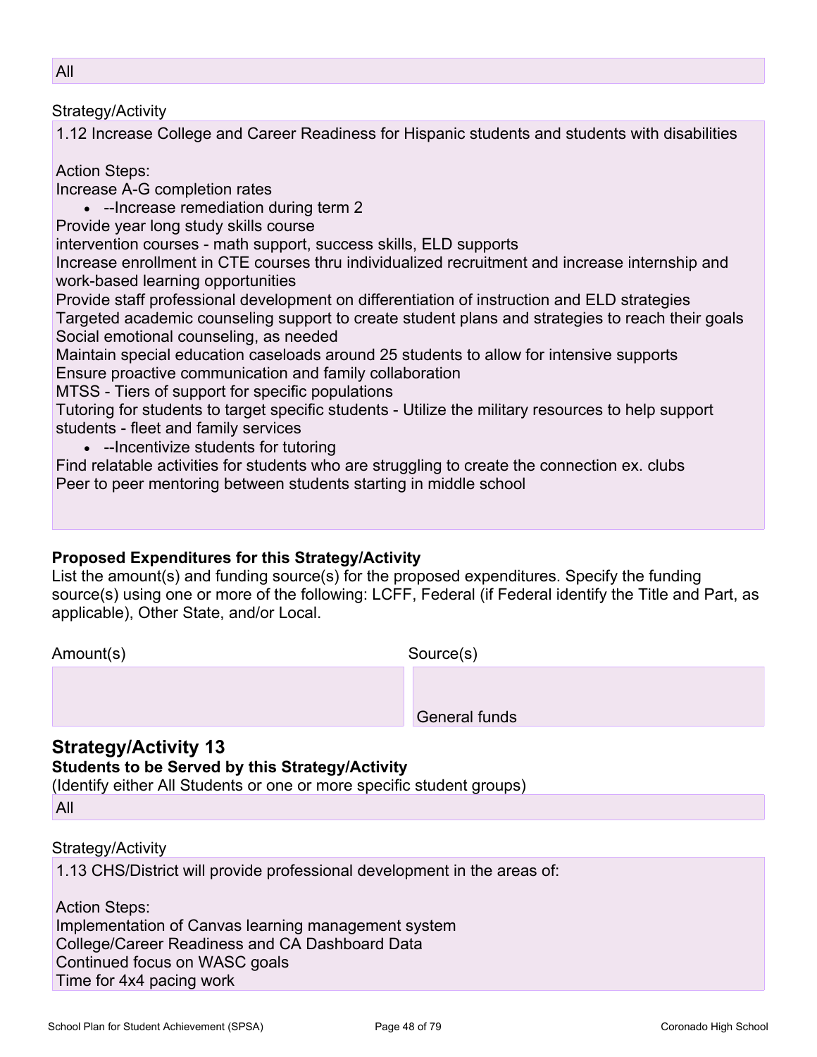All

Strategy/Activity

1.12 Increase College and Career Readiness for Hispanic students and students with disabilities

Action Steps:
Increase A-G completion rates

- --Increase remediation during term 2

Provide year long study skills course
intervention courses - math support, success skills, ELD supports
Increase enrollment in CTE courses thru individualized recruitment and increase internship and work-based learning opportunities
Provide staff professional development on differentiation of instruction and ELD strategies
Targeted academic counseling support to create student plans and strategies to reach their goals
Social emotional counseling, as needed
Maintain special education caseloads around 25 students to allow for intensive supports
Ensure proactive communication and family collaboration
MTSS - Tiers of support for specific populations
Tutoring for students to target specific students - Utilize the military resources to help support students - fleet and family services

- --Incentivize students for tutoring

Find relatable activities for students who are struggling to create the connection ex. clubs
Peer to peer mentoring between students starting in middle school

**Proposed Expenditures for this Strategy/Activity**
List the amount(s) and funding source(s) for the proposed expenditures. Specify the funding source(s) using one or more of the following: LCFF, Federal (if Federal identify the Title and Part, as applicable), Other State, and/or Local.

| Amount(s) | Source(s) |
|---|---|
| | General funds |

## Strategy/Activity 13

**Students to be Served by this Strategy/Activity**
(Identify either All Students or one or more specific student groups)

All

Strategy/Activity

1.13 CHS/District will provide professional development in the areas of:

Action Steps:
Implementation of Canvas learning management system
College/Career Readiness and CA Dashboard Data
Continued focus on WASC goals
Time for 4x4 pacing work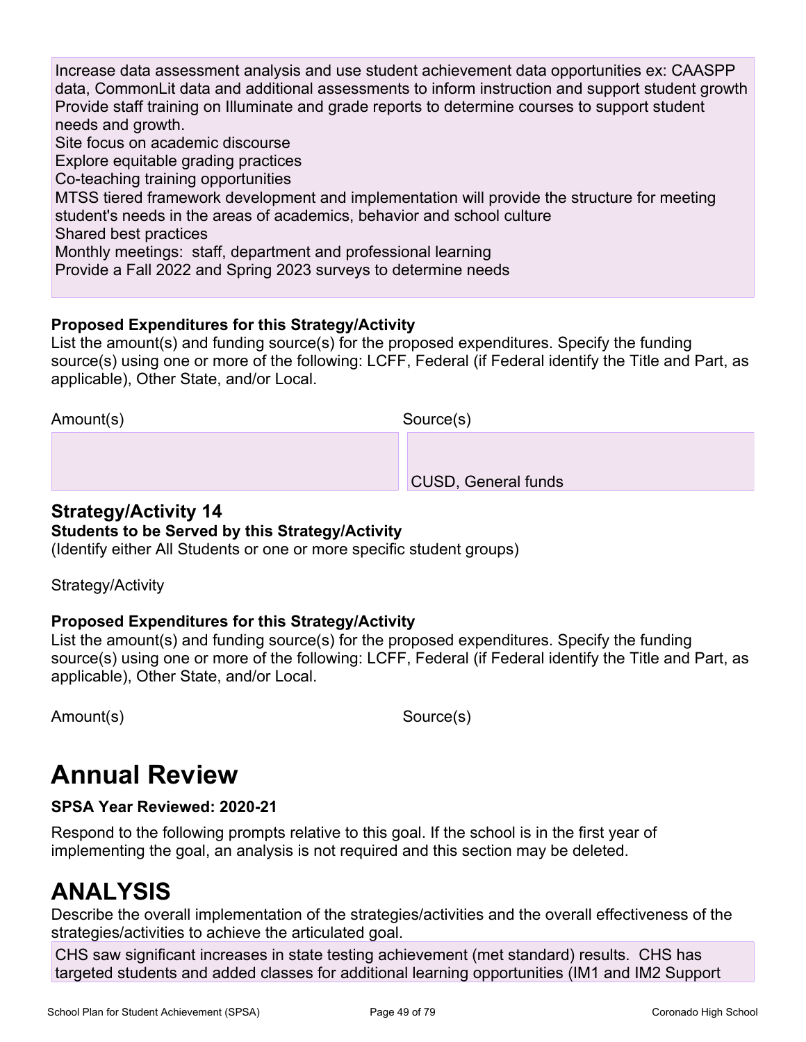Increase data assessment analysis and use student achievement data opportunities ex: CAASPP data, CommonLit data and additional assessments to inform instruction and support student growth
Provide staff training on Illuminate and grade reports to determine courses to support student needs and growth.
Site focus on academic discourse
Explore equitable grading practices
Co-teaching training opportunities
MTSS tiered framework development and implementation will provide the structure for meeting student's needs in the areas of academics, behavior and school culture
Shared best practices
Monthly meetings: staff, department and professional learning
Provide a Fall 2022 and Spring 2023 surveys to determine needs

**Proposed Expenditures for this Strategy/Activity**
List the amount(s) and funding source(s) for the proposed expenditures. Specify the funding source(s) using one or more of the following: LCFF, Federal (if Federal identify the Title and Part, as applicable), Other State, and/or Local.

| Amount(s) | Source(s) |
|---|---|
| | CUSD, General funds |

### Strategy/Activity 14

**Students to be Served by this Strategy/Activity**
(Identify either All Students or one or more specific student groups)

Strategy/Activity

**Proposed Expenditures for this Strategy/Activity**
List the amount(s) and funding source(s) for the proposed expenditures. Specify the funding source(s) using one or more of the following: LCFF, Federal (if Federal identify the Title and Part, as applicable), Other State, and/or Local.

| Amount(s) | Source(s) |
|---|---|

# Annual Review

**SPSA Year Reviewed: 2020-21**

Respond to the following prompts relative to this goal. If the school is in the first year of implementing the goal, an analysis is not required and this section may be deleted.

# ANALYSIS

Describe the overall implementation of the strategies/activities and the overall effectiveness of the strategies/activities to achieve the articulated goal.

CHS saw significant increases in state testing achievement (met standard) results. CHS has targeted students and added classes for additional learning opportunities (IM1 and IM2 Support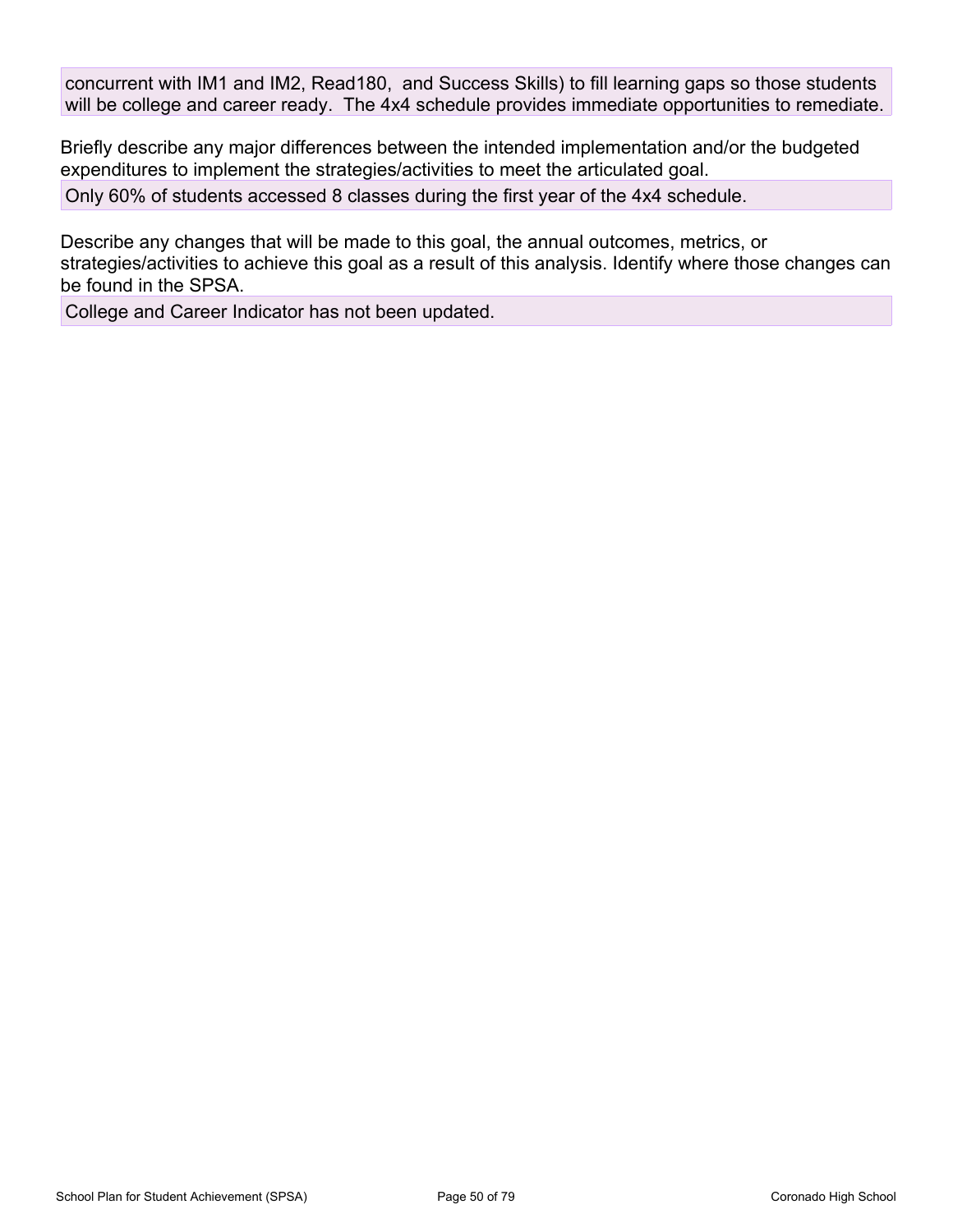concurrent with IM1 and IM2, Read180, and Success Skills) to fill learning gaps so those students will be college and career ready. The 4x4 schedule provides immediate opportunities to remediate.

Briefly describe any major differences between the intended implementation and/or the budgeted expenditures to implement the strategies/activities to meet the articulated goal.

Only 60% of students accessed 8 classes during the first year of the 4x4 schedule.

Describe any changes that will be made to this goal, the annual outcomes, metrics, or strategies/activities to achieve this goal as a result of this analysis. Identify where those changes can be found in the SPSA.

College and Career Indicator has not been updated.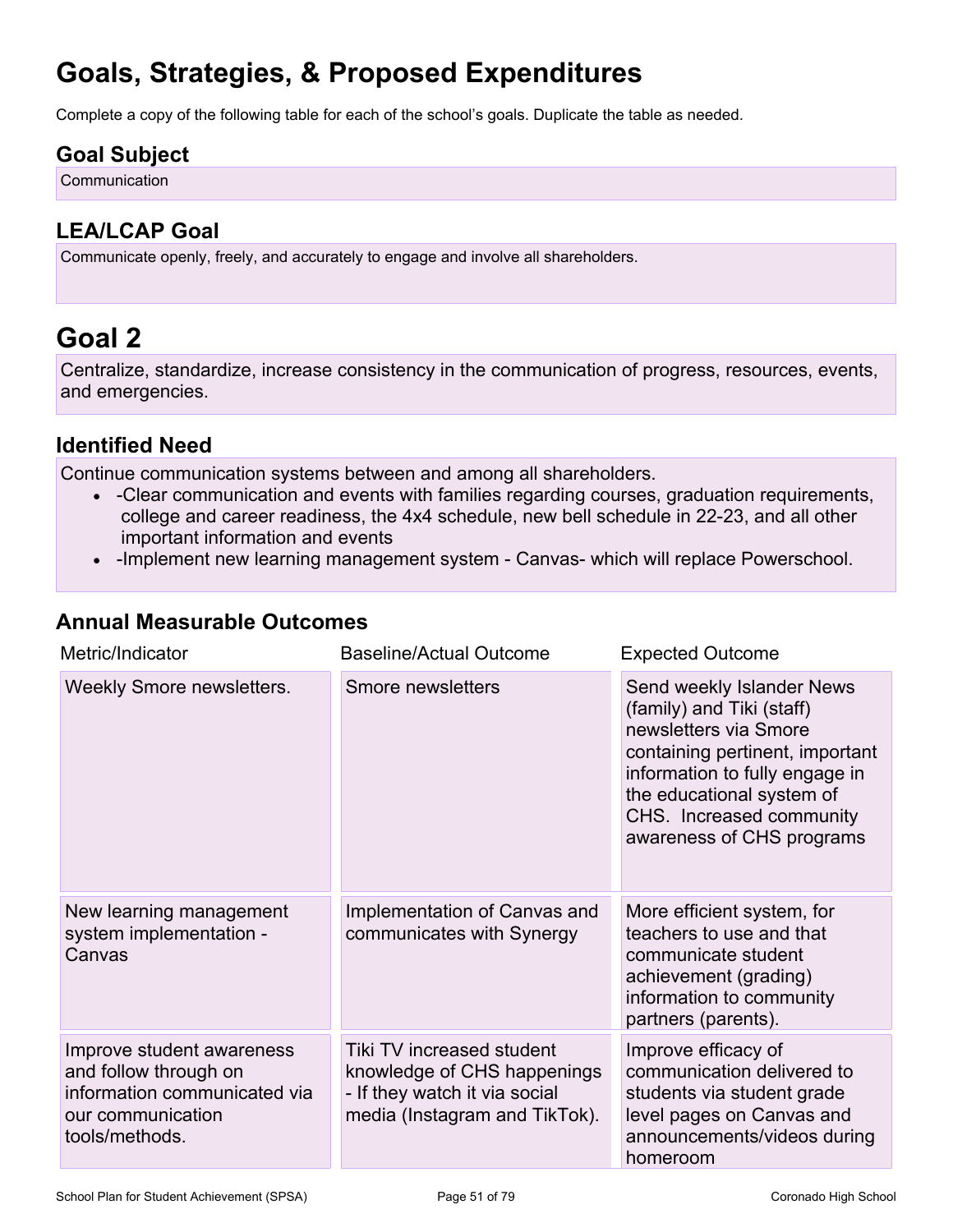# Goals, Strategies, & Proposed Expenditures

Complete a copy of the following table for each of the school's goals. Duplicate the table as needed.

## Goal Subject

Communication

## LEA/LCAP Goal

Communicate openly, freely, and accurately to engage and involve all shareholders.

# Goal 2

Centralize, standardize, increase consistency in the communication of progress, resources, events, and emergencies.

## Identified Need

Continue communication systems between and among all shareholders.

- -Clear communication and events with families regarding courses, graduation requirements, college and career readiness, the 4x4 schedule, new bell schedule in 22-23, and all other important information and events
- -Implement new learning management system - Canvas- which will replace Powerschool.

## Annual Measurable Outcomes

| Metric/Indicator | Baseline/Actual Outcome | Expected Outcome |
|---|---|---|
| Weekly Smore newsletters. | Smore newsletters | Send weekly Islander News (family) and Tiki (staff) newsletters via Smore containing pertinent, important information to fully engage in the educational system of CHS. Increased community awareness of CHS programs |
| New learning management system implementation - Canvas | Implementation of Canvas and communicates with Synergy | More efficient system, for teachers to use and that communicate student achievement (grading) information to community partners (parents). |
| Improve student awareness and follow through on information communicated via our communication tools/methods. | Tiki TV increased student knowledge of CHS happenings - If they watch it via social media (Instagram and TikTok). | Improve efficacy of communication delivered to students via student grade level pages on Canvas and announcements/videos during homeroom |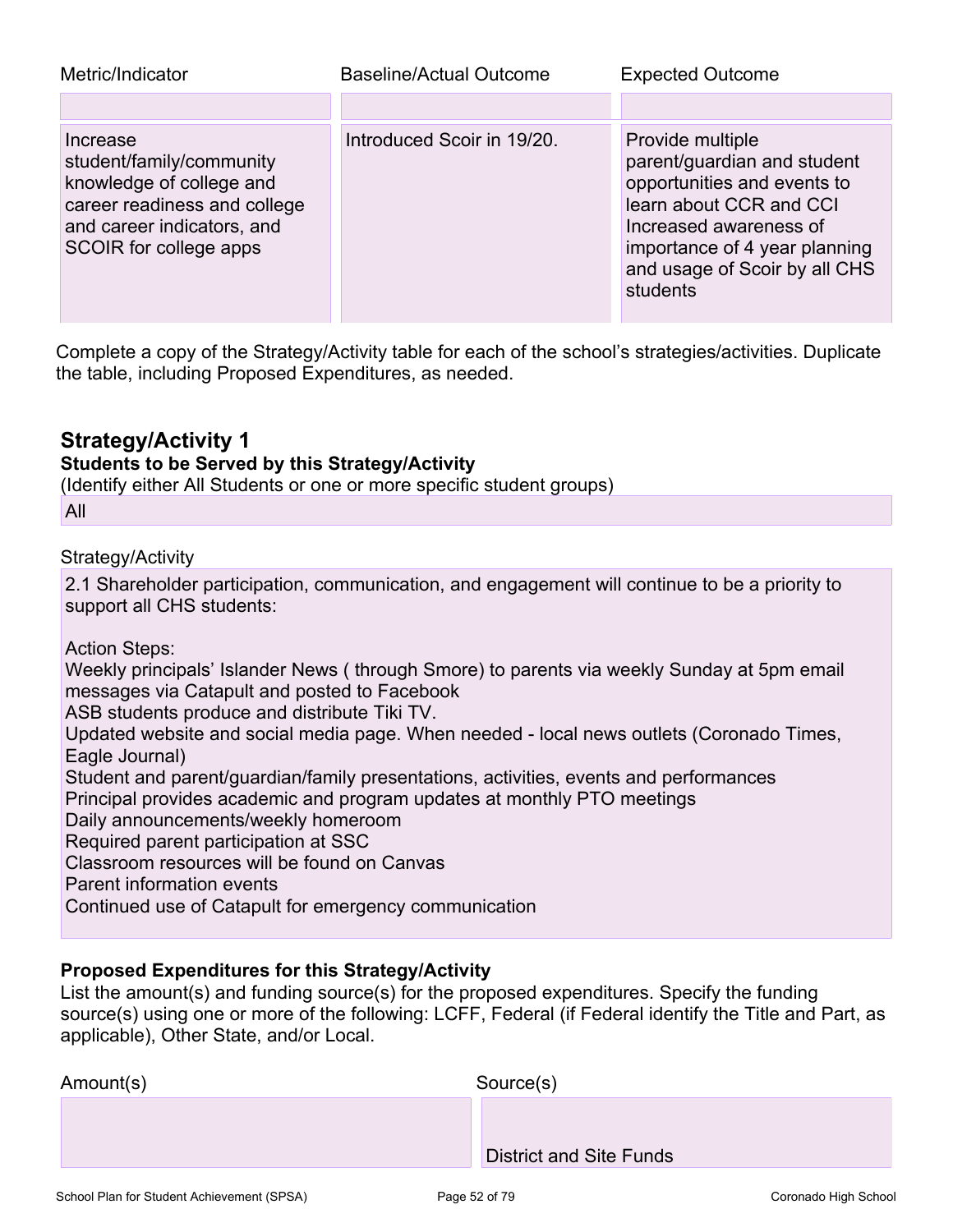| Metric/Indicator | Baseline/Actual Outcome | Expected Outcome |
| --- | --- | --- |
| | | |
| Increase student/family/community knowledge of college and career readiness and college and career indicators, and SCOIR for college apps | Introduced Scoir in 19/20. | Provide multiple parent/guardian and student opportunities and events to learn about CCR and CCI Increased awareness of importance of 4 year planning and usage of Scoir by all CHS students |

Complete a copy of the Strategy/Activity table for each of the school's strategies/activities. Duplicate the table, including Proposed Expenditures, as needed.

## Strategy/Activity 1

**Students to be Served by this Strategy/Activity**

(Identify either All Students or one or more specific student groups)

All

Strategy/Activity

2.1 Shareholder participation, communication, and engagement will continue to be a priority to support all CHS students:

Action Steps:
Weekly principals' Islander News ( through Smore) to parents via weekly Sunday at 5pm email messages via Catapult and posted to Facebook
ASB students produce and distribute Tiki TV.
Updated website and social media page. When needed - local news outlets (Coronado Times, Eagle Journal)
Student and parent/guardian/family presentations, activities, events and performances
Principal provides academic and program updates at monthly PTO meetings
Daily announcements/weekly homeroom
Required parent participation at SSC
Classroom resources will be found on Canvas
Parent information events
Continued use of Catapult for emergency communication

**Proposed Expenditures for this Strategy/Activity**

List the amount(s) and funding source(s) for the proposed expenditures. Specify the funding source(s) using one or more of the following: LCFF, Federal (if Federal identify the Title and Part, as applicable), Other State, and/or Local.

| Amount(s) | Source(s) |
| --- | --- |
| | District and Site Funds |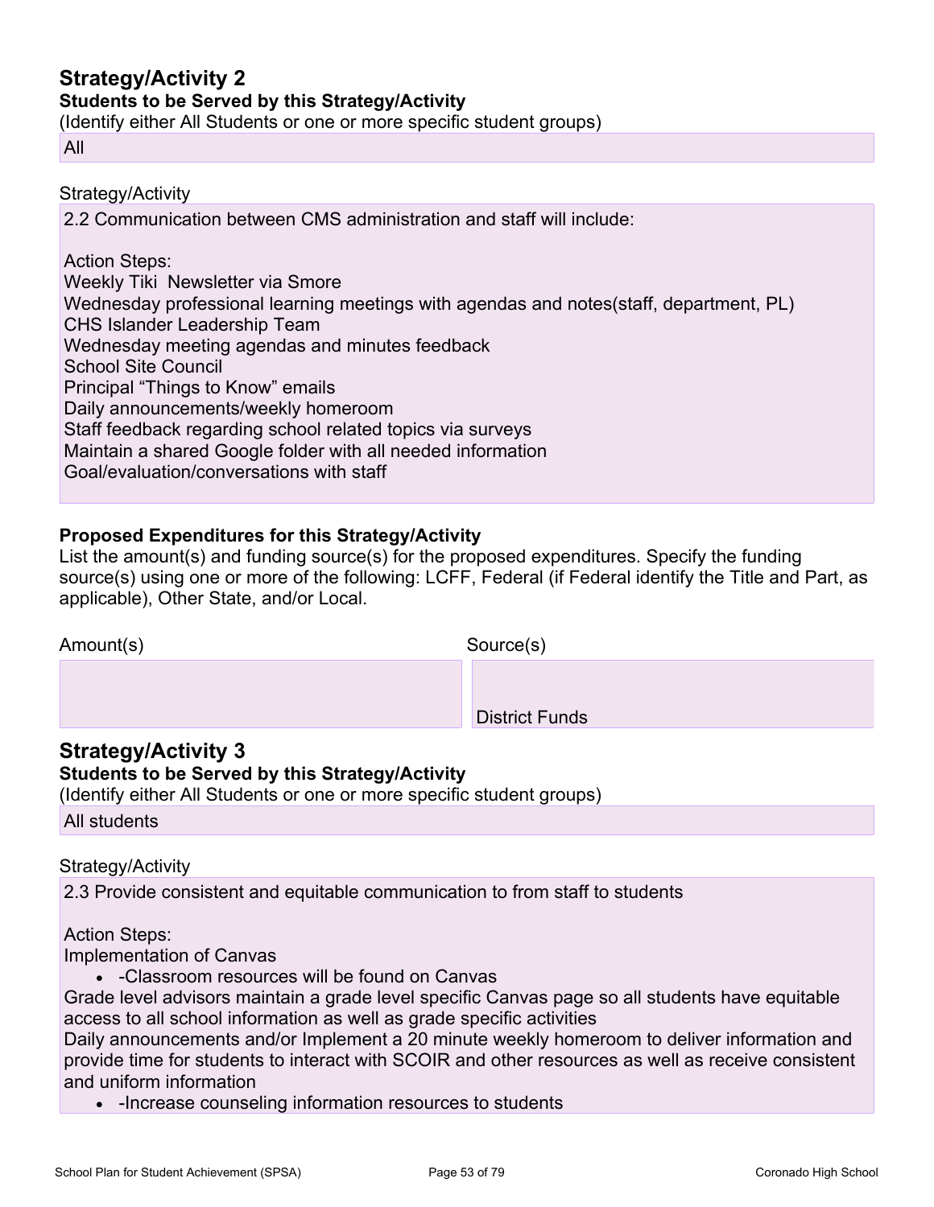## Strategy/Activity 2

**Students to be Served by this Strategy/Activity**

(Identify either All Students or one or more specific student groups)

All

Strategy/Activity

2.2 Communication between CMS administration and staff will include:

Action Steps:
Weekly Tiki  Newsletter via Smore
Wednesday professional learning meetings with agendas and notes(staff, department, PL)
CHS Islander Leadership Team
Wednesday meeting agendas and minutes feedback
School Site Council
Principal “Things to Know” emails
Daily announcements/weekly homeroom
Staff feedback regarding school related topics via surveys
Maintain a shared Google folder with all needed information
Goal/evaluation/conversations with staff

**Proposed Expenditures for this Strategy/Activity**

List the amount(s) and funding source(s) for the proposed expenditures. Specify the funding source(s) using one or more of the following: LCFF, Federal (if Federal identify the Title and Part, as applicable), Other State, and/or Local.

| Amount(s) | Source(s) |
| --- | --- |
| | District Funds |

## Strategy/Activity 3

**Students to be Served by this Strategy/Activity**

(Identify either All Students or one or more specific student groups)

All students

Strategy/Activity

2.3 Provide consistent and equitable communication to from staff to students

Action Steps:
Implementation of Canvas

- -Classroom resources will be found on Canvas

Grade level advisors maintain a grade level specific Canvas page so all students have equitable access to all school information as well as grade specific activities
Daily announcements and/or Implement a 20 minute weekly homeroom to deliver information and provide time for students to interact with SCOIR and other resources as well as receive consistent and uniform information

- -Increase counseling information resources to students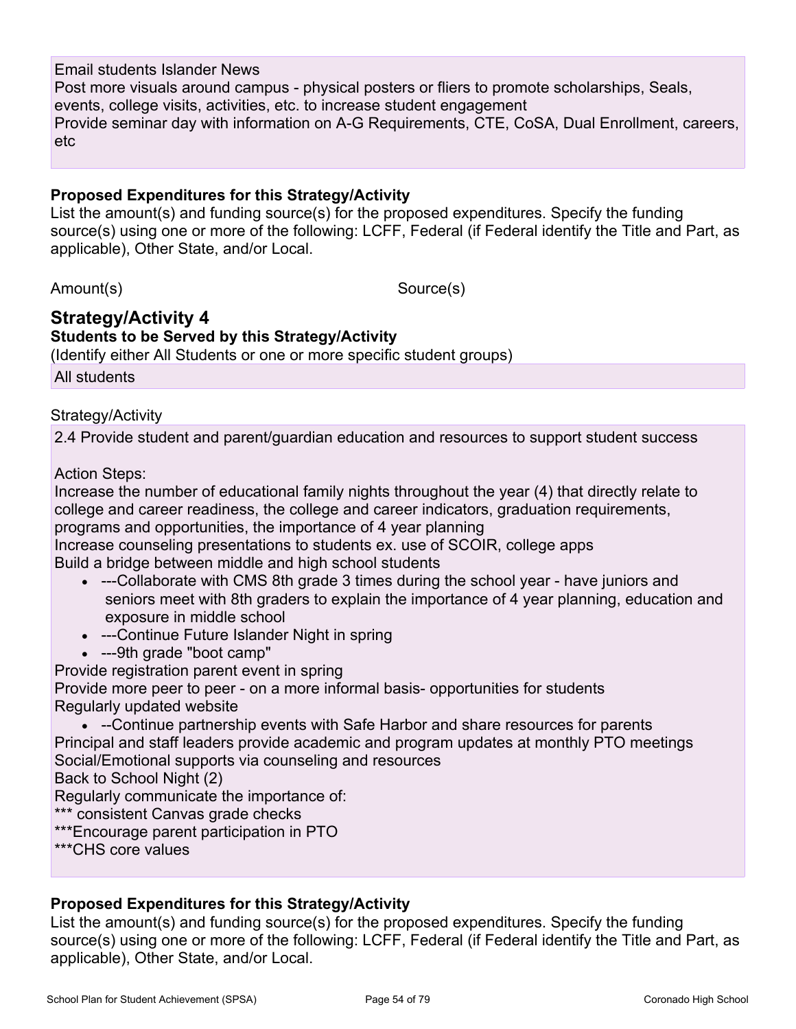Email students Islander News
Post more visuals around campus - physical posters or fliers to promote scholarships, Seals, events, college visits, activities, etc. to increase student engagement
Provide seminar day with information on A-G Requirements, CTE, CoSA, Dual Enrollment, careers, etc

**Proposed Expenditures for this Strategy/Activity**
List the amount(s) and funding source(s) for the proposed expenditures. Specify the funding source(s) using one or more of the following: LCFF, Federal (if Federal identify the Title and Part, as applicable), Other State, and/or Local.

| Amount(s) | Source(s) |
|---|---|

## Strategy/Activity 4

**Students to be Served by this Strategy/Activity**
(Identify either All Students or one or more specific student groups)

All students

Strategy/Activity

2.4 Provide student and parent/guardian education and resources to support student success

Action Steps:
Increase the number of educational family nights throughout the year (4) that directly relate to college and career readiness, the college and career indicators, graduation requirements, programs and opportunities, the importance of 4 year planning
Increase counseling presentations to students ex. use of SCOIR, college apps
Build a bridge between middle and high school students

- ---Collaborate with CMS 8th grade 3 times during the school year - have juniors and seniors meet with 8th graders to explain the importance of 4 year planning, education and exposure in middle school
- ---Continue Future Islander Night in spring
- ---9th grade "boot camp"

Provide registration parent event in spring
Provide more peer to peer - on a more informal basis- opportunities for students
Regularly updated website

- --Continue partnership events with Safe Harbor and share resources for parents

Principal and staff leaders provide academic and program updates at monthly PTO meetings
Social/Emotional supports via counseling and resources
Back to School Night (2)
Regularly communicate the importance of:
*** consistent Canvas grade checks
***Encourage parent participation in PTO
***CHS core values

**Proposed Expenditures for this Strategy/Activity**
List the amount(s) and funding source(s) for the proposed expenditures. Specify the funding source(s) using one or more of the following: LCFF, Federal (if Federal identify the Title and Part, as applicable), Other State, and/or Local.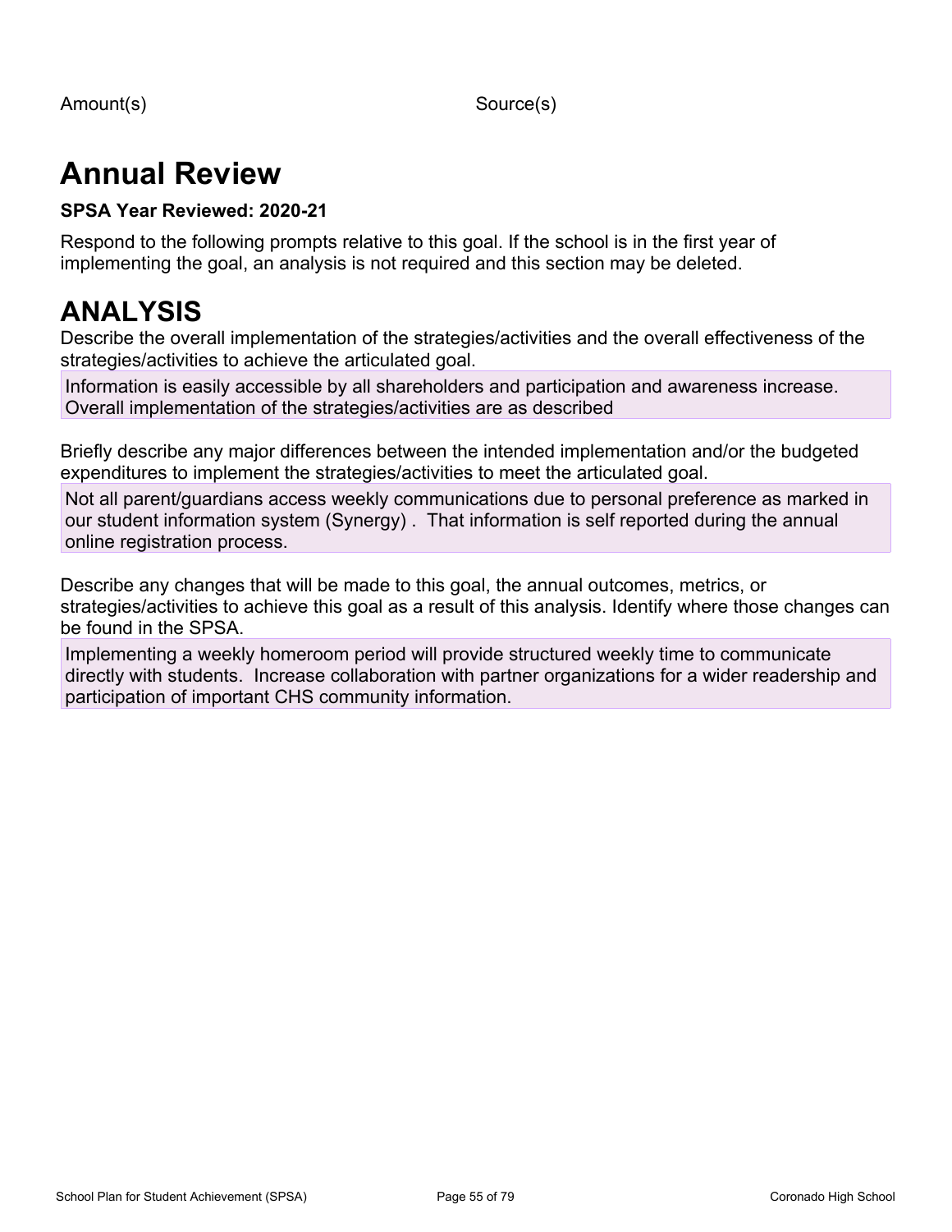Amount(s) Source(s)

# Annual Review

**SPSA Year Reviewed: 2020-21**

Respond to the following prompts relative to this goal. If the school is in the first year of implementing the goal, an analysis is not required and this section may be deleted.

# ANALYSIS

Describe the overall implementation of the strategies/activities and the overall effectiveness of the strategies/activities to achieve the articulated goal.

Information is easily accessible by all shareholders and participation and awareness increase. Overall implementation of the strategies/activities are as described

Briefly describe any major differences between the intended implementation and/or the budgeted expenditures to implement the strategies/activities to meet the articulated goal.

Not all parent/guardians access weekly communications due to personal preference as marked in our student information system (Synergy) . That information is self reported during the annual online registration process.

Describe any changes that will be made to this goal, the annual outcomes, metrics, or strategies/activities to achieve this goal as a result of this analysis. Identify where those changes can be found in the SPSA.

Implementing a weekly homeroom period will provide structured weekly time to communicate directly with students. Increase collaboration with partner organizations for a wider readership and participation of important CHS community information.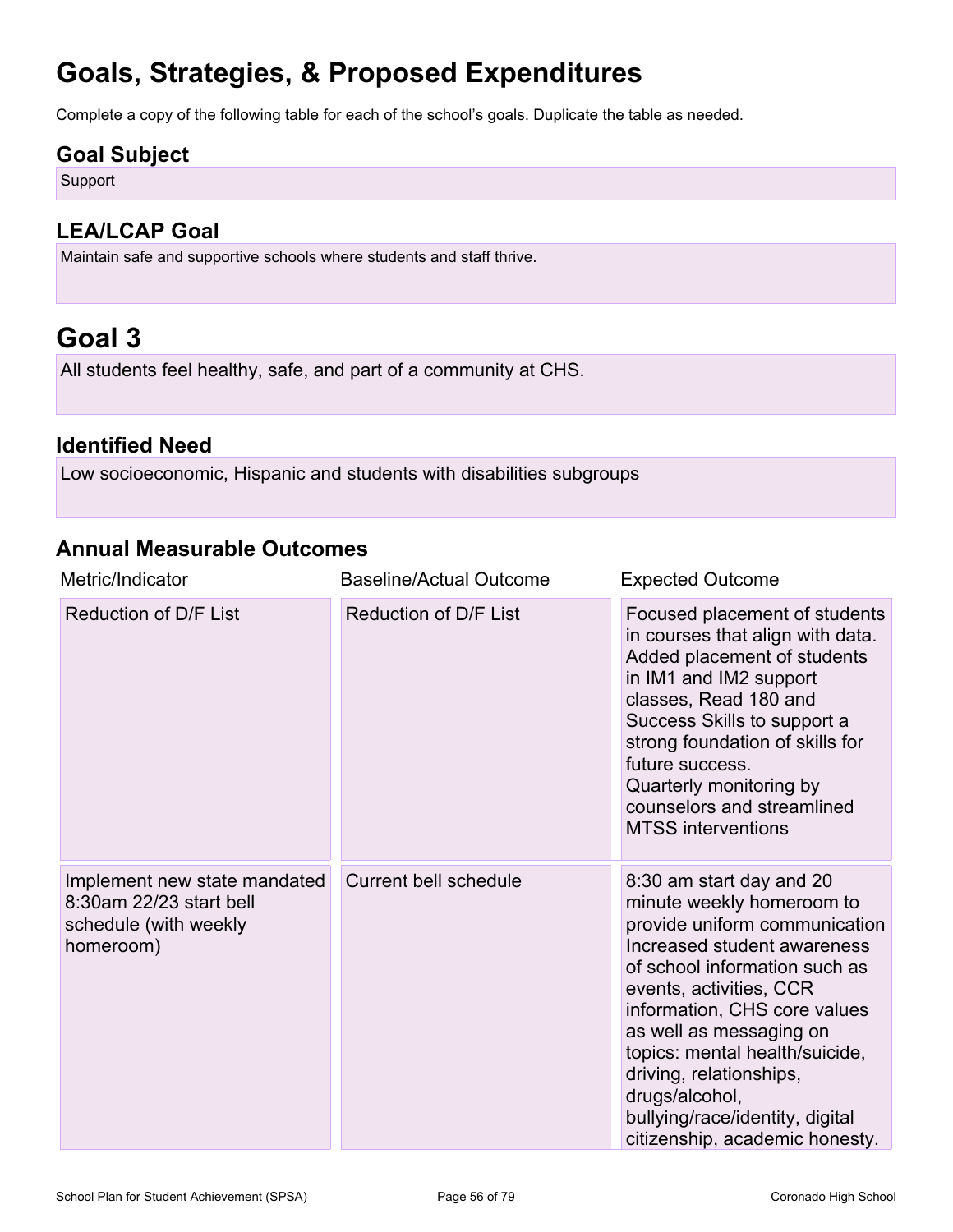# Goals, Strategies, & Proposed Expenditures

Complete a copy of the following table for each of the school's goals. Duplicate the table as needed.

## Goal Subject

Support

## LEA/LCAP Goal

Maintain safe and supportive schools where students and staff thrive.

# Goal 3

All students feel healthy, safe, and part of a community at CHS.

## Identified Need

Low socioeconomic, Hispanic and students with disabilities subgroups

## Annual Measurable Outcomes

| Metric/Indicator | Baseline/Actual Outcome | Expected Outcome |
| --- | --- | --- |
| Reduction of D/F List | Reduction of D/F List | Focused placement of students in courses that align with data. Added placement of students in IM1 and IM2 support classes, Read 180 and Success Skills to support a strong foundation of skills for future success.<br>Quarterly monitoring by counselors and streamlined MTSS interventions |
| Implement new state mandated 8:30am 22/23 start bell schedule (with weekly homeroom) | Current bell schedule | 8:30 am start day and 20 minute weekly homeroom to provide uniform communication Increased student awareness of school information such as events, activities, CCR information, CHS core values as well as messaging on topics: mental health/suicide, driving, relationships, drugs/alcohol, bullying/race/identity, digital citizenship, academic honesty. |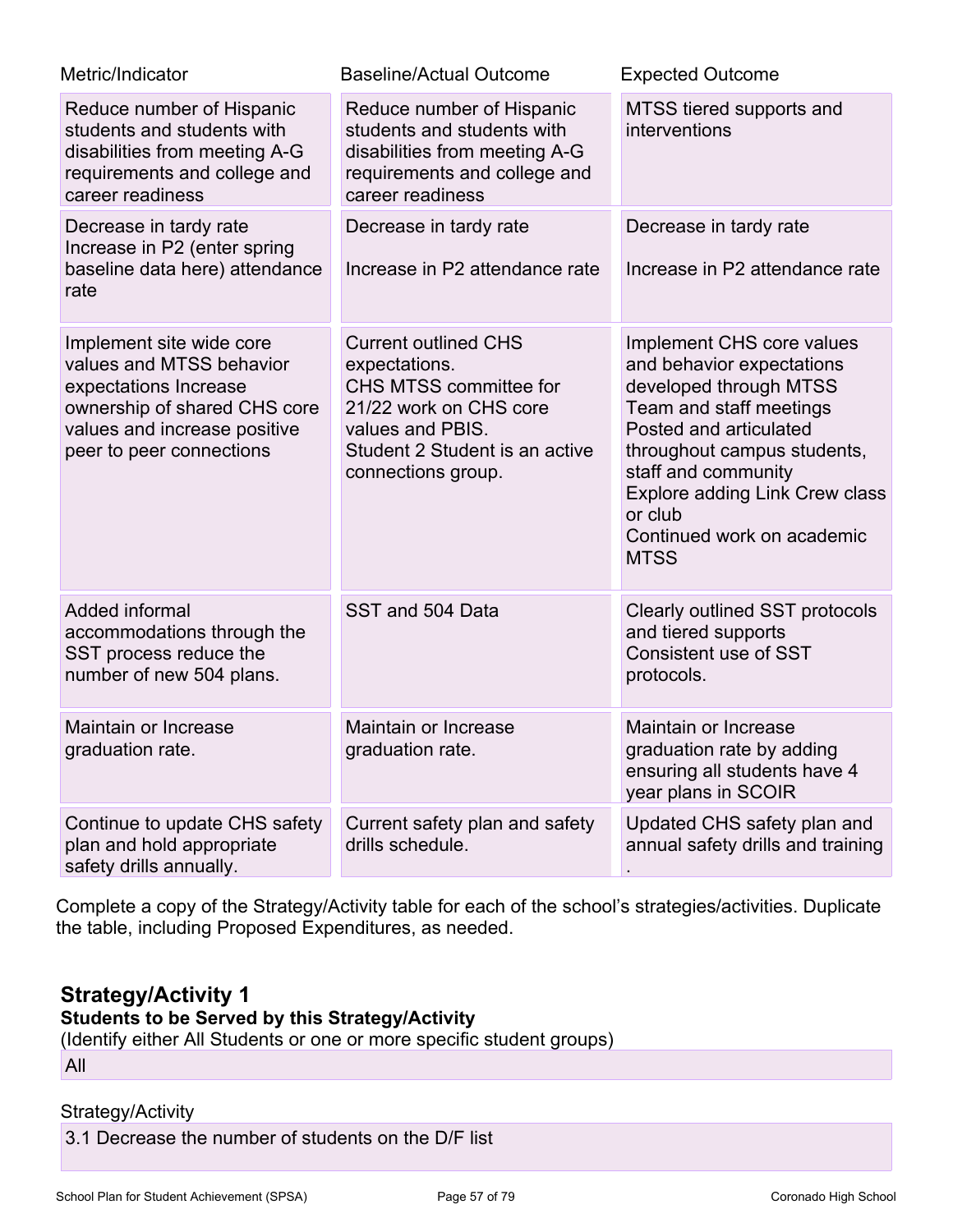| Metric/Indicator | Baseline/Actual Outcome | Expected Outcome |
| --- | --- | --- |
| Reduce number of Hispanic students and students with disabilities from meeting A-G requirements and college and career readiness | Reduce number of Hispanic students and students with disabilities from meeting A-G requirements and college and career readiness | MTSS tiered supports and interventions |
| Decrease in tardy rate<br>Increase in P2 (enter spring baseline data here) attendance rate | Decrease in tardy rate<br><br>Increase in P2 attendance rate | Decrease in tardy rate<br><br>Increase in P2 attendance rate |
| Implement site wide core values and MTSS behavior expectations Increase ownership of shared CHS core values and increase positive peer to peer connections | Current outlined CHS expectations.<br>CHS MTSS committee for 21/22 work on CHS core values and PBIS.<br>Student 2 Student is an active connections group. | Implement CHS core values and behavior expectations developed through MTSS Team and staff meetings Posted and articulated throughout campus students, staff and community<br>Explore adding Link Crew class or club<br>Continued work on academic MTSS |
| Added informal accommodations through the SST process reduce the number of new 504 plans. | SST and 504 Data | Clearly outlined SST protocols and tiered supports<br>Consistent use of SST protocols. |
| Maintain or Increase graduation rate. | Maintain or Increase graduation rate. | Maintain or Increase graduation rate by adding ensuring all students have 4 year plans in SCOIR |
| Continue to update CHS safety plan and hold appropriate safety drills annually. | Current safety plan and safety drills schedule. | Updated CHS safety plan and annual safety drills and training<br>. |

Complete a copy of the Strategy/Activity table for each of the school's strategies/activities. Duplicate the table, including Proposed Expenditures, as needed.

## Strategy/Activity 1

**Students to be Served by this Strategy/Activity**

(Identify either All Students or one or more specific student groups)

All

Strategy/Activity

3.1 Decrease the number of students on the D/F list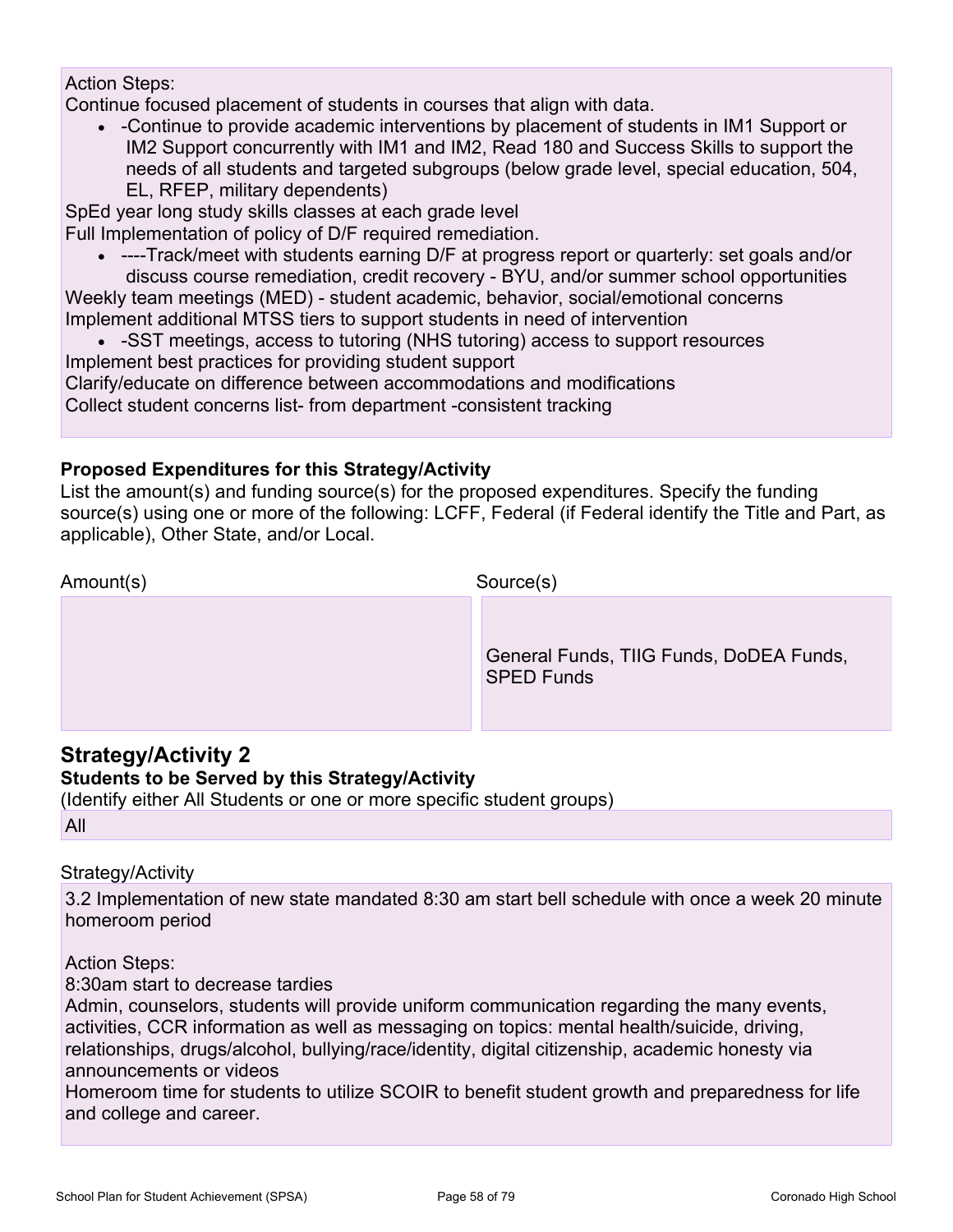Action Steps:
Continue focused placement of students in courses that align with data.

- -Continue to provide academic interventions by placement of students in IM1 Support or IM2 Support concurrently with IM1 and IM2, Read 180 and Success Skills to support the needs of all students and targeted subgroups (below grade level, special education, 504, EL, RFEP, military dependents)

SpEd year long study skills classes at each grade level
Full Implementation of policy of D/F required remediation.

- ----Track/meet with students earning D/F at progress report or quarterly: set goals and/or discuss course remediation, credit recovery - BYU, and/or summer school opportunities

Weekly team meetings (MED) - student academic, behavior, social/emotional concerns
Implement additional MTSS tiers to support students in need of intervention

- -SST meetings, access to tutoring (NHS tutoring) access to support resources

Implement best practices for providing student support
Clarify/educate on difference between accommodations and modifications
Collect student concerns list- from department -consistent tracking

**Proposed Expenditures for this Strategy/Activity**
List the amount(s) and funding source(s) for the proposed expenditures. Specify the funding source(s) using one or more of the following: LCFF, Federal (if Federal identify the Title and Part, as applicable), Other State, and/or Local.

| Amount(s) | Source(s) |
| --- | --- |
| | General Funds, TIIG Funds, DoDEA Funds, SPED Funds |

## Strategy/Activity 2

**Students to be Served by this Strategy/Activity**
(Identify either All Students or one or more specific student groups)

All

Strategy/Activity

3.2 Implementation of new state mandated 8:30 am start bell schedule with once a week 20 minute homeroom period

Action Steps:
8:30am start to decrease tardies
Admin, counselors, students will provide uniform communication regarding the many events, activities, CCR information as well as messaging on topics: mental health/suicide, driving, relationships, drugs/alcohol, bullying/race/identity, digital citizenship, academic honesty via announcements or videos
Homeroom time for students to utilize SCOIR to benefit student growth and preparedness for life and college and career.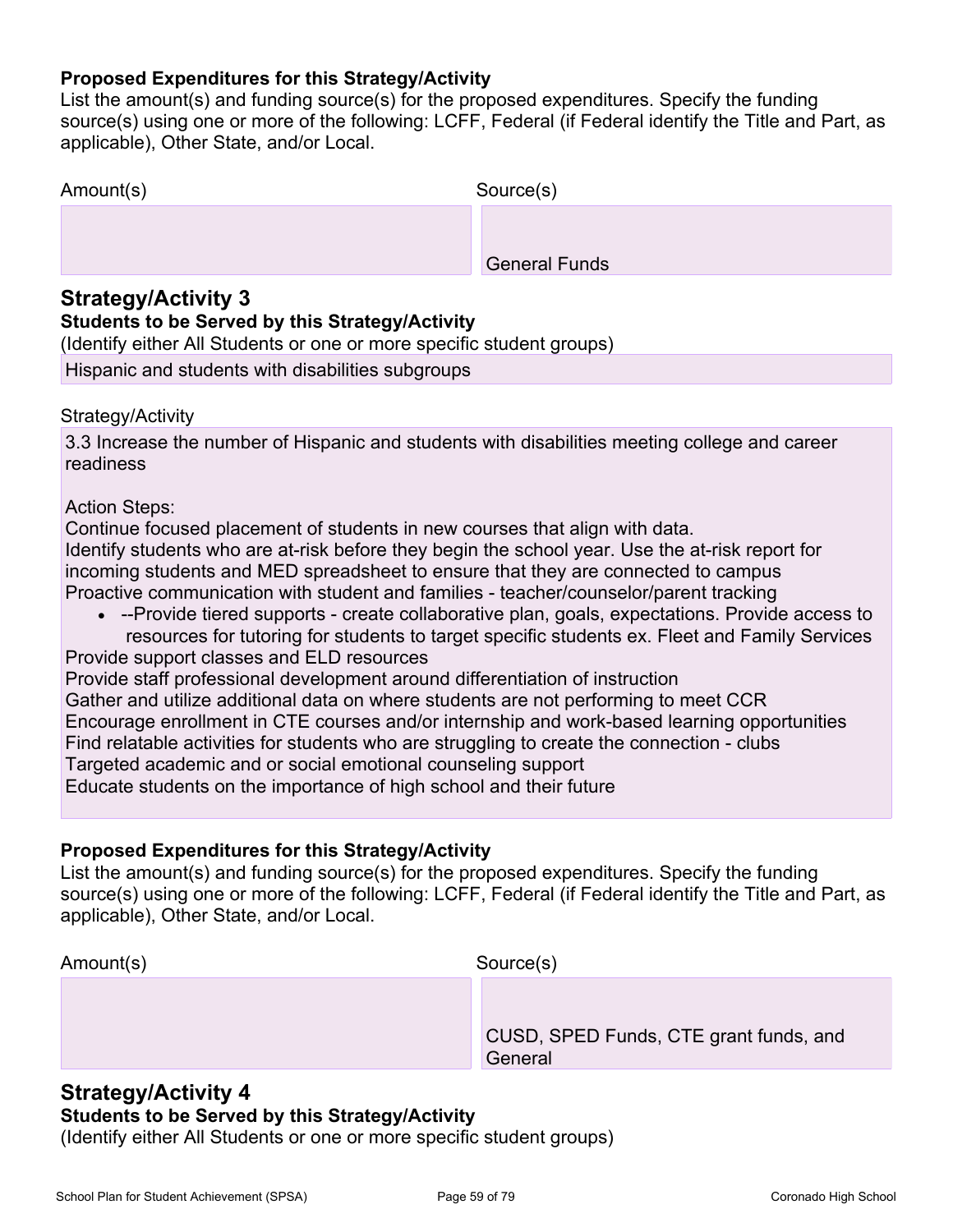**Proposed Expenditures for this Strategy/Activity**

List the amount(s) and funding source(s) for the proposed expenditures. Specify the funding source(s) using one or more of the following: LCFF, Federal (if Federal identify the Title and Part, as applicable), Other State, and/or Local.

| Amount(s) | Source(s) |
|---|---|
| | General Funds |

## Strategy/Activity 3

**Students to be Served by this Strategy/Activity**

(Identify either All Students or one or more specific student groups)

Hispanic and students with disabilities subgroups

Strategy/Activity

3.3 Increase the number of Hispanic and students with disabilities meeting college and career readiness

Action Steps:

Continue focused placement of students in new courses that align with data.

Identify students who are at-risk before they begin the school year. Use the at-risk report for incoming students and MED spreadsheet to ensure that they are connected to campus

Proactive communication with student and families - teacher/counselor/parent tracking

- --Provide tiered supports - create collaborative plan, goals, expectations. Provide access to resources for tutoring for students to target specific students ex. Fleet and Family Services

Provide support classes and ELD resources

Provide staff professional development around differentiation of instruction

Gather and utilize additional data on where students are not performing to meet CCR

Encourage enrollment in CTE courses and/or internship and work-based learning opportunities

Find relatable activities for students who are struggling to create the connection - clubs

Targeted academic and or social emotional counseling support

Educate students on the importance of high school and their future

**Proposed Expenditures for this Strategy/Activity**

List the amount(s) and funding source(s) for the proposed expenditures. Specify the funding source(s) using one or more of the following: LCFF, Federal (if Federal identify the Title and Part, as applicable), Other State, and/or Local.

| Amount(s) | Source(s) |
|---|---|
| | CUSD, SPED Funds, CTE grant funds, and General |

## Strategy/Activity 4

**Students to be Served by this Strategy/Activity**

(Identify either All Students or one or more specific student groups)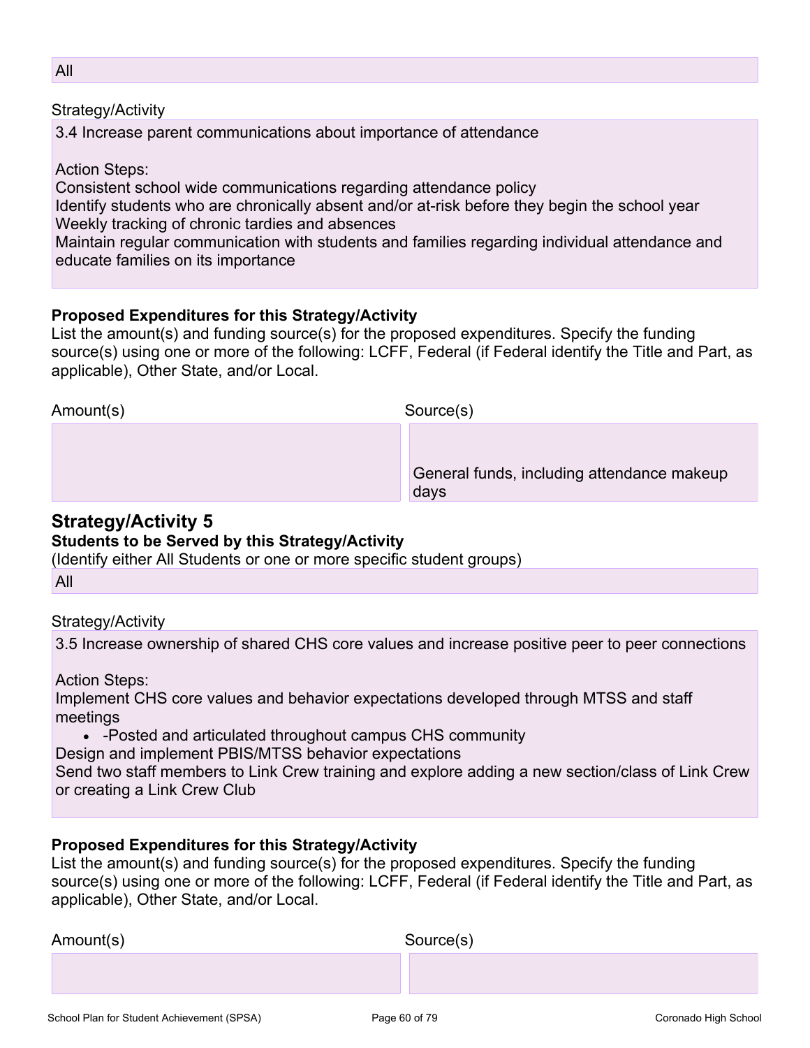All

Strategy/Activity

3.4 Increase parent communications about importance of attendance

Action Steps:
Consistent school wide communications regarding attendance policy
Identify students who are chronically absent and/or at-risk before they begin the school year
Weekly tracking of chronic tardies and absences
Maintain regular communication with students and families regarding individual attendance and educate families on its importance

**Proposed Expenditures for this Strategy/Activity**

List the amount(s) and funding source(s) for the proposed expenditures. Specify the funding source(s) using one or more of the following: LCFF, Federal (if Federal identify the Title and Part, as applicable), Other State, and/or Local.

| Amount(s) | Source(s) |
| --- | --- |
| | General funds, including attendance makeup days |

## Strategy/Activity 5

**Students to be Served by this Strategy/Activity**

(Identify either All Students or one or more specific student groups)

All

Strategy/Activity

3.5 Increase ownership of shared CHS core values and increase positive peer to peer connections

Action Steps:
Implement CHS core values and behavior expectations developed through MTSS and staff meetings

- -Posted and articulated throughout campus CHS community

Design and implement PBIS/MTSS behavior expectations
Send two staff members to Link Crew training and explore adding a new section/class of Link Crew or creating a Link Crew Club

**Proposed Expenditures for this Strategy/Activity**

List the amount(s) and funding source(s) for the proposed expenditures. Specify the funding source(s) using one or more of the following: LCFF, Federal (if Federal identify the Title and Part, as applicable), Other State, and/or Local.

| Amount(s) | Source(s) |
| --- | --- |
| | |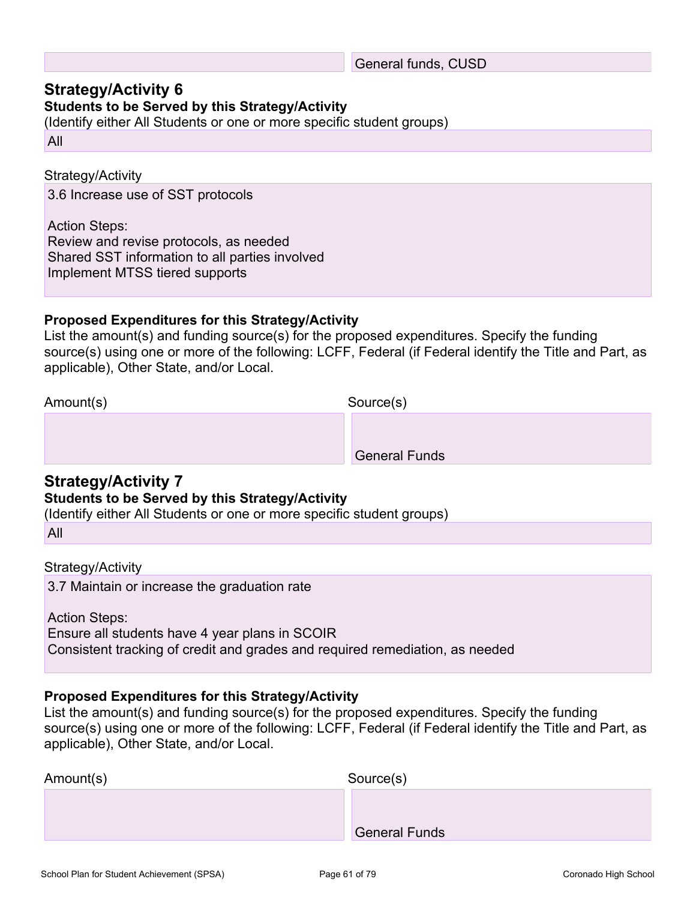| | |
|---|---|
| | General funds, CUSD |

## Strategy/Activity 6

**Students to be Served by this Strategy/Activity**

(Identify either All Students or one or more specific student groups)

All

Strategy/Activity

3.6 Increase use of SST protocols

Action Steps:
Review and revise protocols, as needed
Shared SST information to all parties involved
Implement MTSS tiered supports

**Proposed Expenditures for this Strategy/Activity**

List the amount(s) and funding source(s) for the proposed expenditures. Specify the funding source(s) using one or more of the following: LCFF, Federal (if Federal identify the Title and Part, as applicable), Other State, and/or Local.

| Amount(s) | Source(s) |
|---|---|
| | General Funds |

## Strategy/Activity 7

**Students to be Served by this Strategy/Activity**

(Identify either All Students or one or more specific student groups)

All

Strategy/Activity

3.7 Maintain or increase the graduation rate

Action Steps:
Ensure all students have 4 year plans in SCOIR
Consistent tracking of credit and grades and required remediation, as needed

**Proposed Expenditures for this Strategy/Activity**

List the amount(s) and funding source(s) for the proposed expenditures. Specify the funding source(s) using one or more of the following: LCFF, Federal (if Federal identify the Title and Part, as applicable), Other State, and/or Local.

| Amount(s) | Source(s) |
|---|---|
| | General Funds |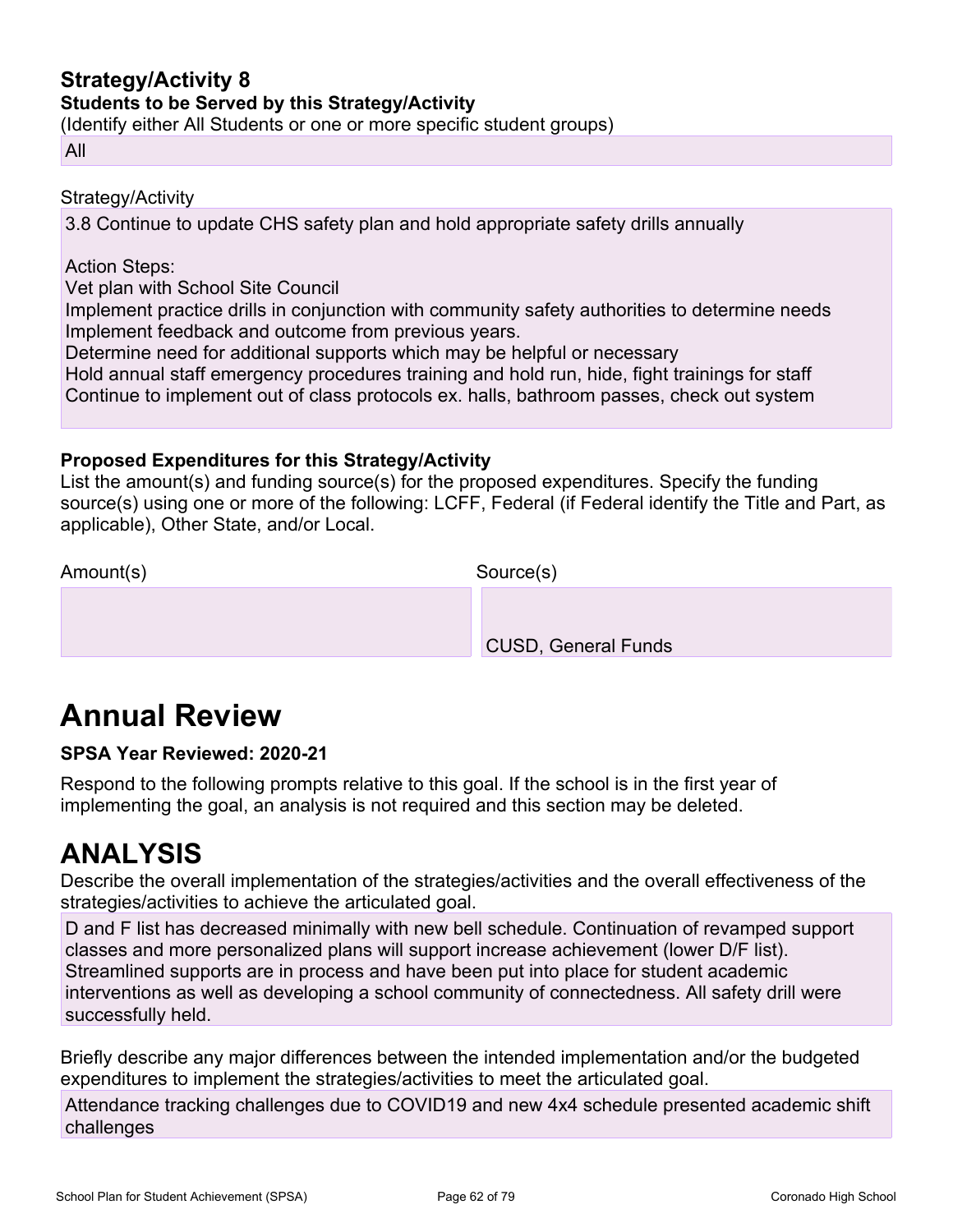### Strategy/Activity 8

**Students to be Served by this Strategy/Activity**

(Identify either All Students or one or more specific student groups)

All

Strategy/Activity

3.8 Continue to update CHS safety plan and hold appropriate safety drills annually

Action Steps:
Vet plan with School Site Council
Implement practice drills in conjunction with community safety authorities to determine needs
Implement feedback and outcome from previous years.
Determine need for additional supports which may be helpful or necessary
Hold annual staff emergency procedures training and hold run, hide, fight trainings for staff
Continue to implement out of class protocols ex. halls, bathroom passes, check out system

**Proposed Expenditures for this Strategy/Activity**

List the amount(s) and funding source(s) for the proposed expenditures. Specify the funding source(s) using one or more of the following: LCFF, Federal (if Federal identify the Title and Part, as applicable), Other State, and/or Local.

| Amount(s) | Source(s) |
| --- | --- |
| | CUSD, General Funds |

# Annual Review

**SPSA Year Reviewed: 2020-21**

Respond to the following prompts relative to this goal. If the school is in the first year of implementing the goal, an analysis is not required and this section may be deleted.

# ANALYSIS

Describe the overall implementation of the strategies/activities and the overall effectiveness of the strategies/activities to achieve the articulated goal.

D and F list has decreased minimally with new bell schedule. Continuation of revamped support classes and more personalized plans will support increase achievement (lower D/F list). Streamlined supports are in process and have been put into place for student academic interventions as well as developing a school community of connectedness. All safety drill were successfully held.

Briefly describe any major differences between the intended implementation and/or the budgeted expenditures to implement the strategies/activities to meet the articulated goal.

Attendance tracking challenges due to COVID19 and new 4x4 schedule presented academic shift challenges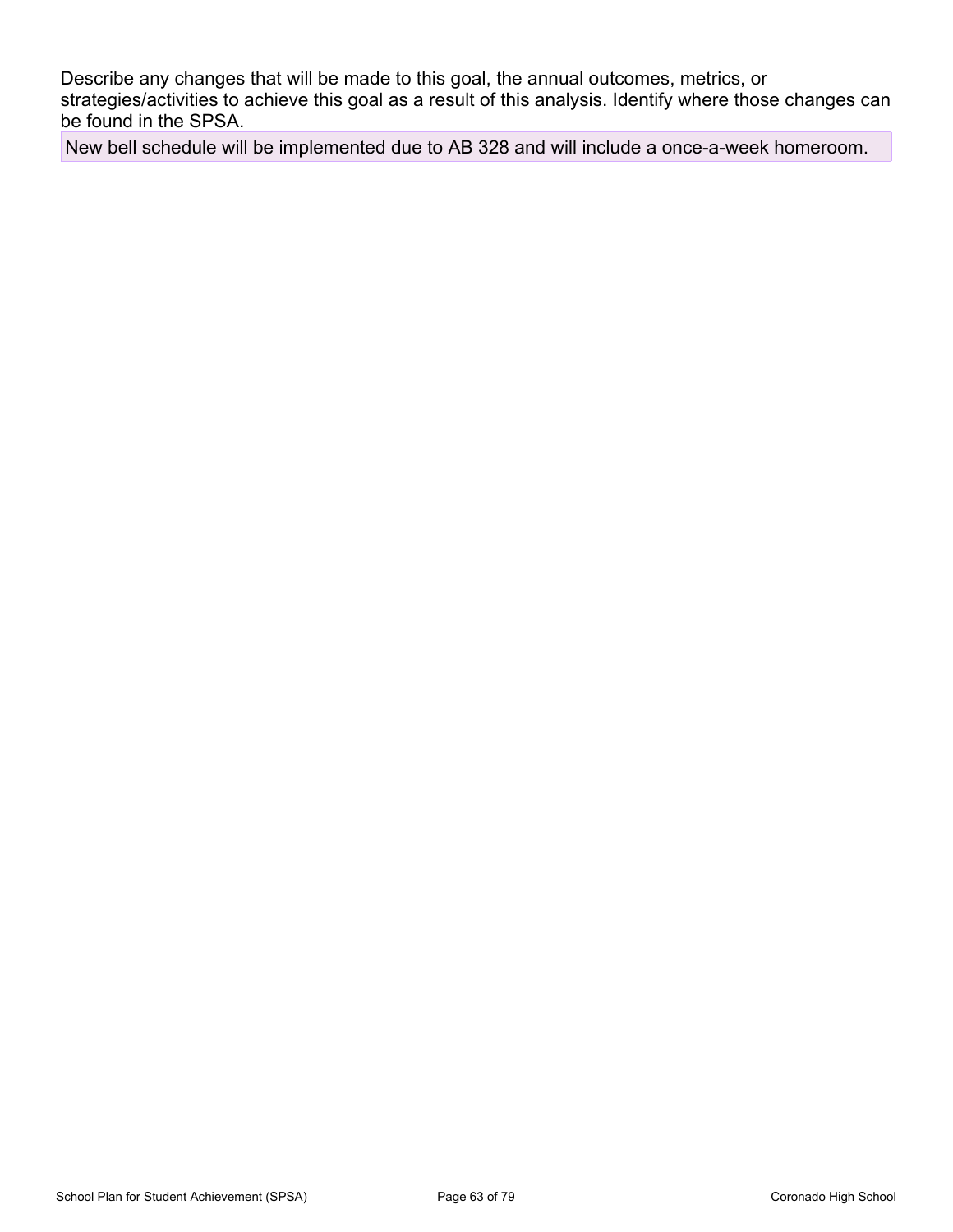Describe any changes that will be made to this goal, the annual outcomes, metrics, or strategies/activities to achieve this goal as a result of this analysis. Identify where those changes can be found in the SPSA.

New bell schedule will be implemented due to AB 328 and will include a once-a-week homeroom.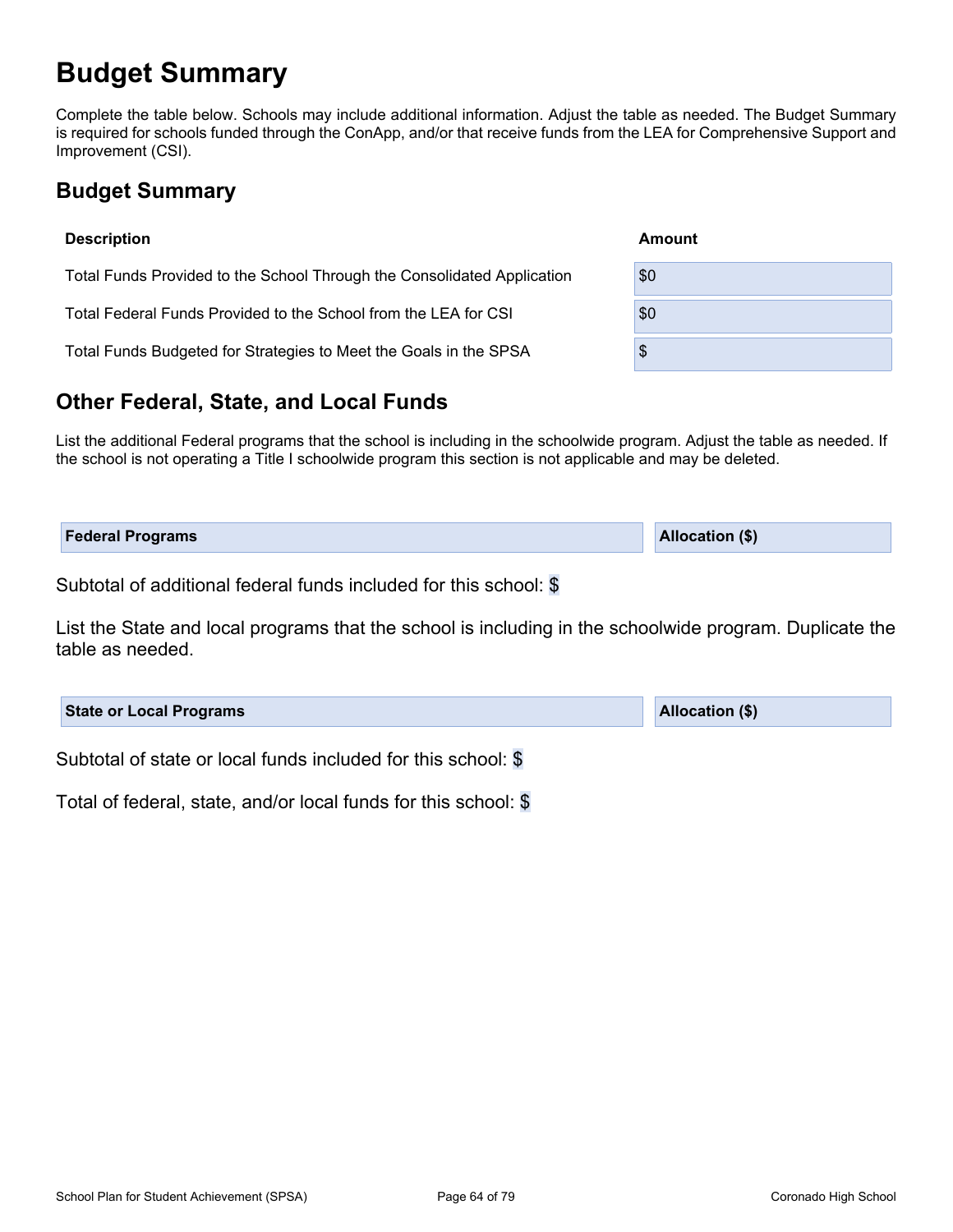# Budget Summary

Complete the table below. Schools may include additional information. Adjust the table as needed. The Budget Summary is required for schools funded through the ConApp, and/or that receive funds from the LEA for Comprehensive Support and Improvement (CSI).

## Budget Summary

| Description | Amount |
| --- | --- |
| Total Funds Provided to the School Through the Consolidated Application | $0 |
| Total Federal Funds Provided to the School from the LEA for CSI | $0 |
| Total Funds Budgeted for Strategies to Meet the Goals in the SPSA | $ |

## Other Federal, State, and Local Funds

List the additional Federal programs that the school is including in the schoolwide program. Adjust the table as needed. If the school is not operating a Title I schoolwide program this section is not applicable and may be deleted.

| Federal Programs | Allocation ($) |
| --- | --- |

Subtotal of additional federal funds included for this school: $

List the State and local programs that the school is including in the schoolwide program. Duplicate the table as needed.

| State or Local Programs | Allocation ($) |
| --- | --- |

Subtotal of state or local funds included for this school: $

Total of federal, state, and/or local funds for this school: $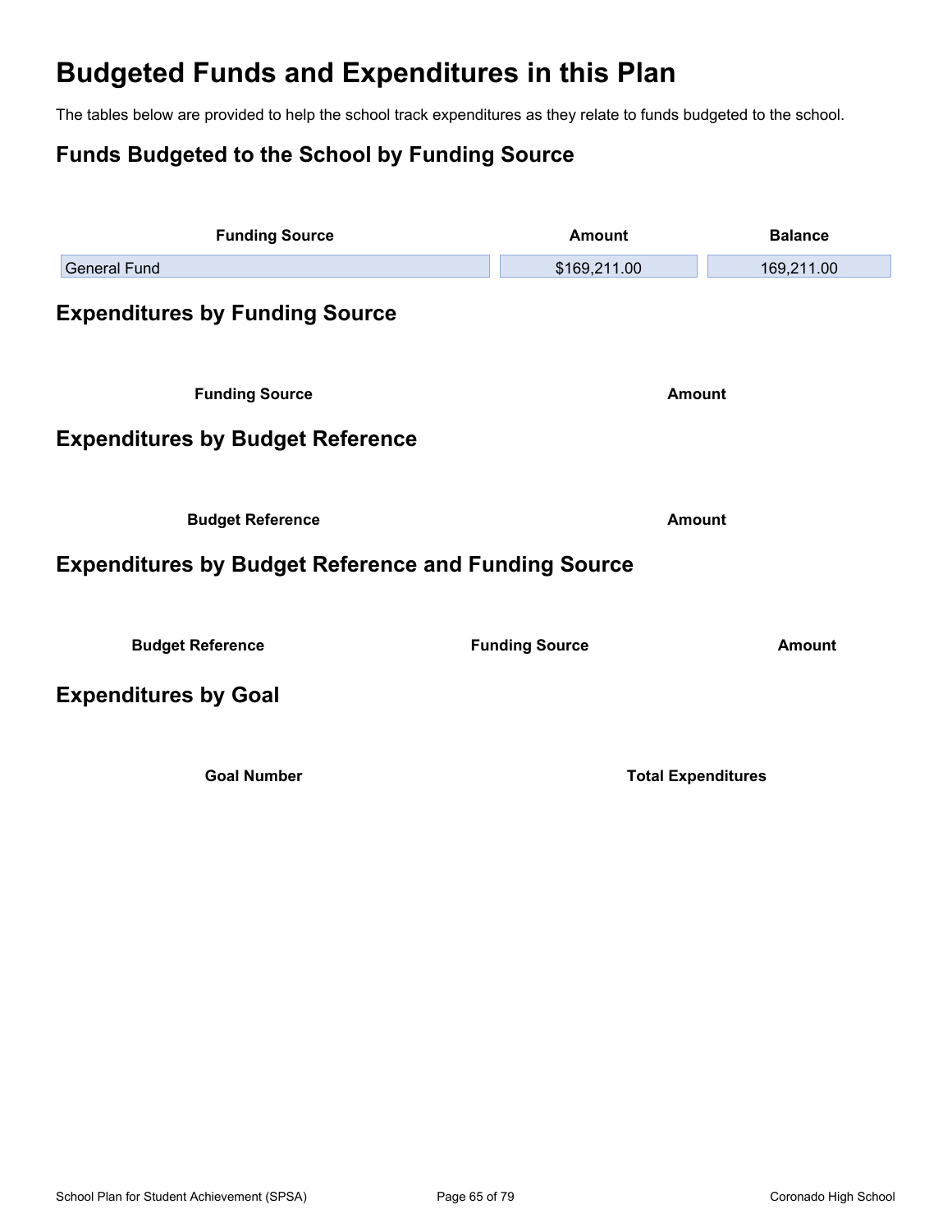# Budgeted Funds and Expenditures in this Plan

The tables below are provided to help the school track expenditures as they relate to funds budgeted to the school.

## Funds Budgeted to the School by Funding Source

| Funding Source | Amount | Balance |
|---|---|---|
| General Fund | $169,211.00 | 169,211.00 |

## Expenditures by Funding Source

| Funding Source | Amount |
|---|---|

## Expenditures by Budget Reference

| Budget Reference | Amount |
|---|---|

## Expenditures by Budget Reference and Funding Source

| Budget Reference | Funding Source | Amount |
|---|---|---|

## Expenditures by Goal

| Goal Number | Total Expenditures |
|---|---|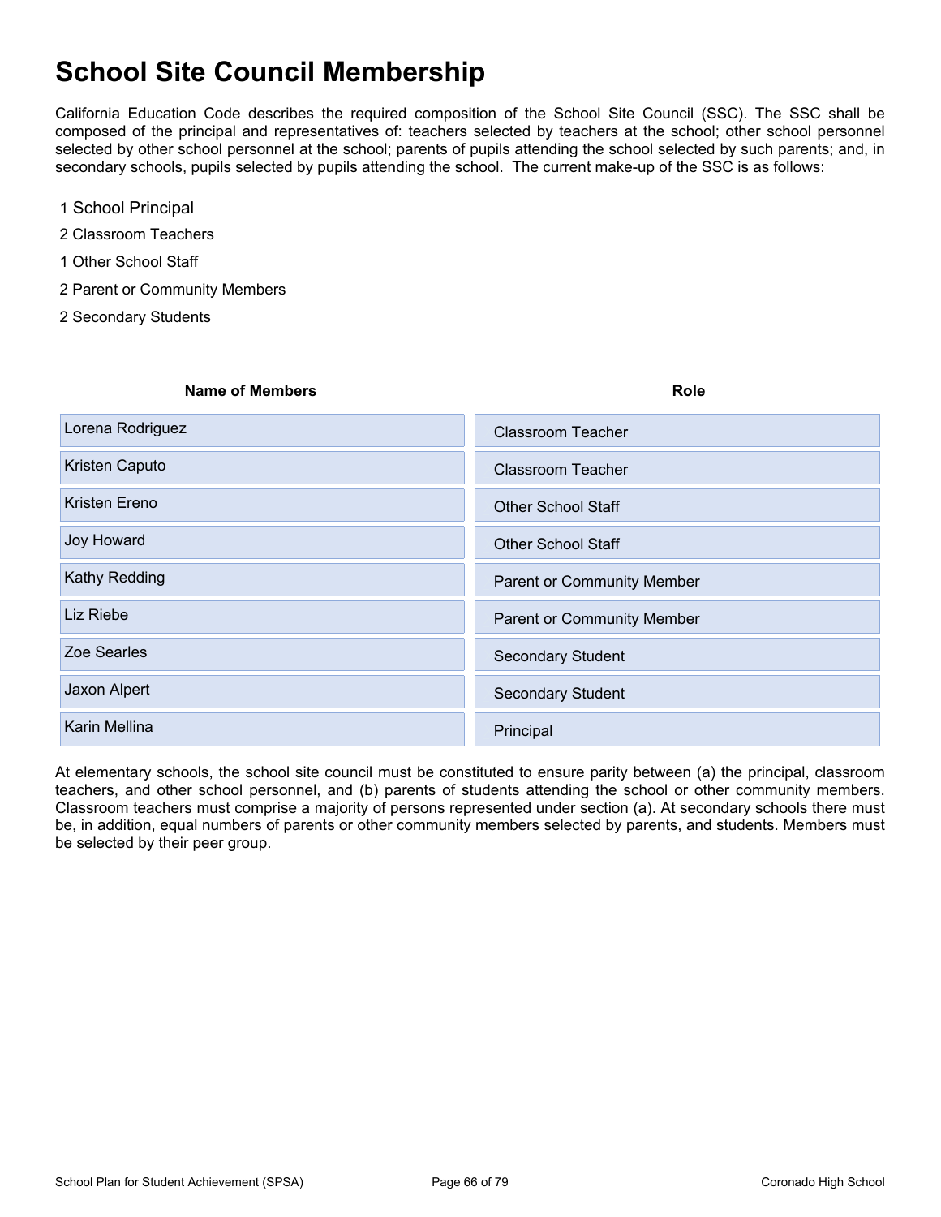# School Site Council Membership

California Education Code describes the required composition of the School Site Council (SSC). The SSC shall be composed of the principal and representatives of: teachers selected by teachers at the school; other school personnel selected by other school personnel at the school; parents of pupils attending the school selected by such parents; and, in secondary schools, pupils selected by pupils attending the school. The current make-up of the SSC is as follows:

1 School Principal

2 Classroom Teachers

1 Other School Staff

2 Parent or Community Members

2 Secondary Students

| Name of Members | Role |
| --- | --- |
| Lorena Rodriguez | Classroom Teacher |
| Kristen Caputo | Classroom Teacher |
| Kristen Ereno | Other School Staff |
| Joy Howard | Other School Staff |
| Kathy Redding | Parent or Community Member |
| Liz Riebe | Parent or Community Member |
| Zoe Searles | Secondary Student |
| Jaxon Alpert | Secondary Student |
| Karin Mellina | Principal |

At elementary schools, the school site council must be constituted to ensure parity between (a) the principal, classroom teachers, and other school personnel, and (b) parents of students attending the school or other community members. Classroom teachers must comprise a majority of persons represented under section (a). At secondary schools there must be, in addition, equal numbers of parents or other community members selected by parents, and students. Members must be selected by their peer group.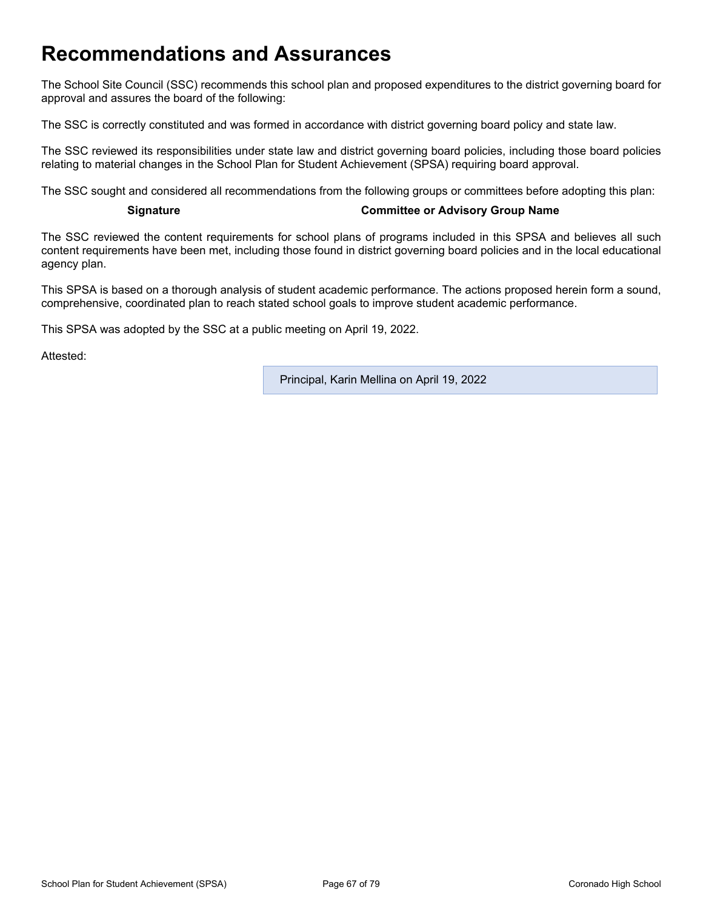# Recommendations and Assurances

The School Site Council (SSC) recommends this school plan and proposed expenditures to the district governing board for approval and assures the board of the following:

The SSC is correctly constituted and was formed in accordance with district governing board policy and state law.

The SSC reviewed its responsibilities under state law and district governing board policies, including those board policies relating to material changes in the School Plan for Student Achievement (SPSA) requiring board approval.

The SSC sought and considered all recommendations from the following groups or committees before adopting this plan:

| Signature | Committee or Advisory Group Name |
| --- | --- |

The SSC reviewed the content requirements for school plans of programs included in this SPSA and believes all such content requirements have been met, including those found in district governing board policies and in the local educational agency plan.

This SPSA is based on a thorough analysis of student academic performance. The actions proposed herein form a sound, comprehensive, coordinated plan to reach stated school goals to improve student academic performance.

This SPSA was adopted by the SSC at a public meeting on April 19, 2022.

Attested:

Principal, Karin Mellina on April 19, 2022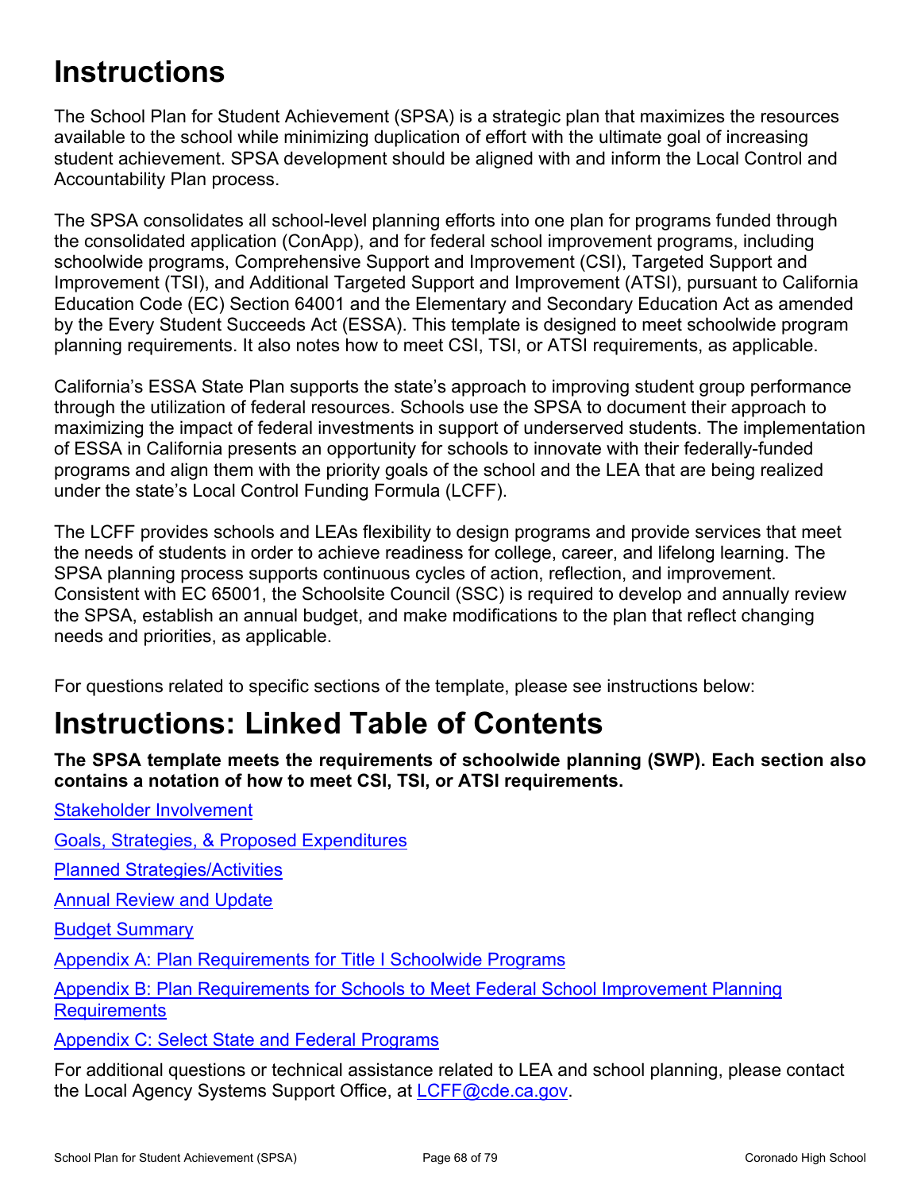# Instructions

The School Plan for Student Achievement (SPSA) is a strategic plan that maximizes the resources available to the school while minimizing duplication of effort with the ultimate goal of increasing student achievement. SPSA development should be aligned with and inform the Local Control and Accountability Plan process.

The SPSA consolidates all school-level planning efforts into one plan for programs funded through the consolidated application (ConApp), and for federal school improvement programs, including schoolwide programs, Comprehensive Support and Improvement (CSI), Targeted Support and Improvement (TSI), and Additional Targeted Support and Improvement (ATSI), pursuant to California Education Code (EC) Section 64001 and the Elementary and Secondary Education Act as amended by the Every Student Succeeds Act (ESSA). This template is designed to meet schoolwide program planning requirements. It also notes how to meet CSI, TSI, or ATSI requirements, as applicable.

California's ESSA State Plan supports the state's approach to improving student group performance through the utilization of federal resources. Schools use the SPSA to document their approach to maximizing the impact of federal investments in support of underserved students. The implementation of ESSA in California presents an opportunity for schools to innovate with their federally-funded programs and align them with the priority goals of the school and the LEA that are being realized under the state's Local Control Funding Formula (LCFF).

The LCFF provides schools and LEAs flexibility to design programs and provide services that meet the needs of students in order to achieve readiness for college, career, and lifelong learning. The SPSA planning process supports continuous cycles of action, reflection, and improvement. Consistent with EC 65001, the Schoolsite Council (SSC) is required to develop and annually review the SPSA, establish an annual budget, and make modifications to the plan that reflect changing needs and priorities, as applicable.

For questions related to specific sections of the template, please see instructions below:

# Instructions: Linked Table of Contents

**The SPSA template meets the requirements of schoolwide planning (SWP). Each section also contains a notation of how to meet CSI, TSI, or ATSI requirements.**

Stakeholder Involvement

Goals, Strategies, & Proposed Expenditures

Planned Strategies/Activities

Annual Review and Update

Budget Summary

Appendix A: Plan Requirements for Title I Schoolwide Programs

Appendix B: Plan Requirements for Schools to Meet Federal School Improvement Planning Requirements

Appendix C: Select State and Federal Programs

For additional questions or technical assistance related to LEA and school planning, please contact the Local Agency Systems Support Office, at LCFF@cde.ca.gov.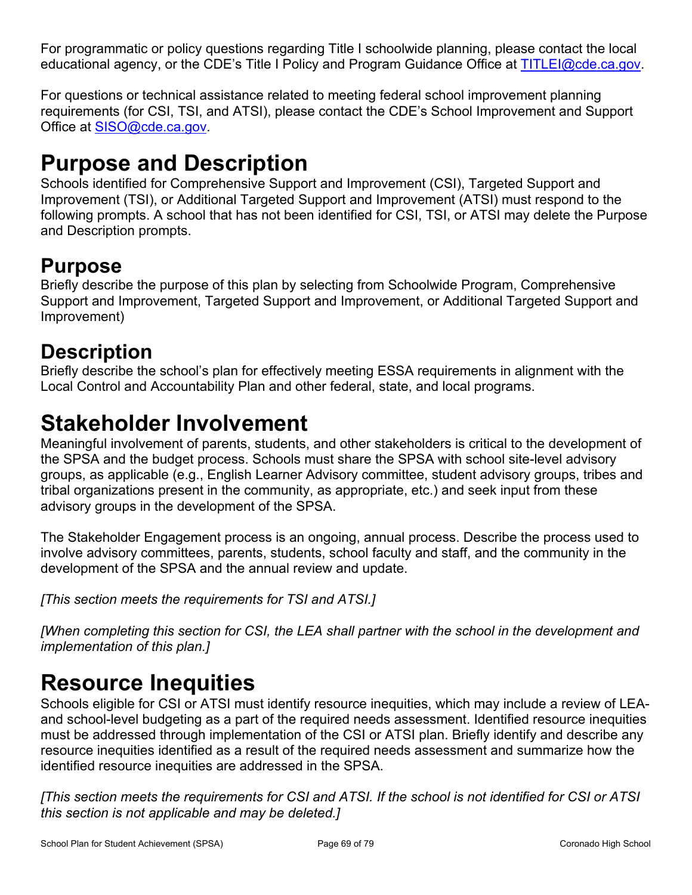For programmatic or policy questions regarding Title I schoolwide planning, please contact the local educational agency, or the CDE's Title I Policy and Program Guidance Office at [TITLEI@cde.ca.gov](mailto:TITLEI@cde.ca.gov).

For questions or technical assistance related to meeting federal school improvement planning requirements (for CSI, TSI, and ATSI), please contact the CDE's School Improvement and Support Office at [SISO@cde.ca.gov](mailto:SISO@cde.ca.gov).

# Purpose and Description

Schools identified for Comprehensive Support and Improvement (CSI), Targeted Support and Improvement (TSI), or Additional Targeted Support and Improvement (ATSI) must respond to the following prompts. A school that has not been identified for CSI, TSI, or ATSI may delete the Purpose and Description prompts.

## Purpose

Briefly describe the purpose of this plan by selecting from Schoolwide Program, Comprehensive Support and Improvement, Targeted Support and Improvement, or Additional Targeted Support and Improvement)

## Description

Briefly describe the school's plan for effectively meeting ESSA requirements in alignment with the Local Control and Accountability Plan and other federal, state, and local programs.

# Stakeholder Involvement

Meaningful involvement of parents, students, and other stakeholders is critical to the development of the SPSA and the budget process. Schools must share the SPSA with school site-level advisory groups, as applicable (e.g., English Learner Advisory committee, student advisory groups, tribes and tribal organizations present in the community, as appropriate, etc.) and seek input from these advisory groups in the development of the SPSA.

The Stakeholder Engagement process is an ongoing, annual process. Describe the process used to involve advisory committees, parents, students, school faculty and staff, and the community in the development of the SPSA and the annual review and update.

*[This section meets the requirements for TSI and ATSI.]*

*[When completing this section for CSI, the LEA shall partner with the school in the development and implementation of this plan.]*

# Resource Inequities

Schools eligible for CSI or ATSI must identify resource inequities, which may include a review of LEA- and school-level budgeting as a part of the required needs assessment. Identified resource inequities must be addressed through implementation of the CSI or ATSI plan. Briefly identify and describe any resource inequities identified as a result of the required needs assessment and summarize how the identified resource inequities are addressed in the SPSA.

*[This section meets the requirements for CSI and ATSI. If the school is not identified for CSI or ATSI this section is not applicable and may be deleted.]*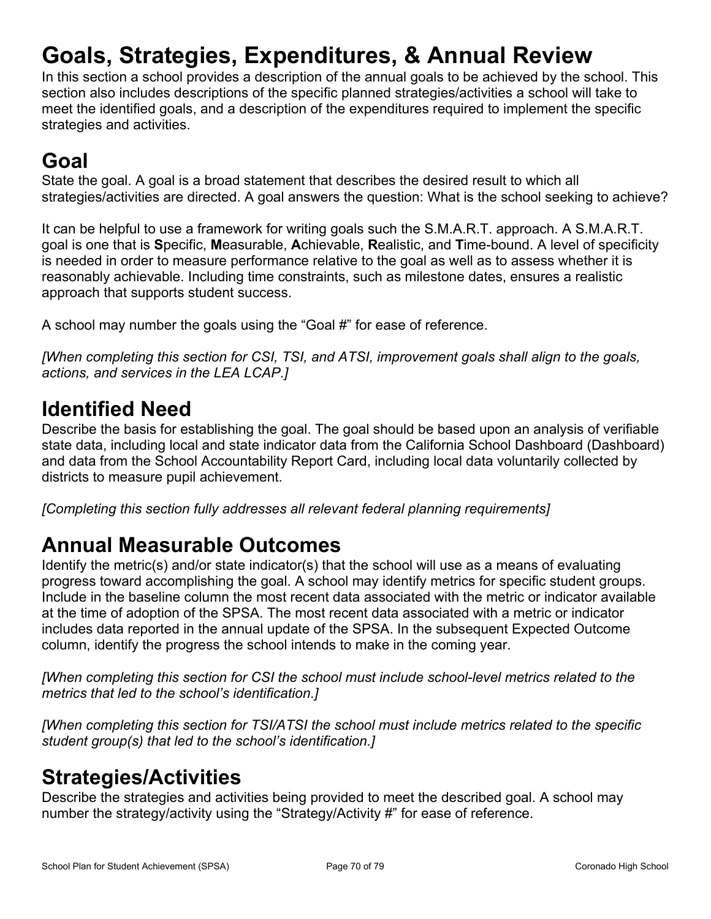# Goals, Strategies, Expenditures, & Annual Review

In this section a school provides a description of the annual goals to be achieved by the school. This section also includes descriptions of the specific planned strategies/activities a school will take to meet the identified goals, and a description of the expenditures required to implement the specific strategies and activities.

# Goal

State the goal. A goal is a broad statement that describes the desired result to which all strategies/activities are directed. A goal answers the question: What is the school seeking to achieve?

It can be helpful to use a framework for writing goals such the S.M.A.R.T. approach. A S.M.A.R.T. goal is one that is **S**pecific, **M**easurable, **A**chievable, **R**ealistic, and **T**ime-bound. A level of specificity is needed in order to measure performance relative to the goal as well as to assess whether it is reasonably achievable. Including time constraints, such as milestone dates, ensures a realistic approach that supports student success.

A school may number the goals using the “Goal #” for ease of reference.

*[When completing this section for CSI, TSI, and ATSI, improvement goals shall align to the goals, actions, and services in the LEA LCAP.]*

# Identified Need

Describe the basis for establishing the goal. The goal should be based upon an analysis of verifiable state data, including local and state indicator data from the California School Dashboard (Dashboard) and data from the School Accountability Report Card, including local data voluntarily collected by districts to measure pupil achievement.

*[Completing this section fully addresses all relevant federal planning requirements]*

# Annual Measurable Outcomes

Identify the metric(s) and/or state indicator(s) that the school will use as a means of evaluating progress toward accomplishing the goal. A school may identify metrics for specific student groups. Include in the baseline column the most recent data associated with the metric or indicator available at the time of adoption of the SPSA. The most recent data associated with a metric or indicator includes data reported in the annual update of the SPSA. In the subsequent Expected Outcome column, identify the progress the school intends to make in the coming year.

*[When completing this section for CSI the school must include school-level metrics related to the metrics that led to the school’s identification.]*

*[When completing this section for TSI/ATSI the school must include metrics related to the specific student group(s) that led to the school’s identification.]*

# Strategies/Activities

Describe the strategies and activities being provided to meet the described goal. A school may number the strategy/activity using the “Strategy/Activity #” for ease of reference.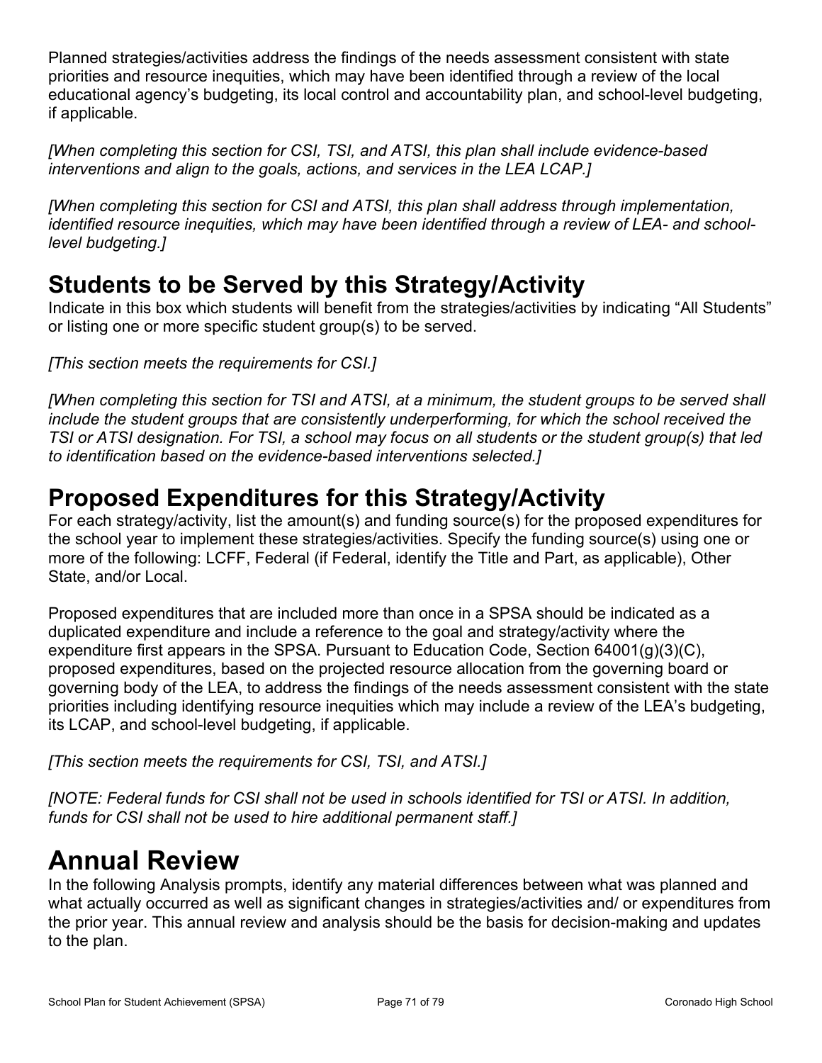Planned strategies/activities address the findings of the needs assessment consistent with state priorities and resource inequities, which may have been identified through a review of the local educational agency's budgeting, its local control and accountability plan, and school-level budgeting, if applicable.

*[When completing this section for CSI, TSI, and ATSI, this plan shall include evidence-based interventions and align to the goals, actions, and services in the LEA LCAP.]*

*[When completing this section for CSI and ATSI, this plan shall address through implementation, identified resource inequities, which may have been identified through a review of LEA- and school-level budgeting.]*

## Students to be Served by this Strategy/Activity

Indicate in this box which students will benefit from the strategies/activities by indicating "All Students" or listing one or more specific student group(s) to be served.

*[This section meets the requirements for CSI.]*

*[When completing this section for TSI and ATSI, at a minimum, the student groups to be served shall include the student groups that are consistently underperforming, for which the school received the TSI or ATSI designation. For TSI, a school may focus on all students or the student group(s) that led to identification based on the evidence-based interventions selected.]*

## Proposed Expenditures for this Strategy/Activity

For each strategy/activity, list the amount(s) and funding source(s) for the proposed expenditures for the school year to implement these strategies/activities. Specify the funding source(s) using one or more of the following: LCFF, Federal (if Federal, identify the Title and Part, as applicable), Other State, and/or Local.

Proposed expenditures that are included more than once in a SPSA should be indicated as a duplicated expenditure and include a reference to the goal and strategy/activity where the expenditure first appears in the SPSA. Pursuant to Education Code, Section 64001(g)(3)(C), proposed expenditures, based on the projected resource allocation from the governing board or governing body of the LEA, to address the findings of the needs assessment consistent with the state priorities including identifying resource inequities which may include a review of the LEA's budgeting, its LCAP, and school-level budgeting, if applicable.

*[This section meets the requirements for CSI, TSI, and ATSI.]*

*[NOTE: Federal funds for CSI shall not be used in schools identified for TSI or ATSI. In addition, funds for CSI shall not be used to hire additional permanent staff.]*

# Annual Review

In the following Analysis prompts, identify any material differences between what was planned and what actually occurred as well as significant changes in strategies/activities and/ or expenditures from the prior year. This annual review and analysis should be the basis for decision-making and updates to the plan.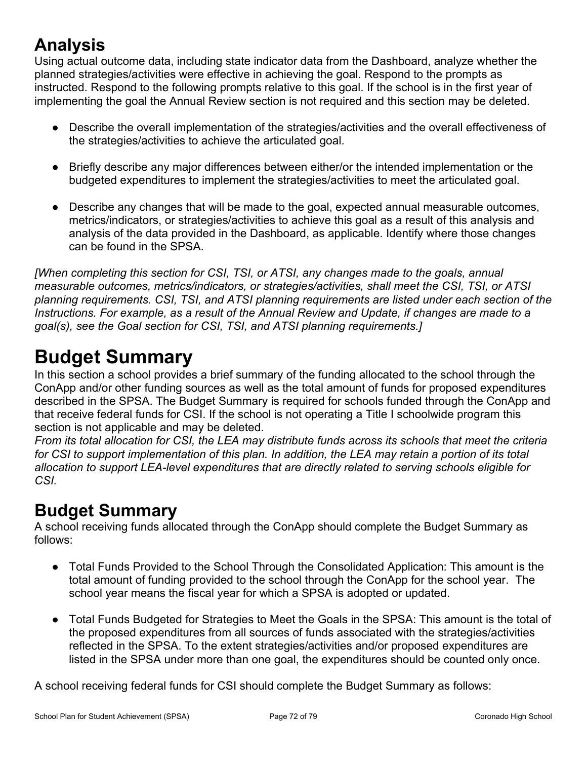## Analysis

Using actual outcome data, including state indicator data from the Dashboard, analyze whether the planned strategies/activities were effective in achieving the goal. Respond to the prompts as instructed. Respond to the following prompts relative to this goal. If the school is in the first year of implementing the goal the Annual Review section is not required and this section may be deleted.

- Describe the overall implementation of the strategies/activities and the overall effectiveness of the strategies/activities to achieve the articulated goal.
- Briefly describe any major differences between either/or the intended implementation or the budgeted expenditures to implement the strategies/activities to meet the articulated goal.
- Describe any changes that will be made to the goal, expected annual measurable outcomes, metrics/indicators, or strategies/activities to achieve this goal as a result of this analysis and analysis of the data provided in the Dashboard, as applicable. Identify where those changes can be found in the SPSA.

*[When completing this section for CSI, TSI, or ATSI, any changes made to the goals, annual measurable outcomes, metrics/indicators, or strategies/activities, shall meet the CSI, TSI, or ATSI planning requirements. CSI, TSI, and ATSI planning requirements are listed under each section of the Instructions. For example, as a result of the Annual Review and Update, if changes are made to a goal(s), see the Goal section for CSI, TSI, and ATSI planning requirements.]*

# Budget Summary

In this section a school provides a brief summary of the funding allocated to the school through the ConApp and/or other funding sources as well as the total amount of funds for proposed expenditures described in the SPSA. The Budget Summary is required for schools funded through the ConApp and that receive federal funds for CSI. If the school is not operating a Title I schoolwide program this section is not applicable and may be deleted.

*From its total allocation for CSI, the LEA may distribute funds across its schools that meet the criteria for CSI to support implementation of this plan. In addition, the LEA may retain a portion of its total allocation to support LEA-level expenditures that are directly related to serving schools eligible for CSI.*

## Budget Summary

A school receiving funds allocated through the ConApp should complete the Budget Summary as follows:

- Total Funds Provided to the School Through the Consolidated Application: This amount is the total amount of funding provided to the school through the ConApp for the school year. The school year means the fiscal year for which a SPSA is adopted or updated.
- Total Funds Budgeted for Strategies to Meet the Goals in the SPSA: This amount is the total of the proposed expenditures from all sources of funds associated with the strategies/activities reflected in the SPSA. To the extent strategies/activities and/or proposed expenditures are listed in the SPSA under more than one goal, the expenditures should be counted only once.

A school receiving federal funds for CSI should complete the Budget Summary as follows: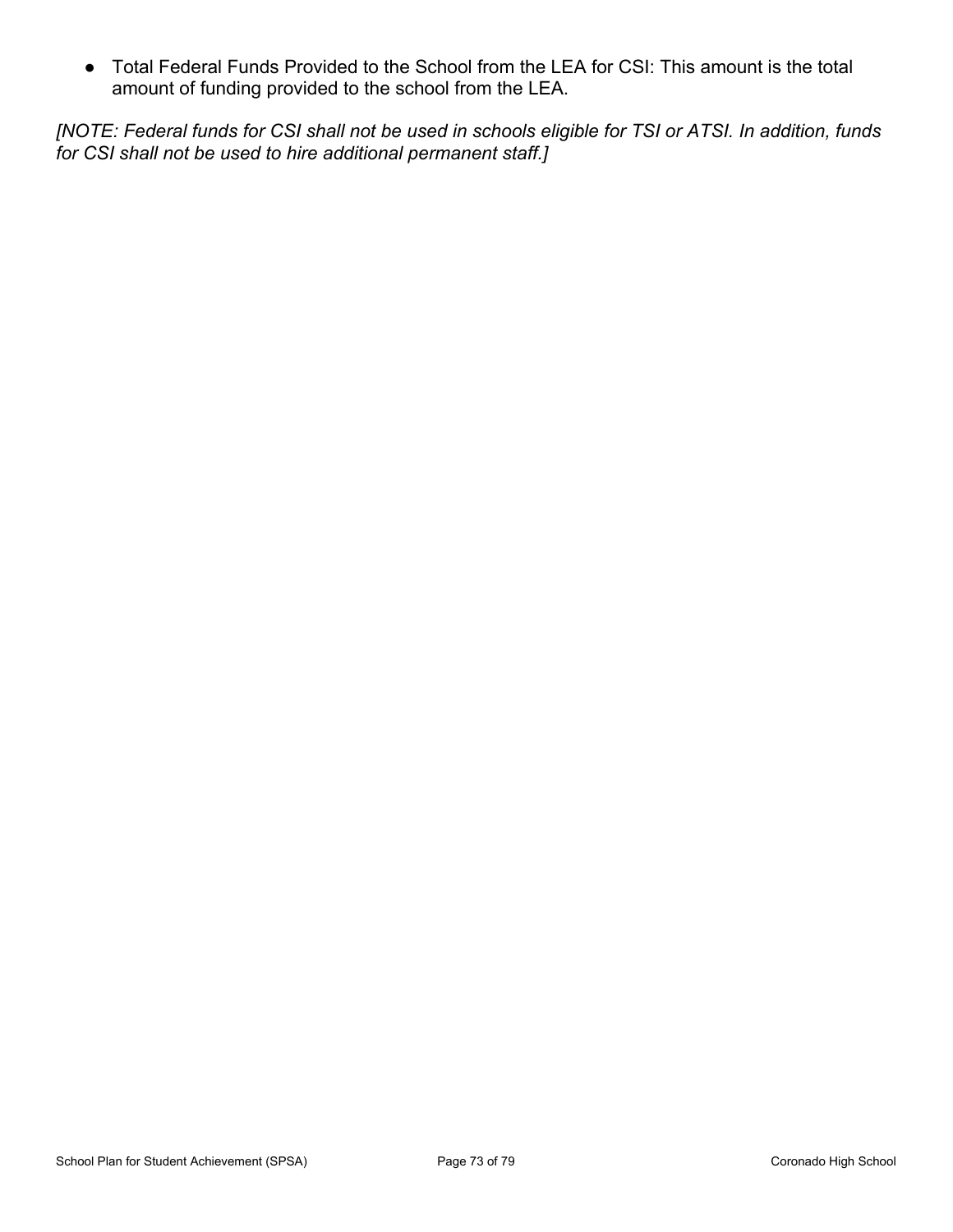- Total Federal Funds Provided to the School from the LEA for CSI: This amount is the total amount of funding provided to the school from the LEA.

*[NOTE: Federal funds for CSI shall not be used in schools eligible for TSI or ATSI. In addition, funds for CSI shall not be used to hire additional permanent staff.]*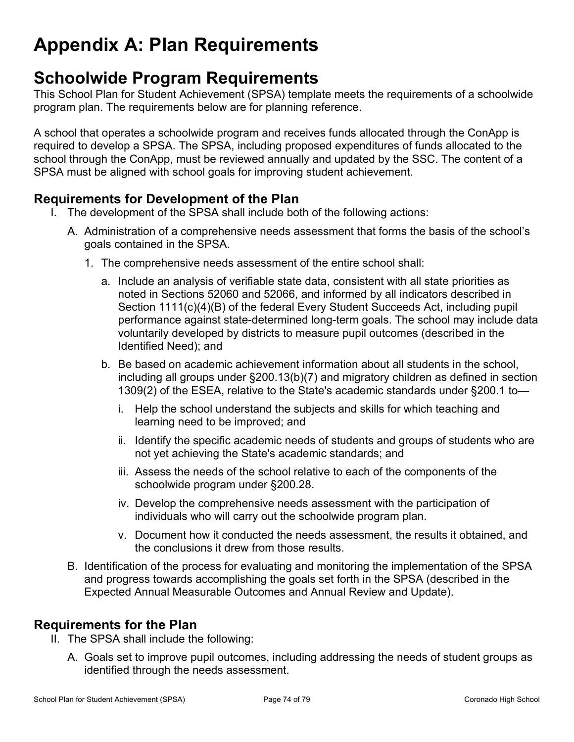# Appendix A: Plan Requirements

## Schoolwide Program Requirements

This School Plan for Student Achievement (SPSA) template meets the requirements of a schoolwide program plan. The requirements below are for planning reference.

A school that operates a schoolwide program and receives funds allocated through the ConApp is required to develop a SPSA. The SPSA, including proposed expenditures of funds allocated to the school through the ConApp, must be reviewed annually and updated by the SSC. The content of a SPSA must be aligned with school goals for improving student achievement.

### Requirements for Development of the Plan

I. The development of the SPSA shall include both of the following actions:

   A. Administration of a comprehensive needs assessment that forms the basis of the school's goals contained in the SPSA.

      1. The comprehensive needs assessment of the entire school shall:

         a. Include an analysis of verifiable state data, consistent with all state priorities as noted in Sections 52060 and 52066, and informed by all indicators described in Section 1111(c)(4)(B) of the federal Every Student Succeeds Act, including pupil performance against state-determined long-term goals. The school may include data voluntarily developed by districts to measure pupil outcomes (described in the Identified Need); and

         b. Be based on academic achievement information about all students in the school, including all groups under §200.13(b)(7) and migratory children as defined in section 1309(2) of the ESEA, relative to the State's academic standards under §200.1 to—

            i. Help the school understand the subjects and skills for which teaching and learning need to be improved; and

            ii. Identify the specific academic needs of students and groups of students who are not yet achieving the State's academic standards; and

            iii. Assess the needs of the school relative to each of the components of the schoolwide program under §200.28.

            iv. Develop the comprehensive needs assessment with the participation of individuals who will carry out the schoolwide program plan.

            v. Document how it conducted the needs assessment, the results it obtained, and the conclusions it drew from those results.

   B. Identification of the process for evaluating and monitoring the implementation of the SPSA and progress towards accomplishing the goals set forth in the SPSA (described in the Expected Annual Measurable Outcomes and Annual Review and Update).

### Requirements for the Plan

II. The SPSA shall include the following:

   A. Goals set to improve pupil outcomes, including addressing the needs of student groups as identified through the needs assessment.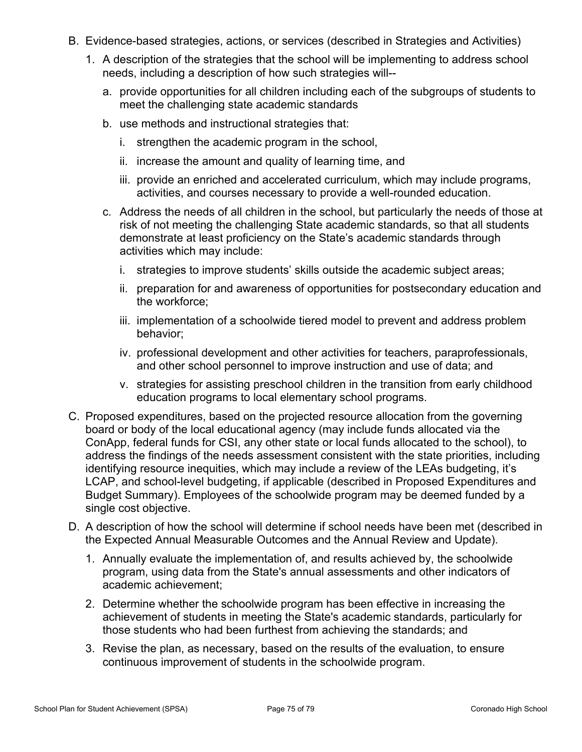B. Evidence-based strategies, actions, or services (described in Strategies and Activities)

  1. A description of the strategies that the school will be implementing to address school needs, including a description of how such strategies will--

     a. provide opportunities for all children including each of the subgroups of students to meet the challenging state academic standards

     b. use methods and instructional strategies that:

        i. strengthen the academic program in the school,

        ii. increase the amount and quality of learning time, and

        iii. provide an enriched and accelerated curriculum, which may include programs, activities, and courses necessary to provide a well-rounded education.

     c. Address the needs of all children in the school, but particularly the needs of those at risk of not meeting the challenging State academic standards, so that all students demonstrate at least proficiency on the State's academic standards through activities which may include:

        i. strategies to improve students' skills outside the academic subject areas;

        ii. preparation for and awareness of opportunities for postsecondary education and the workforce;

        iii. implementation of a schoolwide tiered model to prevent and address problem behavior;

        iv. professional development and other activities for teachers, paraprofessionals, and other school personnel to improve instruction and use of data; and

        v. strategies for assisting preschool children in the transition from early childhood education programs to local elementary school programs.

C. Proposed expenditures, based on the projected resource allocation from the governing board or body of the local educational agency (may include funds allocated via the ConApp, federal funds for CSI, any other state or local funds allocated to the school), to address the findings of the needs assessment consistent with the state priorities, including identifying resource inequities, which may include a review of the LEAs budgeting, it's LCAP, and school-level budgeting, if applicable (described in Proposed Expenditures and Budget Summary). Employees of the schoolwide program may be deemed funded by a single cost objective.

D. A description of how the school will determine if school needs have been met (described in the Expected Annual Measurable Outcomes and the Annual Review and Update).

  1. Annually evaluate the implementation of, and results achieved by, the schoolwide program, using data from the State's annual assessments and other indicators of academic achievement;

  2. Determine whether the schoolwide program has been effective in increasing the achievement of students in meeting the State's academic standards, particularly for those students who had been furthest from achieving the standards; and

  3. Revise the plan, as necessary, based on the results of the evaluation, to ensure continuous improvement of students in the schoolwide program.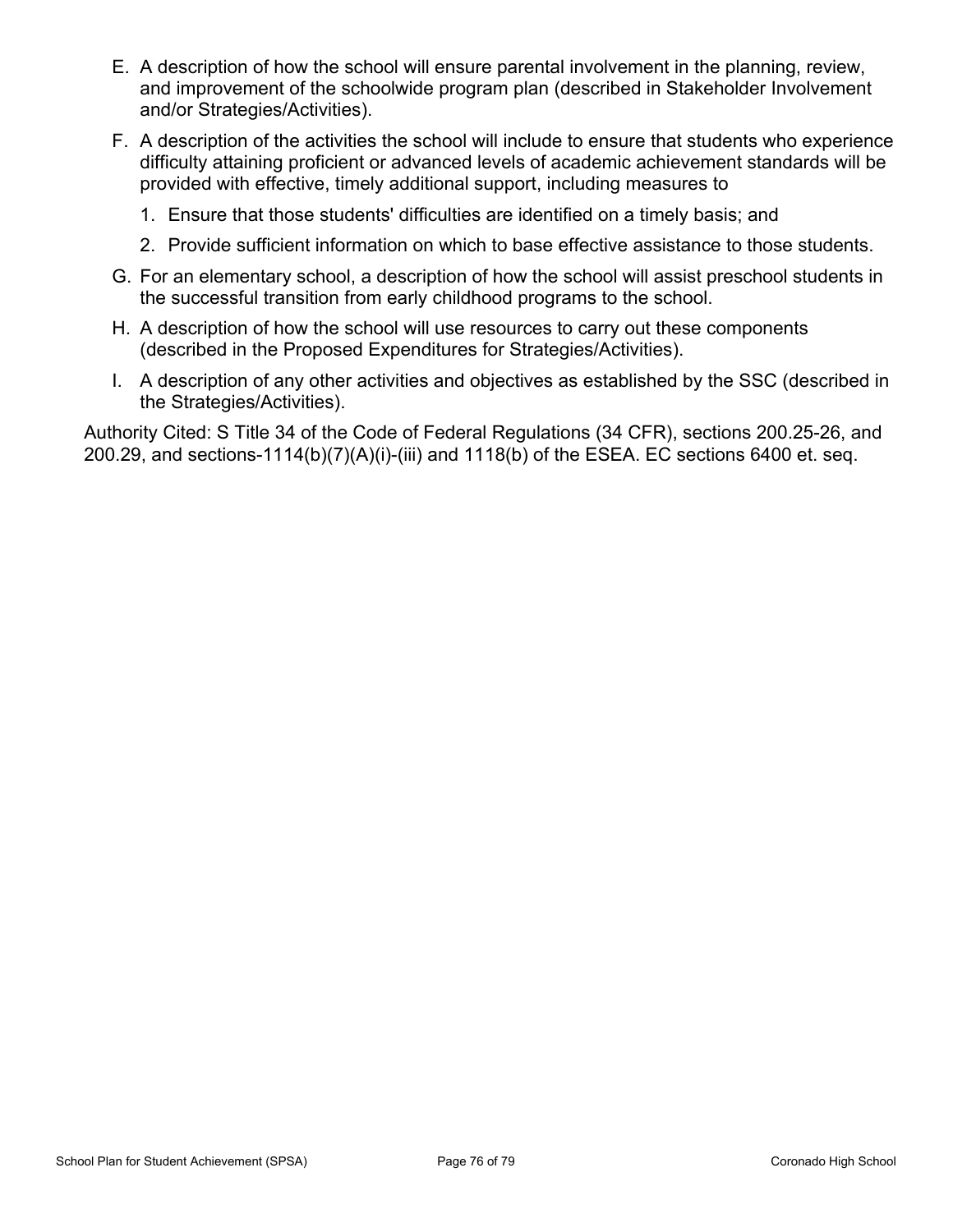E. A description of how the school will ensure parental involvement in the planning, review, and improvement of the schoolwide program plan (described in Stakeholder Involvement and/or Strategies/Activities).

F. A description of the activities the school will include to ensure that students who experience difficulty attaining proficient or advanced levels of academic achievement standards will be provided with effective, timely additional support, including measures to

   1. Ensure that those students' difficulties are identified on a timely basis; and
   2. Provide sufficient information on which to base effective assistance to those students.

G. For an elementary school, a description of how the school will assist preschool students in the successful transition from early childhood programs to the school.

H. A description of how the school will use resources to carry out these components (described in the Proposed Expenditures for Strategies/Activities).

I. A description of any other activities and objectives as established by the SSC (described in the Strategies/Activities).

Authority Cited: S Title 34 of the Code of Federal Regulations (34 CFR), sections 200.25-26, and 200.29, and sections-1114(b)(7)(A)(i)-(iii) and 1118(b) of the ESEA. EC sections 6400 et. seq.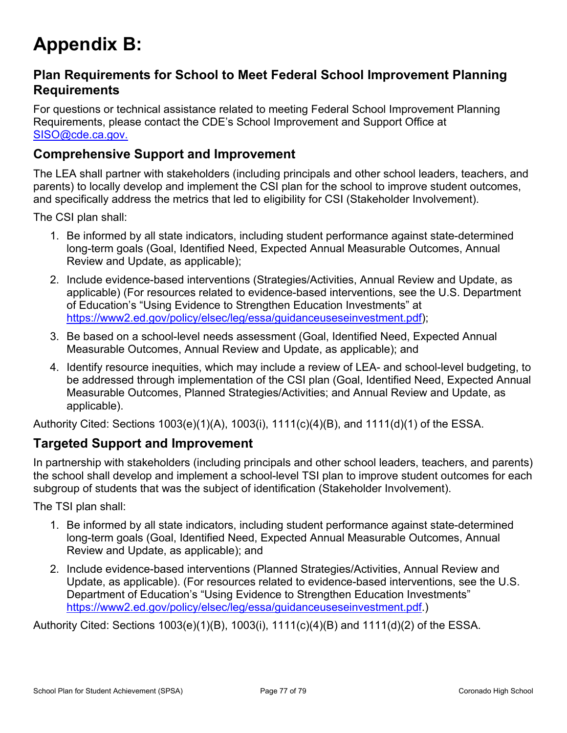# Appendix B:

## Plan Requirements for School to Meet Federal School Improvement Planning Requirements

For questions or technical assistance related to meeting Federal School Improvement Planning Requirements, please contact the CDE's School Improvement and Support Office at SISO@cde.ca.gov.

## Comprehensive Support and Improvement

The LEA shall partner with stakeholders (including principals and other school leaders, teachers, and parents) to locally develop and implement the CSI plan for the school to improve student outcomes, and specifically address the metrics that led to eligibility for CSI (Stakeholder Involvement).

The CSI plan shall:

1. Be informed by all state indicators, including student performance against state-determined long-term goals (Goal, Identified Need, Expected Annual Measurable Outcomes, Annual Review and Update, as applicable);
2. Include evidence-based interventions (Strategies/Activities, Annual Review and Update, as applicable) (For resources related to evidence-based interventions, see the U.S. Department of Education's "Using Evidence to Strengthen Education Investments" at https://www2.ed.gov/policy/elsec/leg/essa/guidanceuseseinvestment.pdf);
3. Be based on a school-level needs assessment (Goal, Identified Need, Expected Annual Measurable Outcomes, Annual Review and Update, as applicable); and
4. Identify resource inequities, which may include a review of LEA- and school-level budgeting, to be addressed through implementation of the CSI plan (Goal, Identified Need, Expected Annual Measurable Outcomes, Planned Strategies/Activities; and Annual Review and Update, as applicable).

Authority Cited: Sections 1003(e)(1)(A), 1003(i), 1111(c)(4)(B), and 1111(d)(1) of the ESSA.

## Targeted Support and Improvement

In partnership with stakeholders (including principals and other school leaders, teachers, and parents) the school shall develop and implement a school-level TSI plan to improve student outcomes for each subgroup of students that was the subject of identification (Stakeholder Involvement).

The TSI plan shall:

1. Be informed by all state indicators, including student performance against state-determined long-term goals (Goal, Identified Need, Expected Annual Measurable Outcomes, Annual Review and Update, as applicable); and
2. Include evidence-based interventions (Planned Strategies/Activities, Annual Review and Update, as applicable). (For resources related to evidence-based interventions, see the U.S. Department of Education's "Using Evidence to Strengthen Education Investments" https://www2.ed.gov/policy/elsec/leg/essa/guidanceuseseinvestment.pdf.)

Authority Cited: Sections 1003(e)(1)(B), 1003(i), 1111(c)(4)(B) and 1111(d)(2) of the ESSA.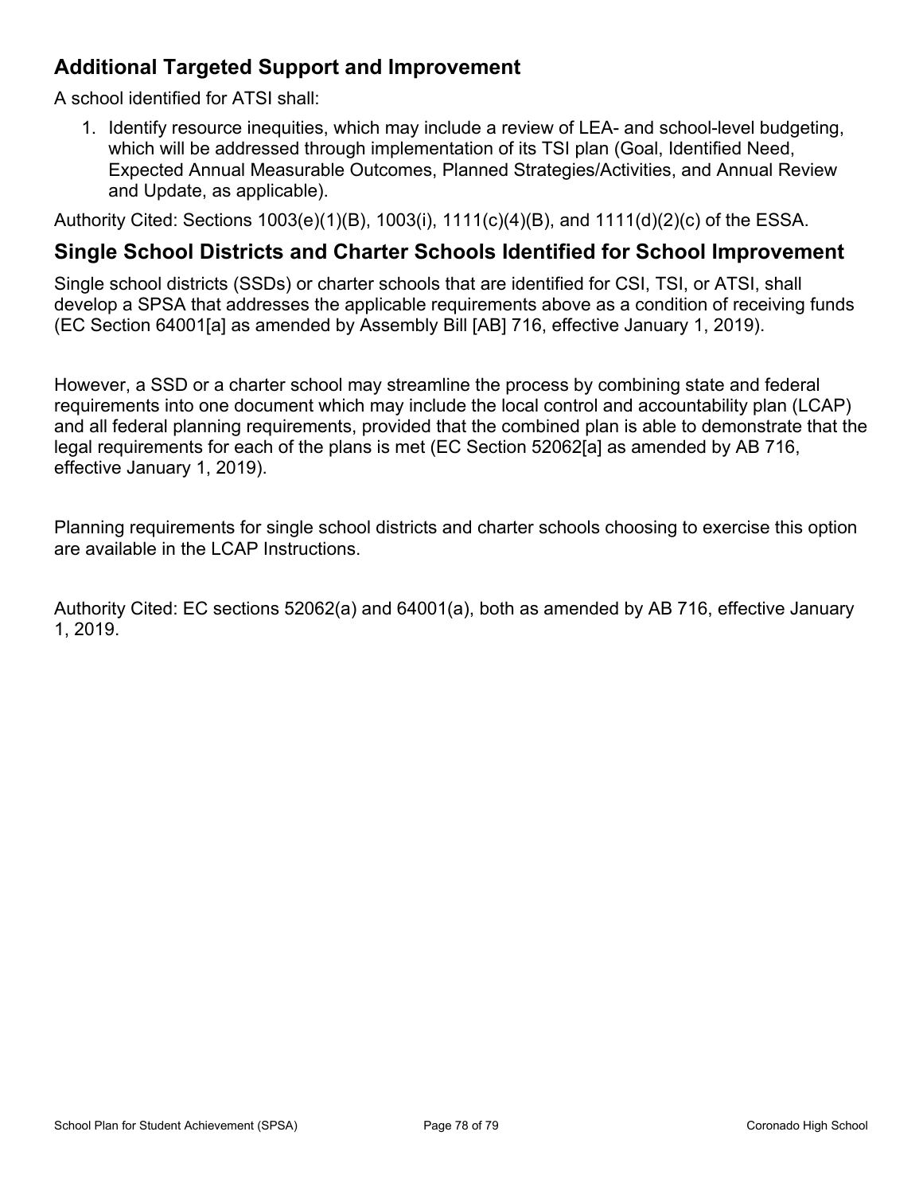## Additional Targeted Support and Improvement

A school identified for ATSI shall:

1. Identify resource inequities, which may include a review of LEA- and school-level budgeting, which will be addressed through implementation of its TSI plan (Goal, Identified Need, Expected Annual Measurable Outcomes, Planned Strategies/Activities, and Annual Review and Update, as applicable).

Authority Cited: Sections 1003(e)(1)(B), 1003(i), 1111(c)(4)(B), and 1111(d)(2)(c) of the ESSA.

## Single School Districts and Charter Schools Identified for School Improvement

Single school districts (SSDs) or charter schools that are identified for CSI, TSI, or ATSI, shall develop a SPSA that addresses the applicable requirements above as a condition of receiving funds (EC Section 64001[a] as amended by Assembly Bill [AB] 716, effective January 1, 2019).

However, a SSD or a charter school may streamline the process by combining state and federal requirements into one document which may include the local control and accountability plan (LCAP) and all federal planning requirements, provided that the combined plan is able to demonstrate that the legal requirements for each of the plans is met (EC Section 52062[a] as amended by AB 716, effective January 1, 2019).

Planning requirements for single school districts and charter schools choosing to exercise this option are available in the LCAP Instructions.

Authority Cited: EC sections 52062(a) and 64001(a), both as amended by AB 716, effective January 1, 2019.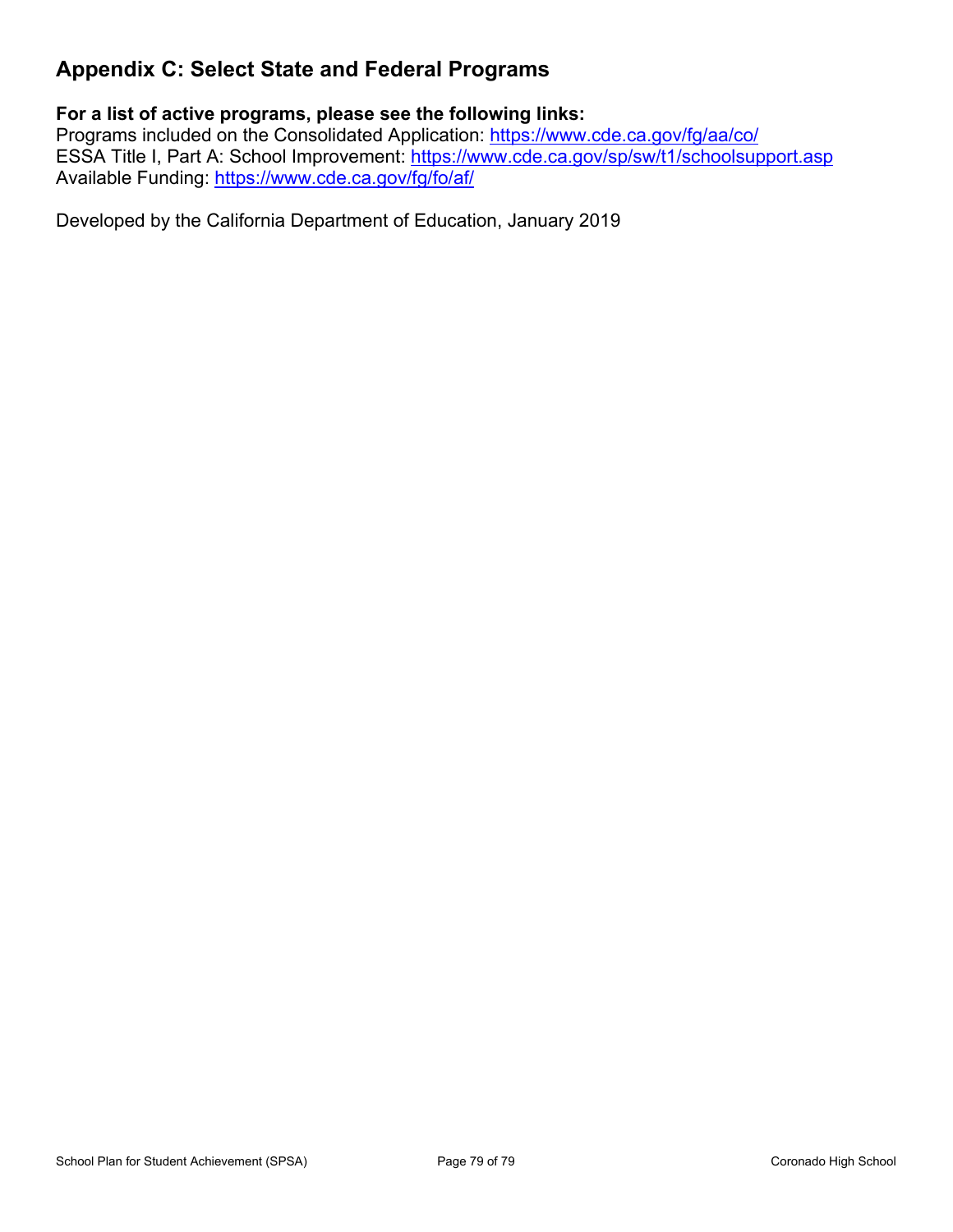## Appendix C: Select State and Federal Programs

**For a list of active programs, please see the following links:**
Programs included on the Consolidated Application: https://www.cde.ca.gov/fg/aa/co/
ESSA Title I, Part A: School Improvement: https://www.cde.ca.gov/sp/sw/t1/schoolsupport.asp
Available Funding: https://www.cde.ca.gov/fg/fo/af/

Developed by the California Department of Education, January 2019